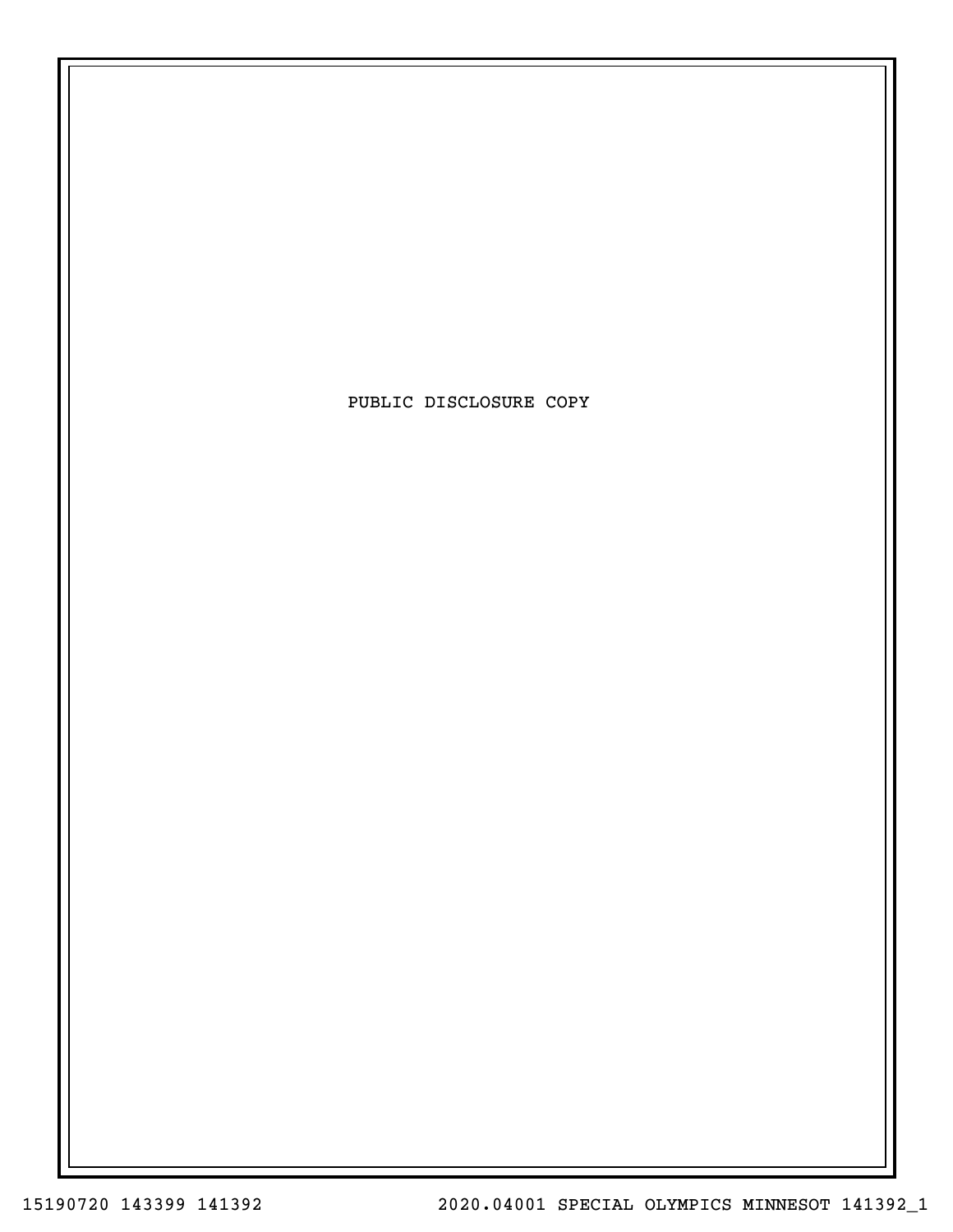PUBLIC DISCLOSURE COPY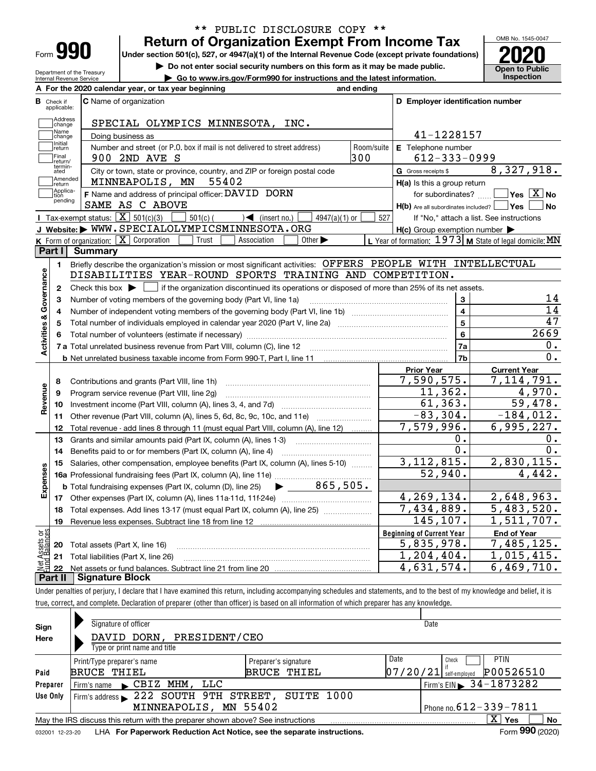\*\* PUBLIC DISCLOSURE COPY \*\*

# Form 990 — Return of Organization Exempt From Income Tax (2020)

Under section 501(c), 527, or 4947(a)(1) of the Internal Revenue Code (except private foundations)

▶ Do not enter social security numbers on this form as it may be made public.

▶ Go to www.irs.gov/Form990 for instructions and the latest information.

OMB No. 1545-0047 — Open to Public Inspection

Department of the Treasury, Internal Revenue Service

**A** For the 2020 calendar year, or tax year beginning and ending

**B** Check if applicable: Address change / Name change / Initial return / Final return/terminated / Amended return / Application pending

**C** Name of organization: SPECIAL OLYMPICS MINNESOTA, INC.

Doing business as

Number and street (or P.O. box if mail is not delivered to street address): 900 2ND AVE S — Room/suite: 300

City or town, state or province, country, and ZIP or foreign postal code: MINNEAPOLIS, MN 55402

**D** Employer identification number: 41-1228157

**E** Telephone number: 612-333-0999

**G** Gross receipts $ 8,327,918.

**F** Name and address of principal officer: DAVID DORN, SAME AS C ABOVE

**H(a)** Is this a group return for subordinates? Yes [ ] No [X]

**H(b)** Are all subordinates included? Yes [ ] No [ ] If "No," attach a list. See instructions

**H(c)** Group exemption number ▶

**I** Tax-exempt status: [X] 501(c)(3) [ ] 501(c) ( ) ◀ (insert no.) [ ] 4947(a)(1) or [ ] 527

**J** Website: ▶ WWW.SPECIALOLYMPICSMINNESOTA.ORG

**K** Form of organization: [X] Corporation [ ] Trust [ ] Association [ ] Other ▶

**L** Year of formation: 1973 **M** State of legal domicile: MN

## Part I Summary

**Activities & Governance**

1. Briefly describe the organization's mission or most significant activities: OFFERS PEOPLE WITH INTELLECTUAL DISABILITIES YEAR-ROUND SPORTS TRAINING AND COMPETITION.
2. Check this box ▶ [ ] if the organization discontinued its operations or disposed of more than 25% of its net assets.

| | | | |
|---|---|---|---|
| 3 | Number of voting members of the governing body (Part VI, line 1a) | 3 | 14 |
| 4 | Number of independent voting members of the governing body (Part VI, line 1b) | 4 | 14 |
| 5 | Total number of individuals employed in calendar year 2020 (Part V, line 2a) | 5 | 47 |
| 6 | Total number of volunteers (estimate if necessary) | 6 | 2669 |
| 7a | Total unrelated business revenue from Part VIII, column (C), line 12 | 7a | 0. |
| b | Net unrelated business taxable income from Form 990-T, Part I, line 11 | 7b | 0. |

| | | Prior Year | Current Year |
|---|---|---|---|
| **Revenue** | | | |
| 8 | Contributions and grants (Part VIII, line 1h) | 7,590,575. | 7,114,791. |
| 9 | Program service revenue (Part VIII, line 2g) | 11,362. | 4,970. |
| 10 | Investment income (Part VIII, column (A), lines 3, 4, and 7d) | 61,363. | 59,478. |
| 11 | Other revenue (Part VIII, column (A), lines 5, 6d, 8c, 9c, 10c, and 11e) | -83,304. | -184,012. |
| 12 | Total revenue - add lines 8 through 11 (must equal Part VIII, column (A), line 12) | 7,579,996. | 6,995,227. |
| **Expenses** | | | |
| 13 | Grants and similar amounts paid (Part IX, column (A), lines 1-3) | 0. | 0. |
| 14 | Benefits paid to or for members (Part IX, column (A), line 4) | 0. | 0. |
| 15 | Salaries, other compensation, employee benefits (Part IX, column (A), lines 5-10) | 3,112,815. | 2,830,115. |
| 16a | Professional fundraising fees (Part IX, column (A), line 11e) | 52,940. | 4,442. |
| b | Total fundraising expenses (Part IX, column (D), line 25) ▶ 865,505. | | |
| 17 | Other expenses (Part IX, column (A), lines 11a-11d, 11f-24e) | 4,269,134. | 2,648,963. |
| 18 | Total expenses. Add lines 13-17 (must equal Part IX, column (A), line 25) | 7,434,889. | 5,483,520. |
| 19 | Revenue less expenses. Subtract line 18 from line 12 | 145,107. | 1,511,707. |

| | **Net Assets or Fund Balances** | Beginning of Current Year | End of Year |
|---|---|---|---|
| 20 | Total assets (Part X, line 16) | 5,835,978. | 7,485,125. |
| 21 | Total liabilities (Part X, line 26) | 1,204,404. | 1,015,415. |
| 22 | Net assets or fund balances. Subtract line 21 from line 20 | 4,631,574. | 6,469,710. |

## Part II Signature Block

Under penalties of perjury, I declare that I have examined this return, including accompanying schedules and statements, and to the best of my knowledge and belief, it is true, correct, and complete. Declaration of preparer (other than officer) is based on all information of which preparer has any knowledge.

**Sign Here**

Signature of officer — Date

DAVID DORN, PRESIDENT/CEO

Type or print name and title

**Paid Preparer Use Only**

| Print/Type preparer's name | Preparer's signature | Date | Check if self-employed | PTIN |
|---|---|---|---|---|
| BRUCE THIEL | BRUCE THIEL | 07/20/21 | [ ] | P00526510 |

Firm's name ▶ CBIZ MHM, LLC — Firm's EIN ▶ 34-1873282

Firm's address ▶ 222 SOUTH 9TH STREET, SUITE 1000, MINNEAPOLIS, MN 55402 — Phone no. 612-339-7811

May the IRS discuss this return with the preparer shown above? See instructions [X] Yes [ ] No

032001 12-23-20 LHA For Paperwork Reduction Act Notice, see the separate instructions. Form 990 (2020)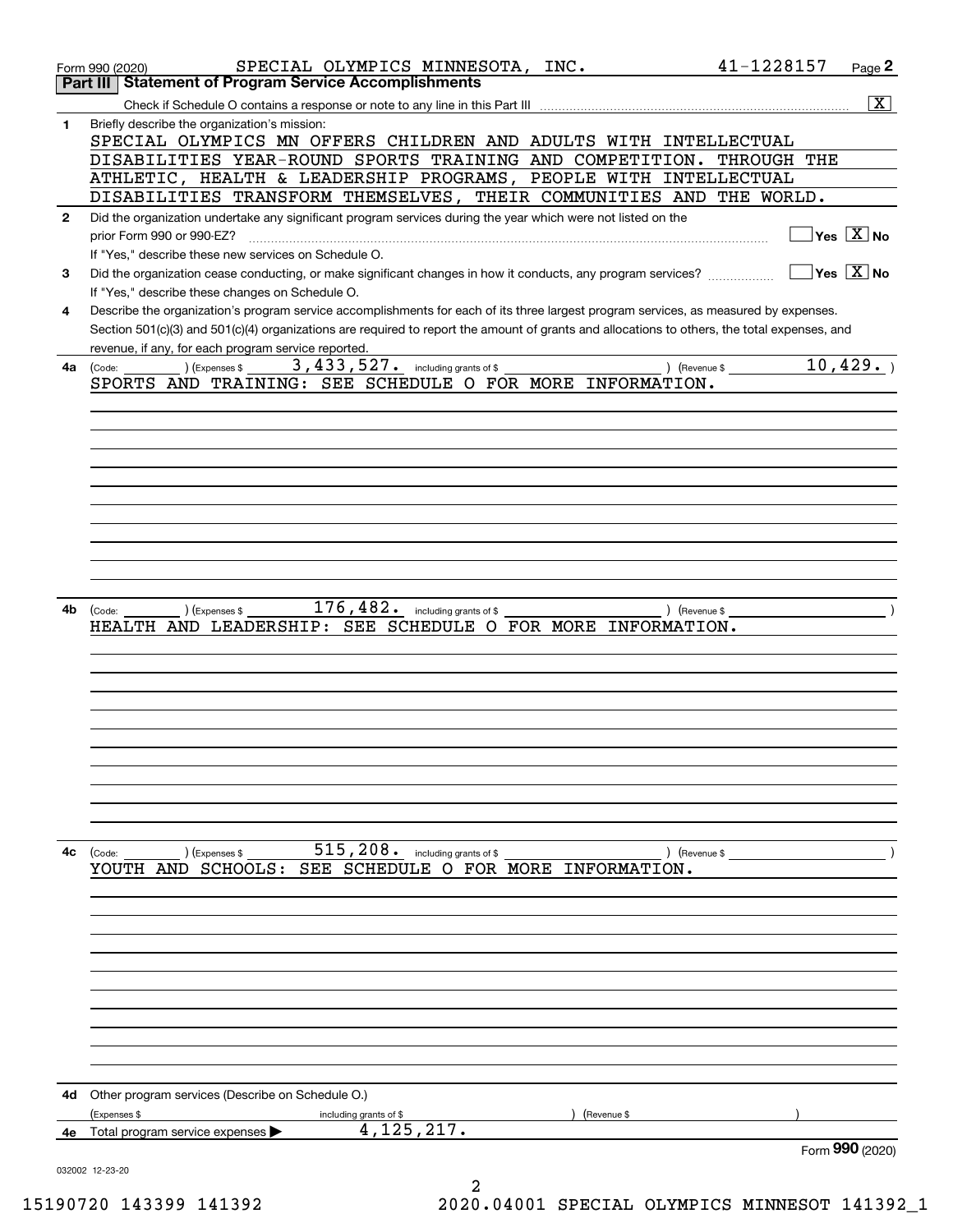Form 990 (2020) SPECIAL OLYMPICS MINNESOTA, INC. 41-1228157 Page **2**

## Part III Statement of Program Service Accomplishments

Check if Schedule O contains a response or note to any line in this Part III .......... [X]

**1** Briefly describe the organization's mission:

SPECIAL OLYMPICS MN OFFERS CHILDREN AND ADULTS WITH INTELLECTUAL DISABILITIES YEAR-ROUND SPORTS TRAINING AND COMPETITION. THROUGH THE ATHLETIC, HEALTH & LEADERSHIP PROGRAMS, PEOPLE WITH INTELLECTUAL DISABILITIES TRANSFORM THEMSELVES, THEIR COMMUNITIES AND THE WORLD.

**2** Did the organization undertake any significant program services during the year which were not listed on the prior Form 990 or 990-EZ? .......... [ ] Yes [X] No

If "Yes," describe these new services on Schedule O.

**3** Did the organization cease conducting, or make significant changes in how it conducts, any program services? .......... [ ] Yes [X] No

If "Yes," describe these changes on Schedule O.

**4** Describe the organization's program service accomplishments for each of its three largest program services, as measured by expenses. Section 501(c)(3) and 501(c)(4) organizations are required to report the amount of grants and allocations to others, the total expenses, and revenue, if any, for each program service reported.

**4a** (Code: ) (Expenses $ 3,433,527. including grants of $ ) (Revenue $ 10,429. )

SPORTS AND TRAINING: SEE SCHEDULE O FOR MORE INFORMATION.

**4b** (Code: ) (Expenses $ 176,482. including grants of $ ) (Revenue $ )

HEALTH AND LEADERSHIP: SEE SCHEDULE O FOR MORE INFORMATION.

**4c** (Code: ) (Expenses $ 515,208. including grants of $ ) (Revenue $ )

YOUTH AND SCHOOLS: SEE SCHEDULE O FOR MORE INFORMATION.

**4d** Other program services (Describe on Schedule O.)

(Expenses $ including grants of $ ) (Revenue $ )

**4e** Total program service expenses ▶ 4,125,217.

Form **990** (2020)

032002 12-23-20

15190720 143399 141392 2020.04001 SPECIAL OLYMPICS MINNESOT 141392_1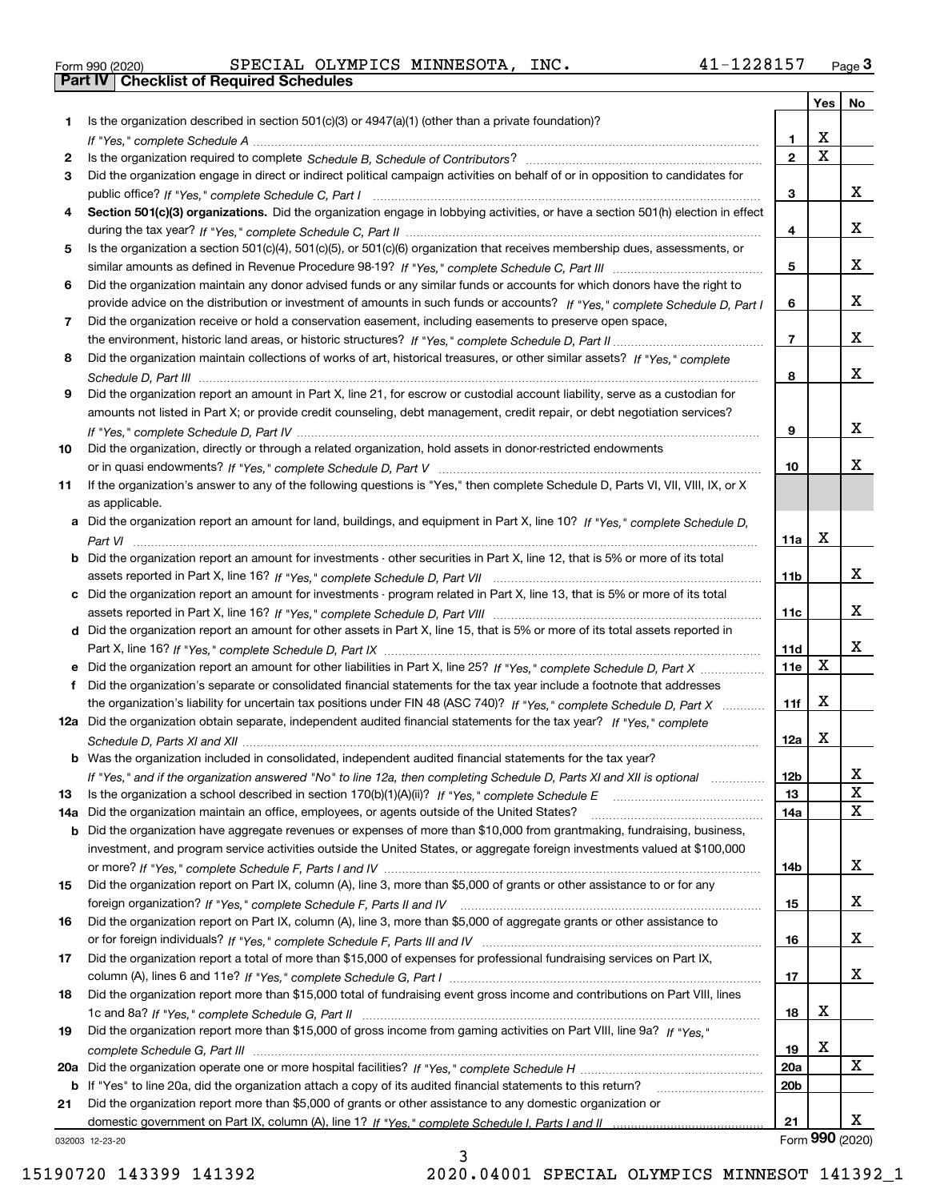Form 990 (2020) SPECIAL OLYMPICS MINNESOTA, INC. 41-1228157 Page **3**

## Part IV Checklist of Required Schedules

| | | | Yes | No |
|---|---|---|---|---|
| **1** | Is the organization described in section 501(c)(3) or 4947(a)(1) (other than a private foundation)? *If "Yes," complete Schedule A* | **1** | X | |
| **2** | Is the organization required to complete *Schedule B, Schedule of Contributors*? | **2** | X | |
| **3** | Did the organization engage in direct or indirect political campaign activities on behalf of or in opposition to candidates for public office? *If "Yes," complete Schedule C, Part I* | **3** | | X |
| **4** | **Section 501(c)(3) organizations.** Did the organization engage in lobbying activities, or have a section 501(h) election in effect during the tax year? *If "Yes," complete Schedule C, Part II* | **4** | | X |
| **5** | Is the organization a section 501(c)(4), 501(c)(5), or 501(c)(6) organization that receives membership dues, assessments, or similar amounts as defined in Revenue Procedure 98-19? *If "Yes," complete Schedule C, Part III* | **5** | | X |
| **6** | Did the organization maintain any donor advised funds or any similar funds or accounts for which donors have the right to provide advice on the distribution or investment of amounts in such funds or accounts? *If "Yes," complete Schedule D, Part I* | **6** | | X |
| **7** | Did the organization receive or hold a conservation easement, including easements to preserve open space, the environment, historic land areas, or historic structures? *If "Yes," complete Schedule D, Part II* | **7** | | X |
| **8** | Did the organization maintain collections of works of art, historical treasures, or other similar assets? *If "Yes," complete Schedule D, Part III* | **8** | | X |
| **9** | Did the organization report an amount in Part X, line 21, for escrow or custodial account liability, serve as a custodian for amounts not listed in Part X; or provide credit counseling, debt management, credit repair, or debt negotiation services? *If "Yes," complete Schedule D, Part IV* | **9** | | X |
| **10** | Did the organization, directly or through a related organization, hold assets in donor-restricted endowments or in quasi endowments? *If "Yes," complete Schedule D, Part V* | **10** | | X |
| **11** | If the organization's answer to any of the following questions is "Yes," then complete Schedule D, Parts VI, VII, VIII, IX, or X as applicable. | | | |
| **a** | Did the organization report an amount for land, buildings, and equipment in Part X, line 10? *If "Yes," complete Schedule D, Part VI* | **11a** | X | |
| **b** | Did the organization report an amount for investments - other securities in Part X, line 12, that is 5% or more of its total assets reported in Part X, line 16? *If "Yes," complete Schedule D, Part VII* | **11b** | | X |
| **c** | Did the organization report an amount for investments - program related in Part X, line 13, that is 5% or more of its total assets reported in Part X, line 16? *If "Yes," complete Schedule D, Part VIII* | **11c** | | X |
| **d** | Did the organization report an amount for other assets in Part X, line 15, that is 5% or more of its total assets reported in Part X, line 16? *If "Yes," complete Schedule D, Part IX* | **11d** | | X |
| **e** | Did the organization report an amount for other liabilities in Part X, line 25? *If "Yes," complete Schedule D, Part X* | **11e** | X | |
| **f** | Did the organization's separate or consolidated financial statements for the tax year include a footnote that addresses the organization's liability for uncertain tax positions under FIN 48 (ASC 740)? *If "Yes," complete Schedule D, Part X* | **11f** | X | |
| **12a** | Did the organization obtain separate, independent audited financial statements for the tax year? *If "Yes," complete Schedule D, Parts XI and XII* | **12a** | X | |
| **b** | Was the organization included in consolidated, independent audited financial statements for the tax year? *If "Yes," and if the organization answered "No" to line 12a, then completing Schedule D, Parts XI and XII is optional* | **12b** | | X |
| **13** | Is the organization a school described in section 170(b)(1)(A)(ii)? *If "Yes," complete Schedule E* | **13** | | X |
| **14a** | Did the organization maintain an office, employees, or agents outside of the United States? | **14a** | | X |
| **b** | Did the organization have aggregate revenues or expenses of more than $10,000 from grantmaking, fundraising, business, investment, and program service activities outside the United States, or aggregate foreign investments valued at $100,000 or more? *If "Yes," complete Schedule F, Parts I and IV* | **14b** | | X |
| **15** | Did the organization report on Part IX, column (A), line 3, more than $5,000 of grants or other assistance to or for any foreign organization? *If "Yes," complete Schedule F, Parts II and IV* | **15** | | X |
| **16** | Did the organization report on Part IX, column (A), line 3, more than $5,000 of aggregate grants or other assistance to or for foreign individuals? *If "Yes," complete Schedule F, Parts III and IV* | **16** | | X |
| **17** | Did the organization report a total of more than $15,000 of expenses for professional fundraising services on Part IX, column (A), lines 6 and 11e? *If "Yes," complete Schedule G, Part I* | **17** | | X |
| **18** | Did the organization report more than $15,000 total of fundraising event gross income and contributions on Part VIII, lines 1c and 8a? *If "Yes," complete Schedule G, Part II* | **18** | X | |
| **19** | Did the organization report more than $15,000 of gross income from gaming activities on Part VIII, line 9a? *If "Yes," complete Schedule G, Part III* | **19** | X | |
| **20a** | Did the organization operate one or more hospital facilities? *If "Yes," complete Schedule H* | **20a** | | X |
| **b** | If "Yes" to line 20a, did the organization attach a copy of its audited financial statements to this return? | **20b** | | |
| **21** | Did the organization report more than $5,000 of grants or other assistance to any domestic organization or domestic government on Part IX, column (A), line 1? *If "Yes," complete Schedule I, Parts I and II* | **21** | | X |

032003 12-23-20 Form **990** (2020)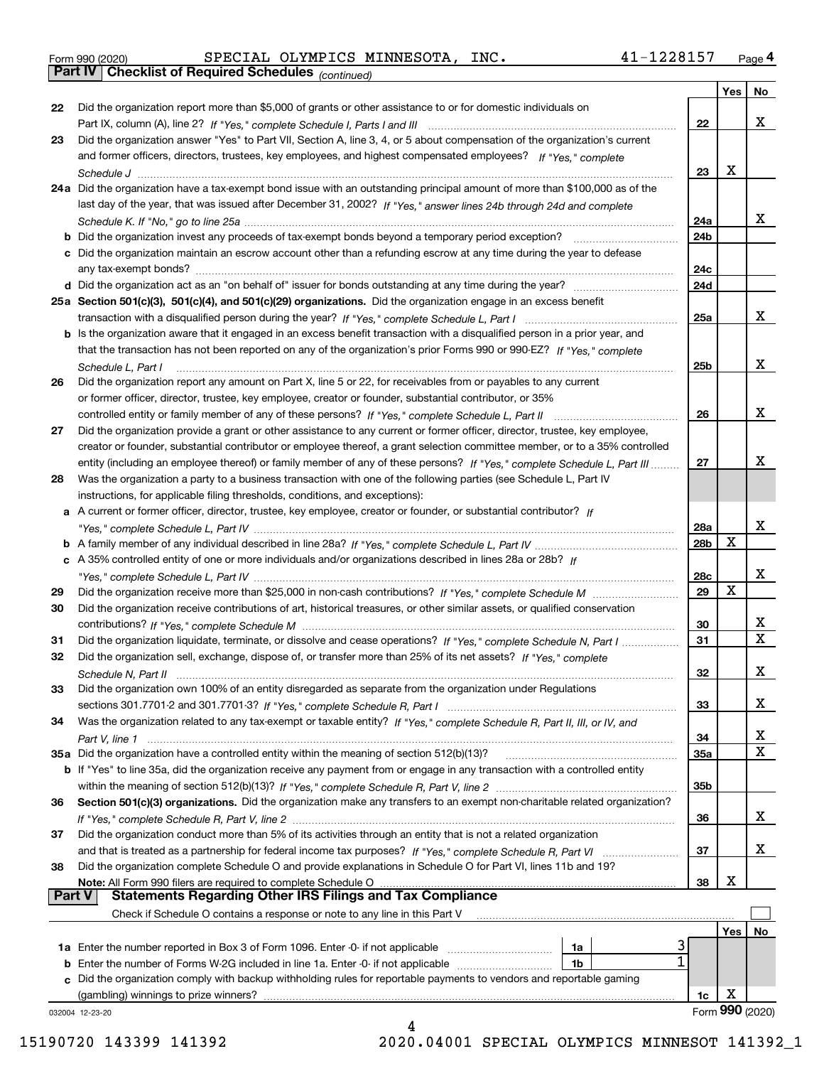Form 990 (2020) SPECIAL OLYMPICS MINNESOTA, INC. 41-1228157 Page 4

## Part IV Checklist of Required Schedules *(continued)*

| | | | Yes | No |
|---|---|---|---|---|
| 22 | Did the organization report more than $5,000 of grants or other assistance to or for domestic individuals on Part IX, column (A), line 2? *If "Yes," complete Schedule I, Parts I and III* | 22 | | X |
| 23 | Did the organization answer "Yes" to Part VII, Section A, line 3, 4, or 5 about compensation of the organization's current and former officers, directors, trustees, key employees, and highest compensated employees? *If "Yes," complete Schedule J* | 23 | X | |
| 24a | Did the organization have a tax-exempt bond issue with an outstanding principal amount of more than $100,000 as of the last day of the year, that was issued after December 31, 2002? *If "Yes," answer lines 24b through 24d and complete Schedule K. If "No," go to line 25a* | 24a | | X |
| b | Did the organization invest any proceeds of tax-exempt bonds beyond a temporary period exception? | 24b | | |
| c | Did the organization maintain an escrow account other than a refunding escrow at any time during the year to defease any tax-exempt bonds? | 24c | | |
| d | Did the organization act as an "on behalf of" issuer for bonds outstanding at any time during the year? | 24d | | |
| 25a | **Section 501(c)(3), 501(c)(4), and 501(c)(29) organizations.** Did the organization engage in an excess benefit transaction with a disqualified person during the year? *If "Yes," complete Schedule L, Part I* | 25a | | X |
| b | Is the organization aware that it engaged in an excess benefit transaction with a disqualified person in a prior year, and that the transaction has not been reported on any of the organization's prior Forms 990 or 990-EZ? *If "Yes," complete Schedule L, Part I* | 25b | | X |
| 26 | Did the organization report any amount on Part X, line 5 or 22, for receivables from or payables to any current or former officer, director, trustee, key employee, creator or founder, substantial contributor, or 35% controlled entity or family member of any of these persons? *If "Yes," complete Schedule L, Part II* | 26 | | X |
| 27 | Did the organization provide a grant or other assistance to any current or former officer, director, trustee, key employee, creator or founder, substantial contributor or employee thereof, a grant selection committee member, or to a 35% controlled entity (including an employee thereof) or family member of any of these persons? *If "Yes," complete Schedule L, Part III* | 27 | | X |
| 28 | Was the organization a party to a business transaction with one of the following parties (see Schedule L, Part IV instructions, for applicable filing thresholds, conditions, and exceptions): | | | |
| a | A current or former officer, director, trustee, key employee, creator or founder, or substantial contributor? *If "Yes," complete Schedule L, Part IV* | 28a | | X |
| b | A family member of any individual described in line 28a? *If "Yes," complete Schedule L, Part IV* | 28b | X | |
| c | A 35% controlled entity of one or more individuals and/or organizations described in lines 28a or 28b? *If "Yes," complete Schedule L, Part IV* | 28c | | X |
| 29 | Did the organization receive more than $25,000 in non-cash contributions? *If "Yes," complete Schedule M* | 29 | X | |
| 30 | Did the organization receive contributions of art, historical treasures, or other similar assets, or qualified conservation contributions? *If "Yes," complete Schedule M* | 30 | | X |
| 31 | Did the organization liquidate, terminate, or dissolve and cease operations? *If "Yes," complete Schedule N, Part I* | 31 | | X |
| 32 | Did the organization sell, exchange, dispose of, or transfer more than 25% of its net assets? *If "Yes," complete Schedule N, Part II* | 32 | | X |
| 33 | Did the organization own 100% of an entity disregarded as separate from the organization under Regulations sections 301.7701-2 and 301.7701-3? *If "Yes," complete Schedule R, Part I* | 33 | | X |
| 34 | Was the organization related to any tax-exempt or taxable entity? *If "Yes," complete Schedule R, Part II, III, or IV, and Part V, line 1* | 34 | | X |
| 35a | Did the organization have a controlled entity within the meaning of section 512(b)(13)? | 35a | | X |
| b | If "Yes" to line 35a, did the organization receive any payment from or engage in any transaction with a controlled entity within the meaning of section 512(b)(13)? *If "Yes," complete Schedule R, Part V, line 2* | 35b | | |
| 36 | **Section 501(c)(3) organizations.** Did the organization make any transfers to an exempt non-charitable related organization? *If "Yes," complete Schedule R, Part V, line 2* | 36 | | X |
| 37 | Did the organization conduct more than 5% of its activities through an entity that is not a related organization and that is treated as a partnership for federal income tax purposes? *If "Yes," complete Schedule R, Part VI* | 37 | | X |
| 38 | Did the organization complete Schedule O and provide explanations in Schedule O for Part VI, lines 11b and 19? **Note:** All Form 990 filers are required to complete Schedule O | 38 | X | |

## Part V Statements Regarding Other IRS Filings and Tax Compliance

Check if Schedule O contains a response or note to any line in this Part V ☐

| | | | | | Yes | No |
|---|---|---|---|---|---|---|
| 1a | Enter the number reported in Box 3 of Form 1096. Enter -0- if not applicable | 1a | 3 | | | |
| b | Enter the number of Forms W-2G included in line 1a. Enter -0- if not applicable | 1b | 1 | | | |
| c | Did the organization comply with backup withholding rules for reportable payments to vendors and reportable gaming (gambling) winnings to prize winners? | | | 1c | X | |

032004 12-23-20

Form **990** (2020)

15190720 143399 141392 2020.04001 SPECIAL OLYMPICS MINNESOT 141392_1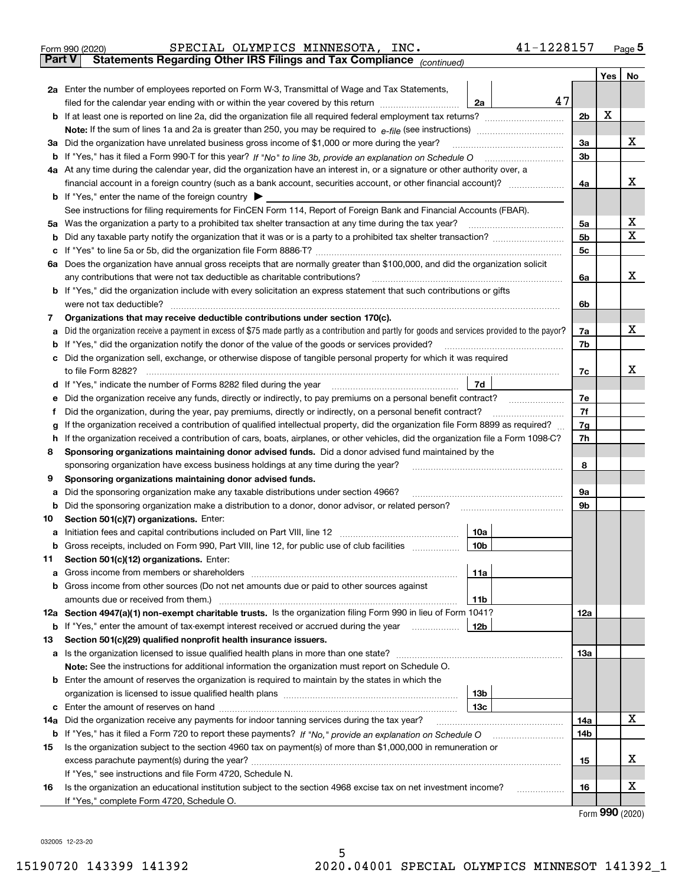Form 990 (2020) SPECIAL OLYMPICS MINNESOTA, INC. 41-1228157 Page 5

**Part V Statements Regarding Other IRS Filings and Tax Compliance** *(continued)*

| | | | | | Yes | No |
|---|---|---|---|---|---|---|
| **2a** | Enter the number of employees reported on Form W-3, Transmittal of Wage and Tax Statements, filed for the calendar year ending with or within the year covered by this return | 2a | 47 | | | |
| **b** | If at least one is reported on line 2a, did the organization file all required federal employment tax returns? | | | 2b | X | |
| | **Note:** If the sum of lines 1a and 2a is greater than 250, you may be required to *e-file* (see instructions) | | | | | |
| **3a** | Did the organization have unrelated business gross income of $1,000 or more during the year? | | | 3a | | X |
| **b** | If "Yes," has it filed a Form 990-T for this year? *If "No" to line 3b, provide an explanation on Schedule O* | | | 3b | | |
| **4a** | At any time during the calendar year, did the organization have an interest in, or a signature or other authority over, a financial account in a foreign country (such as a bank account, securities account, or other financial account)? | | | 4a | | X |
| **b** | If "Yes," enter the name of the foreign country ▶ | | | | | |
| | See instructions for filing requirements for FinCEN Form 114, Report of Foreign Bank and Financial Accounts (FBAR). | | | | | |
| **5a** | Was the organization a party to a prohibited tax shelter transaction at any time during the tax year? | | | 5a | | X |
| **b** | Did any taxable party notify the organization that it was or is a party to a prohibited tax shelter transaction? | | | 5b | | X |
| **c** | If "Yes" to line 5a or 5b, did the organization file Form 8886-T? | | | 5c | | |
| **6a** | Does the organization have annual gross receipts that are normally greater than $100,000, and did the organization solicit any contributions that were not tax deductible as charitable contributions? | | | 6a | | X |
| **b** | If "Yes," did the organization include with every solicitation an express statement that such contributions or gifts were not tax deductible? | | | 6b | | |
| **7** | **Organizations that may receive deductible contributions under section 170(c).** | | | | | |
| **a** | Did the organization receive a payment in excess of $75 made partly as a contribution and partly for goods and services provided to the payor? | | | 7a | | X |
| **b** | If "Yes," did the organization notify the donor of the value of the goods or services provided? | | | 7b | | |
| **c** | Did the organization sell, exchange, or otherwise dispose of tangible personal property for which it was required to file Form 8282? | | | 7c | | X |
| **d** | If "Yes," indicate the number of Forms 8282 filed during the year | 7d | | | | |
| **e** | Did the organization receive any funds, directly or indirectly, to pay premiums on a personal benefit contract? | | | 7e | | |
| **f** | Did the organization, during the year, pay premiums, directly or indirectly, on a personal benefit contract? | | | 7f | | |
| **g** | If the organization received a contribution of qualified intellectual property, did the organization file Form 8899 as required? | | | 7g | | |
| **h** | If the organization received a contribution of cars, boats, airplanes, or other vehicles, did the organization file a Form 1098-C? | | | 7h | | |
| **8** | **Sponsoring organizations maintaining donor advised funds.** Did a donor advised fund maintained by the sponsoring organization have excess business holdings at any time during the year? | | | 8 | | |
| **9** | **Sponsoring organizations maintaining donor advised funds.** | | | | | |
| **a** | Did the sponsoring organization make any taxable distributions under section 4966? | | | 9a | | |
| **b** | Did the sponsoring organization make a distribution to a donor, donor advisor, or related person? | | | 9b | | |
| **10** | **Section 501(c)(7) organizations.** Enter: | | | | | |
| **a** | Initiation fees and capital contributions included on Part VIII, line 12 | 10a | | | | |
| **b** | Gross receipts, included on Form 990, Part VIII, line 12, for public use of club facilities | 10b | | | | |
| **11** | **Section 501(c)(12) organizations.** Enter: | | | | | |
| **a** | Gross income from members or shareholders | 11a | | | | |
| **b** | Gross income from other sources (Do not net amounts due or paid to other sources against amounts due or received from them.) | 11b | | | | |
| **12a** | **Section 4947(a)(1) non-exempt charitable trusts.** Is the organization filing Form 990 in lieu of Form 1041? | | | 12a | | |
| **b** | If "Yes," enter the amount of tax-exempt interest received or accrued during the year | 12b | | | | |
| **13** | **Section 501(c)(29) qualified nonprofit health insurance issuers.** | | | | | |
| **a** | Is the organization licensed to issue qualified health plans in more than one state? | | | 13a | | |
| | **Note:** See the instructions for additional information the organization must report on Schedule O. | | | | | |
| **b** | Enter the amount of reserves the organization is required to maintain by the states in which the organization is licensed to issue qualified health plans | 13b | | | | |
| **c** | Enter the amount of reserves on hand | 13c | | | | |
| **14a** | Did the organization receive any payments for indoor tanning services during the tax year? | | | 14a | | X |
| **b** | If "Yes," has it filed a Form 720 to report these payments? *If "No," provide an explanation on Schedule O* | | | 14b | | |
| **15** | Is the organization subject to the section 4960 tax on payment(s) of more than $1,000,000 in remuneration or excess parachute payment(s) during the year? | | | 15 | | X |
| | If "Yes," see instructions and file Form 4720, Schedule N. | | | | | |
| **16** | Is the organization an educational institution subject to the section 4968 excise tax on net investment income? | | | 16 | | X |
| | If "Yes," complete Form 4720, Schedule O. | | | | | |

Form **990** (2020)

032005 12-23-20

15190720 143399 141392 2020.04001 SPECIAL OLYMPICS MINNESOT 141392_1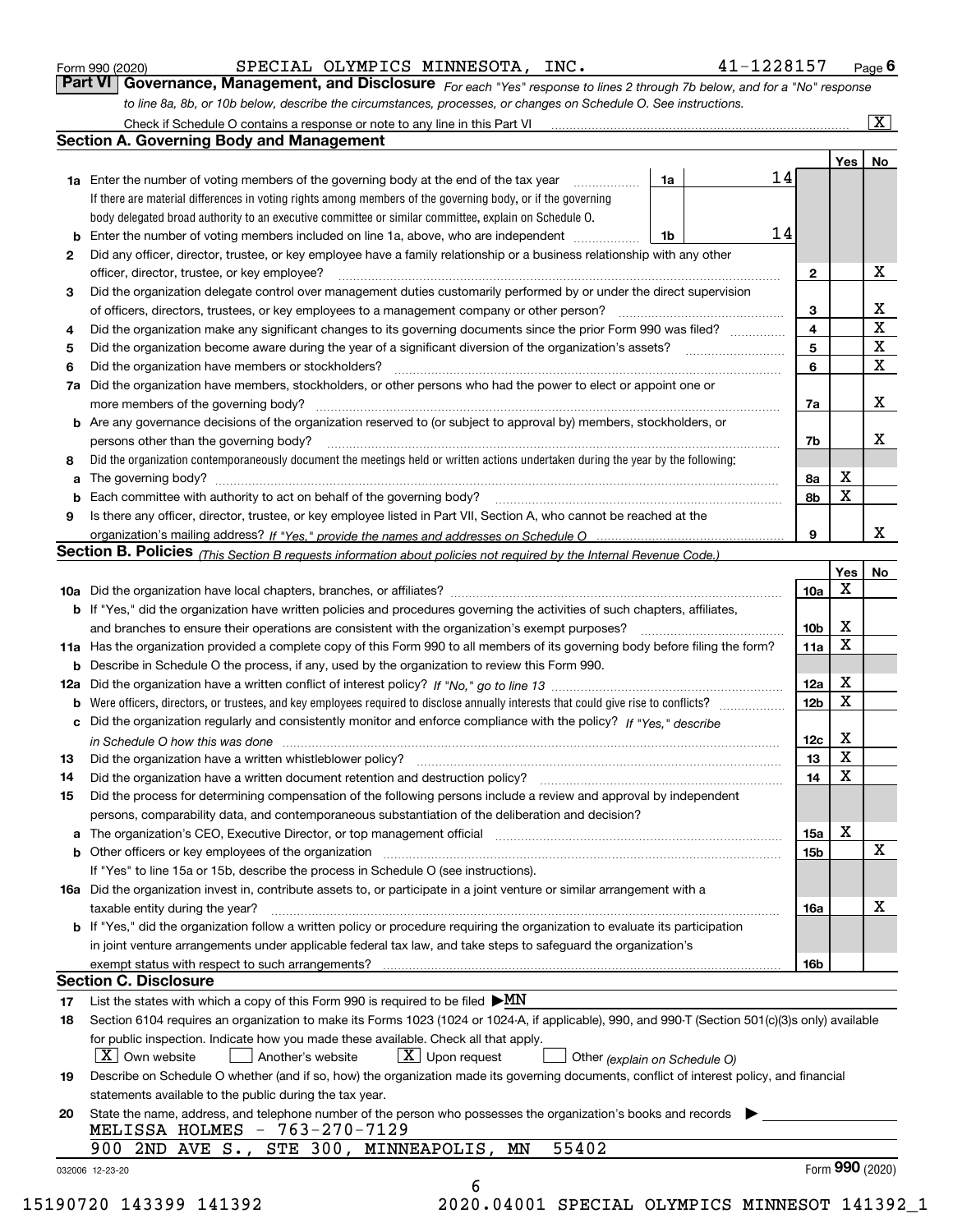Form 990 (2020) SPECIAL OLYMPICS MINNESOTA, INC. 41-1228157 Page 6

**Part VI** **Governance, Management, and Disclosure** *For each "Yes" response to lines 2 through 7b below, and for a "No" response to line 8a, 8b, or 10b below, describe the circumstances, processes, or changes on Schedule O. See instructions.*

Check if Schedule O contains a response or note to any line in this Part VI .... [X]

## Section A. Governing Body and Management

| | | | | | Yes | No |
|---|---|---|---|---|---|---|
| 1a | Enter the number of voting members of the governing body at the end of the tax year. If there are material differences in voting rights among members of the governing body, or if the governing body delegated broad authority to an executive committee or similar committee, explain on Schedule O. | 1a | 14 | | | |
| b | Enter the number of voting members included on line 1a, above, who are independent | 1b | 14 | | | |
| 2 | Did any officer, director, trustee, or key employee have a family relationship or a business relationship with any other officer, director, trustee, or key employee? | | | 2 | | X |
| 3 | Did the organization delegate control over management duties customarily performed by or under the direct supervision of officers, directors, trustees, or key employees to a management company or other person? | | | 3 | | X |
| 4 | Did the organization make any significant changes to its governing documents since the prior Form 990 was filed? | | | 4 | | X |
| 5 | Did the organization become aware during the year of a significant diversion of the organization's assets? | | | 5 | | X |
| 6 | Did the organization have members or stockholders? | | | 6 | | X |
| 7a | Did the organization have members, stockholders, or other persons who had the power to elect or appoint one or more members of the governing body? | | | 7a | | X |
| b | Are any governance decisions of the organization reserved to (or subject to approval by) members, stockholders, or persons other than the governing body? | | | 7b | | X |
| 8 | Did the organization contemporaneously document the meetings held or written actions undertaken during the year by the following: | | | | | |
| a | The governing body? | | | 8a | X | |
| b | Each committee with authority to act on behalf of the governing body? | | | 8b | X | |
| 9 | Is there any officer, director, trustee, or key employee listed in Part VII, Section A, who cannot be reached at the organization's mailing address? *If "Yes," provide the names and addresses on Schedule O* | | | 9 | | X |

## Section B. Policies *(This Section B requests information about policies not required by the Internal Revenue Code.)*

| | | | Yes | No |
|---|---|---|---|---|
| 10a | Did the organization have local chapters, branches, or affiliates? | 10a | X | |
| b | If "Yes," did the organization have written policies and procedures governing the activities of such chapters, affiliates, and branches to ensure their operations are consistent with the organization's exempt purposes? | 10b | X | |
| 11a | Has the organization provided a complete copy of this Form 990 to all members of its governing body before filing the form? | 11a | X | |
| b | Describe in Schedule O the process, if any, used by the organization to review this Form 990. | | | |
| 12a | Did the organization have a written conflict of interest policy? *If "No," go to line 13* | 12a | X | |
| b | Were officers, directors, or trustees, and key employees required to disclose annually interests that could give rise to conflicts? | 12b | X | |
| c | Did the organization regularly and consistently monitor and enforce compliance with the policy? *If "Yes," describe in Schedule O how this was done* | 12c | X | |
| 13 | Did the organization have a written whistleblower policy? | 13 | X | |
| 14 | Did the organization have a written document retention and destruction policy? | 14 | X | |
| 15 | Did the process for determining compensation of the following persons include a review and approval by independent persons, comparability data, and contemporaneous substantiation of the deliberation and decision? | | | |
| a | The organization's CEO, Executive Director, or top management official | 15a | X | |
| b | Other officers or key employees of the organization | 15b | | X |
| | If "Yes" to line 15a or 15b, describe the process in Schedule O (see instructions). | | | |
| 16a | Did the organization invest in, contribute assets to, or participate in a joint venture or similar arrangement with a taxable entity during the year? | 16a | | X |
| b | If "Yes," did the organization follow a written policy or procedure requiring the organization to evaluate its participation in joint venture arrangements under applicable federal tax law, and take steps to safeguard the organization's exempt status with respect to such arrangements? | 16b | | |

## Section C. Disclosure

17 List the states with which a copy of this Form 990 is required to be filed ▶MN

18 Section 6104 requires an organization to make its Forms 1023 (1024 or 1024-A, if applicable), 990, and 990-T (Section 501(c)(3)s only) available for public inspection. Indicate how you made these available. Check all that apply.

[X] Own website [ ] Another's website [X] Upon request [ ] Other *(explain on Schedule O)*

19 Describe on Schedule O whether (and if so, how) the organization made its governing documents, conflict of interest policy, and financial statements available to the public during the tax year.

20 State the name, address, and telephone number of the person who possesses the organization's books and records ▶

MELISSA HOLMES - 763-270-7129

900 2ND AVE S., STE 300, MINNEAPOLIS, MN 55402

032006 12-23-20 Form **990** (2020)

15190720 143399 141392 2020.04001 SPECIAL OLYMPICS MINNESOT 141392_1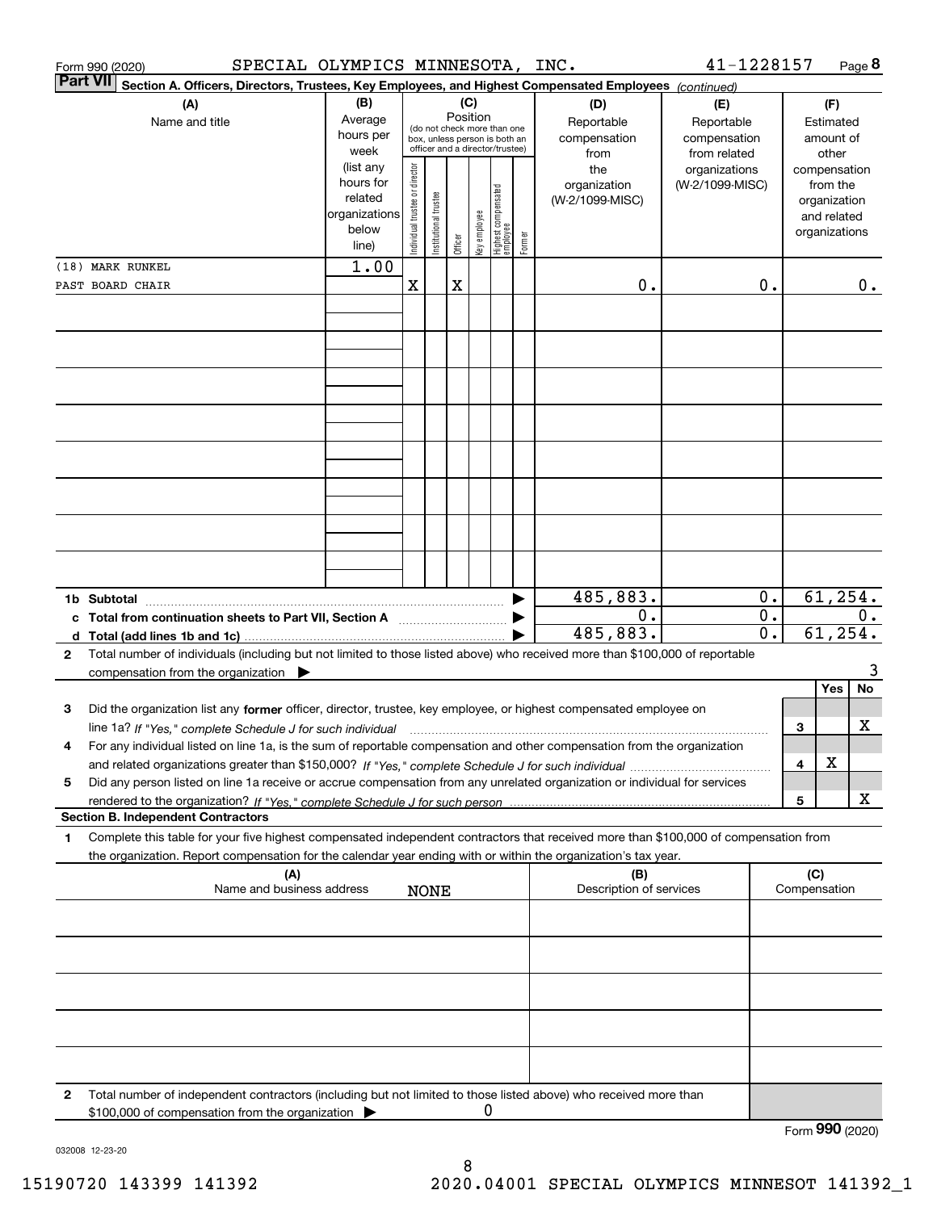Form 990 (2020) SPECIAL OLYMPICS MINNESOTA, INC. 41-1228157 Page 8

**Part VII** Section A. Officers, Directors, Trustees, Key Employees, and Highest Compensated Employees *(continued)*

| (A) Name and title | (B) Average hours per week (list any hours for related organizations below line) | (C) Position: Individual trustee or director | Institutional trustee | Officer | Key employee | Highest compensated employee | Former | (D) Reportable compensation from the organization (W-2/1099-MISC) | (E) Reportable compensation from related organizations (W-2/1099-MISC) | (F) Estimated amount of other compensation from the organization and related organizations |
|---|---|---|---|---|---|---|---|---|---|---|
| (18) MARK RUNKEL<br>PAST BOARD CHAIR | 1.00 | X | | X | | | | 0. | 0. | 0. |

| | | (D) | (E) | (F) |
|---|---|---|---|---|
| 1b Subtotal | ▶ | 485,883. | 0. | 61,254. |
| c Total from continuation sheets to Part VII, Section A | ▶ | 0. | 0. | 0. |
| d Total (add lines 1b and 1c) | ▶ | 485,883. | 0. | 61,254. |

2 Total number of individuals (including but not limited to those listed above) who received more than $100,000 of reportable compensation from the organization ▶ 3

| | | | Yes | No |
|---|---|---|---|---|
| 3 | Did the organization list any **former** officer, director, trustee, key employee, or highest compensated employee on line 1a? *If "Yes," complete Schedule J for such individual* | 3 | | X |
| 4 | For any individual listed on line 1a, is the sum of reportable compensation and other compensation from the organization and related organizations greater than $150,000? *If "Yes," complete Schedule J for such individual* | 4 | X | |
| 5 | Did any person listed on line 1a receive or accrue compensation from any unrelated organization or individual for services rendered to the organization? *If "Yes," complete Schedule J for such person* | 5 | | X |

**Section B. Independent Contractors**

1 Complete this table for your five highest compensated independent contractors that received more than $100,000 of compensation from the organization. Report compensation for the calendar year ending with or within the organization's tax year.

| (A) Name and business address | (B) Description of services | (C) Compensation |
|---|---|---|
| NONE | | |

2 Total number of independent contractors (including but not limited to those listed above) who received more than $100,000 of compensation from the organization ▶ 0

Form **990** (2020)

032008 12-23-20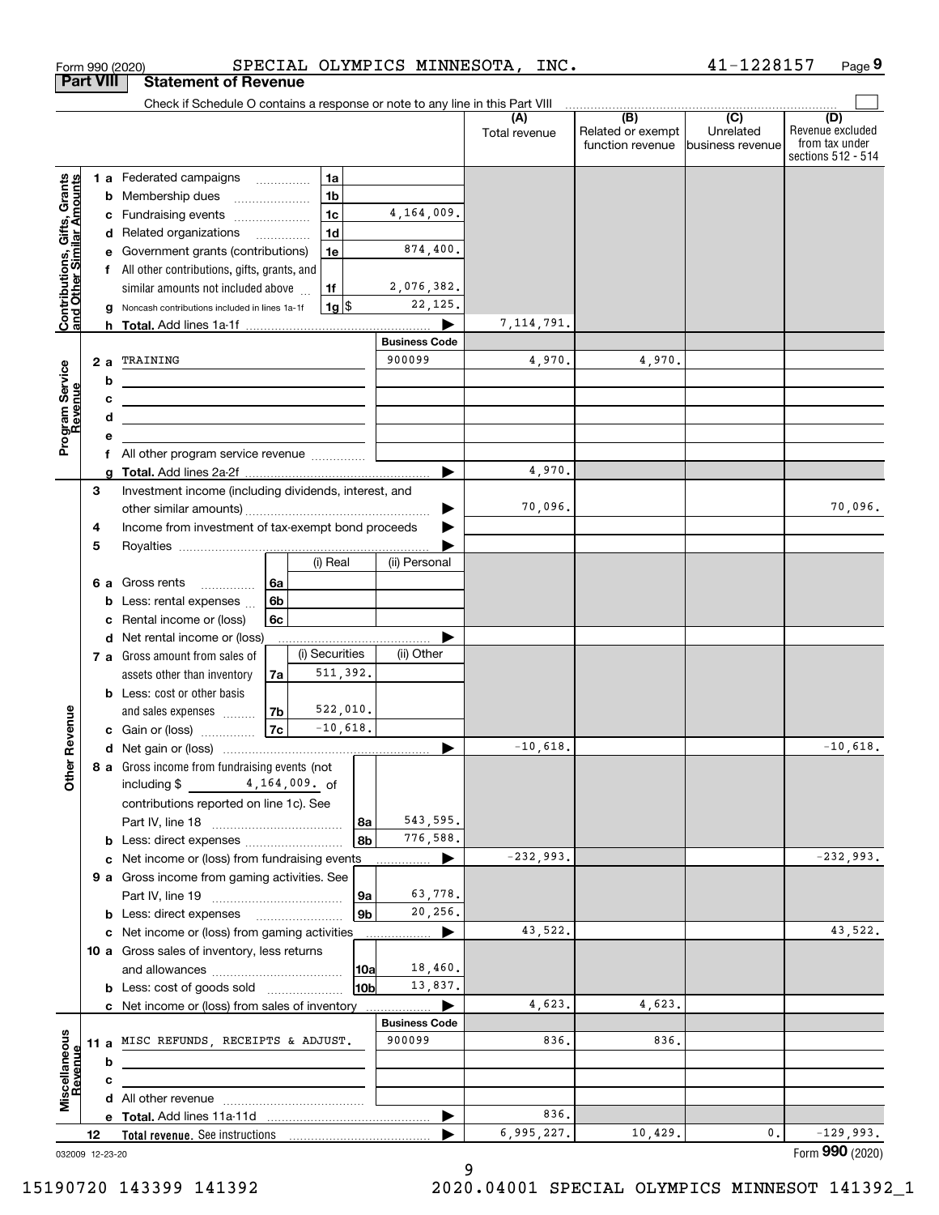Form 990 (2020) SPECIAL OLYMPICS MINNESOTA, INC. 41-1228157 Page 9

## Part VIII Statement of Revenue

Check if Schedule O contains a response or note to any line in this Part VIII

| | | | (A) Total revenue | (B) Related or exempt function revenue | (C) Unrelated business revenue | (D) Revenue excluded from tax under sections 512 - 514 |
|---|---|---|---|---|---|---|
| **Contributions, Gifts, Grants and Other Similar Amounts** | 1a Federated campaigns | 1a | | | | |
| | b Membership dues | 1b | | | | |
| | c Fundraising events | 1c 4,164,009. | | | | |
| | d Related organizations | 1d | | | | |
| | e Government grants (contributions) | 1e 874,400. | | | | |
| | f All other contributions, gifts, grants, and similar amounts not included above | 1f 2,076,382. | | | | |
| | g Noncash contributions included in lines 1a-1f | 1g $ 22,125. | | | | |
| | h **Total.** Add lines 1a-1f | | 7,114,791. | | | |
| **Program Service Revenue** | | Business Code | | | | |
| | 2a TRAINING | 900099 | 4,970. | 4,970. | | |
| | b | | | | | |
| | c | | | | | |
| | d | | | | | |
| | e | | | | | |
| | f All other program service revenue | | | | | |
| | g **Total.** Add lines 2a-2f | | 4,970. | | | |
| **Other Revenue** | 3 Investment income (including dividends, interest, and other similar amounts) | | 70,096. | | | 70,096. |
| | 4 Income from investment of tax-exempt bond proceeds | | | | | |
| | 5 Royalties | | | | | |
| | 6a Gross rents (i) Real / (ii) Personal | 6a | | | | |
| | b Less: rental expenses | 6b | | | | |
| | c Rental income or (loss) | 6c | | | | |
| | d Net rental income or (loss) | | | | | |
| | 7a Gross amount from sales of assets other than inventory | 7a (i) Securities 511,392. (ii) Other | | | | |
| | b Less: cost or other basis and sales expenses | 7b (i) Securities 522,010. | | | | |
| | c Gain or (loss) | 7c (i) Securities -10,618. | | | | |
| | d Net gain or (loss) | | -10,618. | | | -10,618. |
| | 8a Gross income from fundraising events (not including $ 4,164,009. of contributions reported on line 1c). See Part IV, line 18 | 8a 543,595. | | | | |
| | b Less: direct expenses | 8b 776,588. | | | | |
| | c Net income or (loss) from fundraising events | | -232,993. | | | -232,993. |
| | 9a Gross income from gaming activities. See Part IV, line 19 | 9a 63,778. | | | | |
| | b Less: direct expenses | 9b 20,256. | | | | |
| | c Net income or (loss) from gaming activities | | 43,522. | | | 43,522. |
| | 10a Gross sales of inventory, less returns and allowances | 10a 18,460. | | | | |
| | b Less: cost of goods sold | 10b 13,837. | | | | |
| | c Net income or (loss) from sales of inventory | | 4,623. | 4,623. | | |
| **Miscellaneous Revenue** | | Business Code | | | | |
| | 11a MISC REFUNDS, RECEIPTS & ADJUST. | 900099 | 836. | 836. | | |
| | b | | | | | |
| | c | | | | | |
| | d All other revenue | | | | | |
| | e **Total.** Add lines 11a-11d | | 836. | | | |
| | 12 **Total revenue.** See instructions | | 6,995,227. | 10,429. | 0. | -129,993. |

032009 12-23-20

Form **990** (2020)

15190720 143399 141392 2020.04001 SPECIAL OLYMPICS MINNESOT 141392_1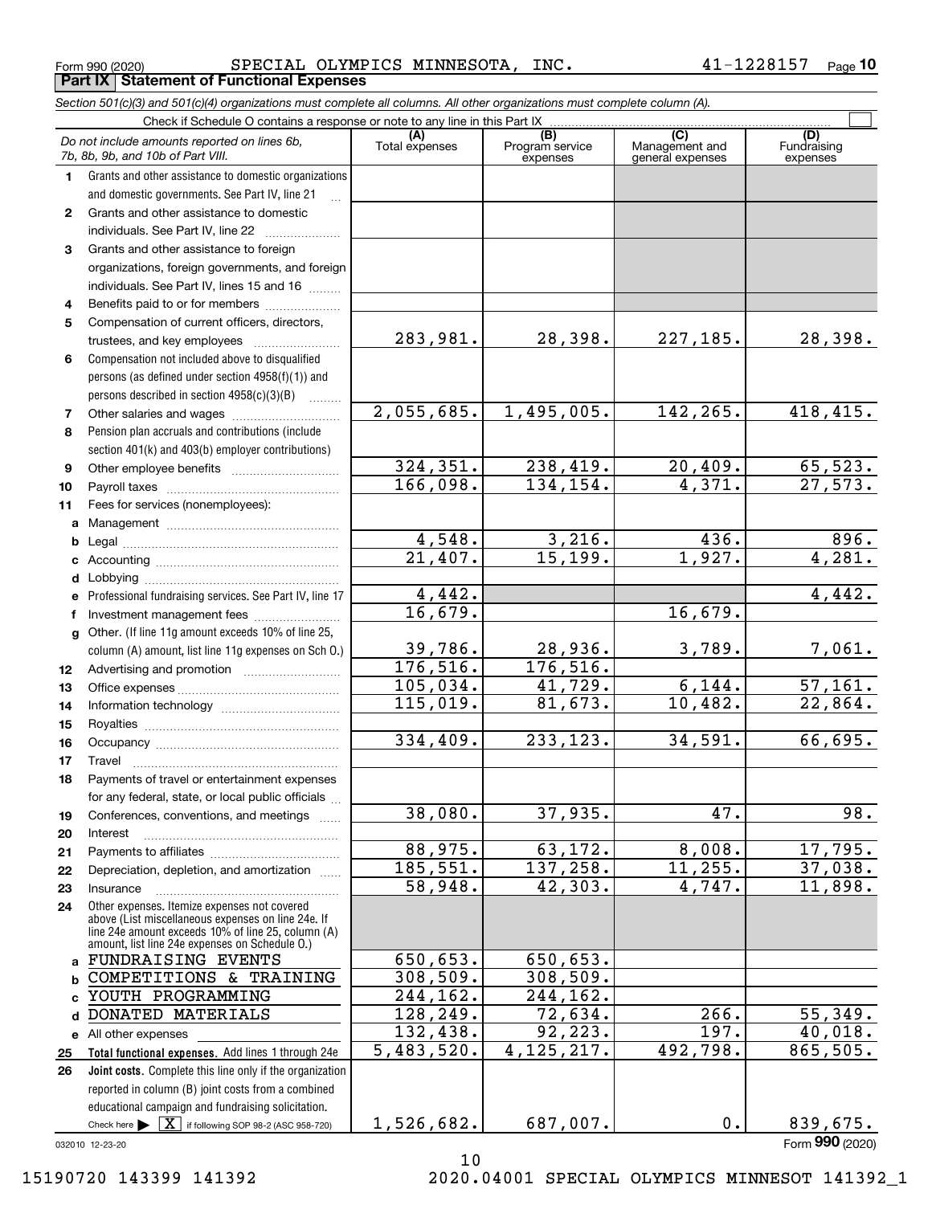Form 990 (2020) SPECIAL OLYMPICS MINNESOTA, INC. 41-1228157 Page 10

**Part IX Statement of Functional Expenses**

*Section 501(c)(3) and 501(c)(4) organizations must complete all columns. All other organizations must complete column (A).*

Check if Schedule O contains a response or note to any line in this Part IX ☐

| | *Do not include amounts reported on lines 6b, 7b, 8b, 9b, and 10b of Part VIII.* | (A) Total expenses | (B) Program service expenses | (C) Management and general expenses | (D) Fundraising expenses |
|---|---|---|---|---|---|
| 1 | Grants and other assistance to domestic organizations and domestic governments. See Part IV, line 21 | | | | |
| 2 | Grants and other assistance to domestic individuals. See Part IV, line 22 | | | | |
| 3 | Grants and other assistance to foreign organizations, foreign governments, and foreign individuals. See Part IV, lines 15 and 16 | | | | |
| 4 | Benefits paid to or for members | | | | |
| 5 | Compensation of current officers, directors, trustees, and key employees | 283,981. | 28,398. | 227,185. | 28,398. |
| 6 | Compensation not included above to disqualified persons (as defined under section 4958(f)(1)) and persons described in section 4958(c)(3)(B) | | | | |
| 7 | Other salaries and wages | 2,055,685. | 1,495,005. | 142,265. | 418,415. |
| 8 | Pension plan accruals and contributions (include section 401(k) and 403(b) employer contributions) | | | | |
| 9 | Other employee benefits | 324,351. | 238,419. | 20,409. | 65,523. |
| 10 | Payroll taxes | 166,098. | 134,154. | 4,371. | 27,573. |
| 11 | Fees for services (nonemployees): | | | | |
| a | Management | | | | |
| b | Legal | 4,548. | 3,216. | 436. | 896. |
| c | Accounting | 21,407. | 15,199. | 1,927. | 4,281. |
| d | Lobbying | | | | |
| e | Professional fundraising services. See Part IV, line 17 | 4,442. | | | 4,442. |
| f | Investment management fees | 16,679. | | 16,679. | |
| g | Other. (If line 11g amount exceeds 10% of line 25, column (A) amount, list line 11g expenses on Sch O.) | 39,786. | 28,936. | 3,789. | 7,061. |
| 12 | Advertising and promotion | 176,516. | 176,516. | | |
| 13 | Office expenses | 105,034. | 41,729. | 6,144. | 57,161. |
| 14 | Information technology | 115,019. | 81,673. | 10,482. | 22,864. |
| 15 | Royalties | | | | |
| 16 | Occupancy | 334,409. | 233,123. | 34,591. | 66,695. |
| 17 | Travel | | | | |
| 18 | Payments of travel or entertainment expenses for any federal, state, or local public officials | | | | |
| 19 | Conferences, conventions, and meetings | 38,080. | 37,935. | 47. | 98. |
| 20 | Interest | | | | |
| 21 | Payments to affiliates | 88,975. | 63,172. | 8,008. | 17,795. |
| 22 | Depreciation, depletion, and amortization | 185,551. | 137,258. | 11,255. | 37,038. |
| 23 | Insurance | 58,948. | 42,303. | 4,747. | 11,898. |
| 24 | Other expenses. Itemize expenses not covered above (List miscellaneous expenses on line 24e. If line 24e amount exceeds 10% of line 25, column (A) amount, list line 24e expenses on Schedule O.) | | | | |
| a | FUNDRAISING EVENTS | 650,653. | 650,653. | | |
| b | COMPETITIONS & TRAINING | 308,509. | 308,509. | | |
| c | YOUTH PROGRAMMING | 244,162. | 244,162. | | |
| d | DONATED MATERIALS | 128,249. | 72,634. | 266. | 55,349. |
| e | All other expenses | 132,438. | 92,223. | 197. | 40,018. |
| 25 | **Total functional expenses.** Add lines 1 through 24e | 5,483,520. | 4,125,217. | 492,798. | 865,505. |
| 26 | **Joint costs.** Complete this line only if the organization reported in column (B) joint costs from a combined educational campaign and fundraising solicitation. Check here ▶ ☒ if following SOP 98-2 (ASC 958-720) | 1,526,682. | 687,007. | 0. | 839,675. |

032010 12-23-20 Form **990** (2020)

15190720 143399 141392 2020.04001 SPECIAL OLYMPICS MINNESOT 141392_1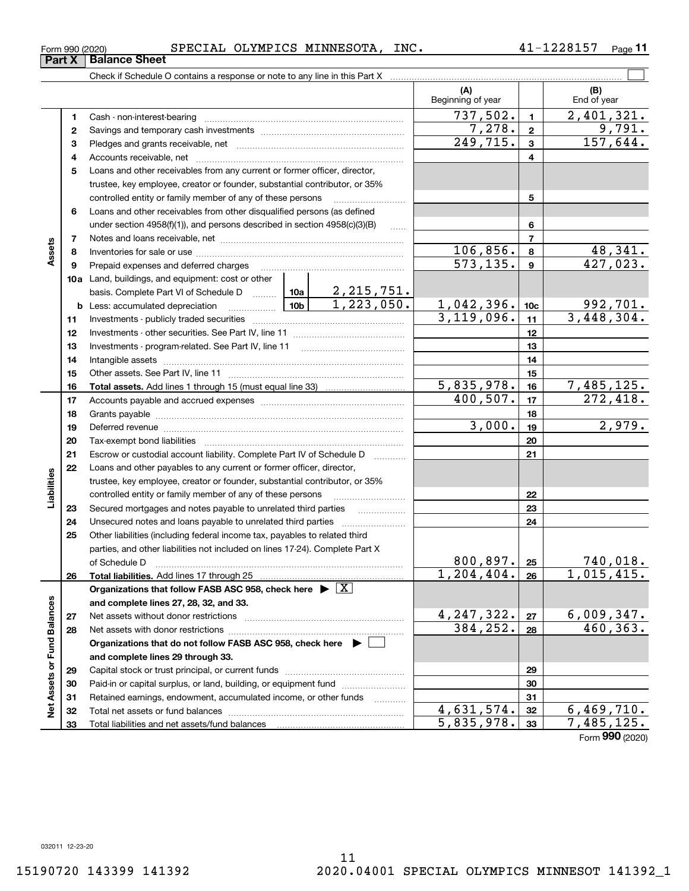Form 990 (2020) SPECIAL OLYMPICS MINNESOTA, INC. 41-1228157 Page 11

## Part X | Balance Sheet

Check if Schedule O contains a response or note to any line in this Part X

| | | | (A) Beginning of year | | (B) End of year |
|---|---|---|---|---|---|
| Assets | 1 | Cash - non-interest-bearing | 737,502. | 1 | 2,401,321. |
| | 2 | Savings and temporary cash investments | 7,278. | 2 | 9,791. |
| | 3 | Pledges and grants receivable, net | 249,715. | 3 | 157,644. |
| | 4 | Accounts receivable, net | | 4 | |
| | 5 | Loans and other receivables from any current or former officer, director, trustee, key employee, creator or founder, substantial contributor, or 35% controlled entity or family member of any of these persons | | 5 | |
| | 6 | Loans and other receivables from other disqualified persons (as defined under section 4958(f)(1)), and persons described in section 4958(c)(3)(B) | | 6 | |
| | 7 | Notes and loans receivable, net | | 7 | |
| | 8 | Inventories for sale or use | 106,856. | 8 | 48,341. |
| | 9 | Prepaid expenses and deferred charges | 573,135. | 9 | 427,023. |
| | 10a | Land, buildings, and equipment: cost or other basis. Complete Part VI of Schedule D ... 10a: 2,215,751. | | | |
| | b | Less: accumulated depreciation ... 10b: 1,223,050. | 1,042,396. | 10c | 992,701. |
| | 11 | Investments - publicly traded securities | 3,119,096. | 11 | 3,448,304. |
| | 12 | Investments - other securities. See Part IV, line 11 | | 12 | |
| | 13 | Investments - program-related. See Part IV, line 11 | | 13 | |
| | 14 | Intangible assets | | 14 | |
| | 15 | Other assets. See Part IV, line 11 | | 15 | |
| | 16 | **Total assets.** Add lines 1 through 15 (must equal line 33) | 5,835,978. | 16 | 7,485,125. |
| Liabilities | 17 | Accounts payable and accrued expenses | 400,507. | 17 | 272,418. |
| | 18 | Grants payable | | 18 | |
| | 19 | Deferred revenue | 3,000. | 19 | 2,979. |
| | 20 | Tax-exempt bond liabilities | | 20 | |
| | 21 | Escrow or custodial account liability. Complete Part IV of Schedule D | | 21 | |
| | 22 | Loans and other payables to any current or former officer, director, trustee, key employee, creator or founder, substantial contributor, or 35% controlled entity or family member of any of these persons | | 22 | |
| | 23 | Secured mortgages and notes payable to unrelated third parties | | 23 | |
| | 24 | Unsecured notes and loans payable to unrelated third parties | | 24 | |
| | 25 | Other liabilities (including federal income tax, payables to related third parties, and other liabilities not included on lines 17-24). Complete Part X of Schedule D | 800,897. | 25 | 740,018. |
| | 26 | **Total liabilities.** Add lines 17 through 25 | 1,204,404. | 26 | 1,015,415. |
| Net Assets or Fund Balances | | **Organizations that follow FASB ASC 958, check here ▶ [X] and complete lines 27, 28, 32, and 33.** | | | |
| | 27 | Net assets without donor restrictions | 4,247,322. | 27 | 6,009,347. |
| | 28 | Net assets with donor restrictions | 384,252. | 28 | 460,363. |
| | | **Organizations that do not follow FASB ASC 958, check here ▶ [ ] and complete lines 29 through 33.** | | | |
| | 29 | Capital stock or trust principal, or current funds | | 29 | |
| | 30 | Paid-in or capital surplus, or land, building, or equipment fund | | 30 | |
| | 31 | Retained earnings, endowment, accumulated income, or other funds | | 31 | |
| | 32 | Total net assets or fund balances | 4,631,574. | 32 | 6,469,710. |
| | 33 | Total liabilities and net assets/fund balances | 5,835,978. | 33 | 7,485,125. |

Form **990** (2020)

032011 12-23-20

15190720 143399 141392 2020.04001 SPECIAL OLYMPICS MINNESOT 141392_1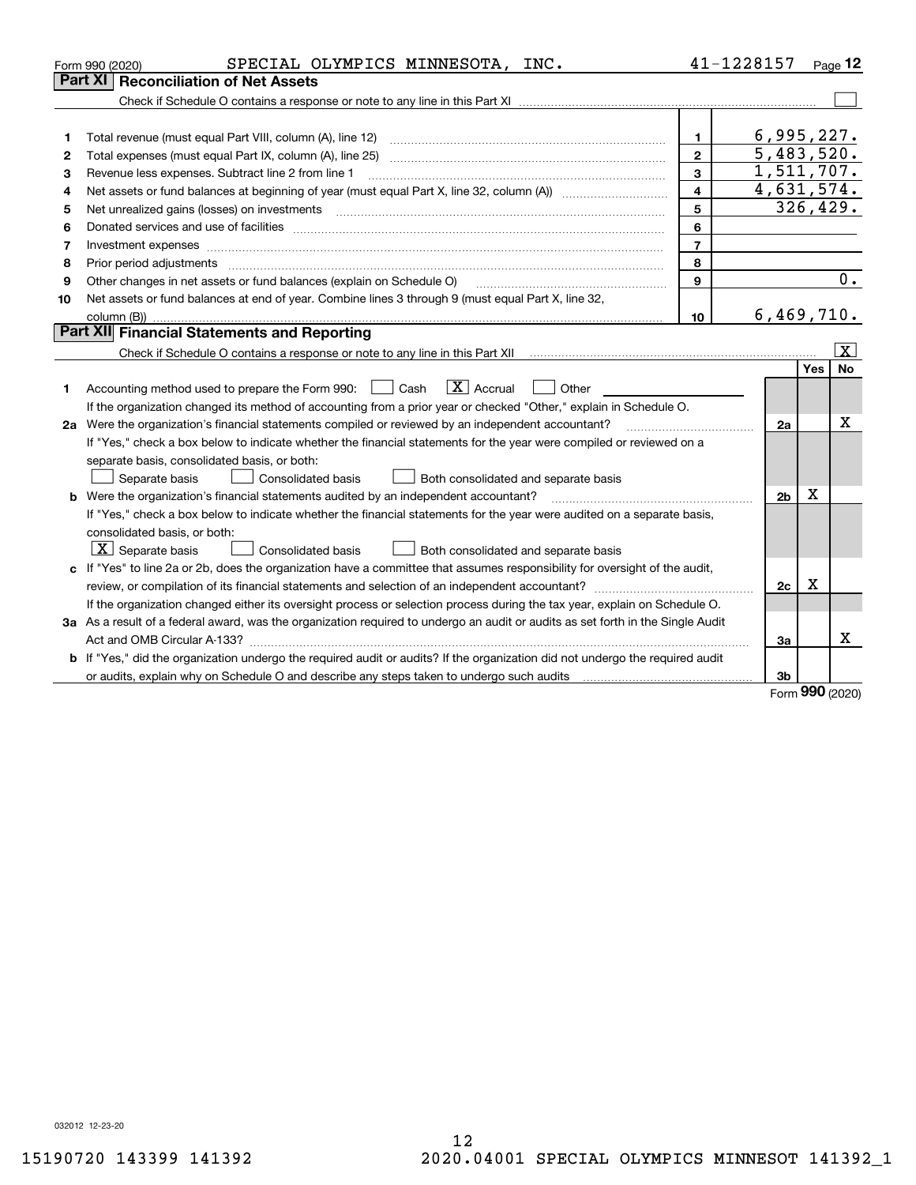Form 990 (2020) SPECIAL OLYMPICS MINNESOTA, INC. 41-1228157 Page 12

## Part XI Reconciliation of Net Assets

Check if Schedule O contains a response or note to any line in this Part XI ☐

| | | | |
|---|---|---|---|
| 1 | Total revenue (must equal Part VIII, column (A), line 12) | 1 | 6,995,227. |
| 2 | Total expenses (must equal Part IX, column (A), line 25) | 2 | 5,483,520. |
| 3 | Revenue less expenses. Subtract line 2 from line 1 | 3 | 1,511,707. |
| 4 | Net assets or fund balances at beginning of year (must equal Part X, line 32, column (A)) | 4 | 4,631,574. |
| 5 | Net unrealized gains (losses) on investments | 5 | 326,429. |
| 6 | Donated services and use of facilities | 6 | |
| 7 | Investment expenses | 7 | |
| 8 | Prior period adjustments | 8 | |
| 9 | Other changes in net assets or fund balances (explain on Schedule O) | 9 | 0. |
| 10 | Net assets or fund balances at end of year. Combine lines 3 through 9 (must equal Part X, line 32, column (B)) | 10 | 6,469,710. |

## Part XII Financial Statements and Reporting

Check if Schedule O contains a response or note to any line in this Part XII ☒

| | | | Yes | No |
|---|---|---|---|---|
| 1 | Accounting method used to prepare the Form 990: ☐ Cash ☒ Accrual ☐ Other<br>If the organization changed its method of accounting from a prior year or checked "Other," explain in Schedule O. | | | |
| 2a | Were the organization's financial statements compiled or reviewed by an independent accountant?<br>If "Yes," check a box below to indicate whether the financial statements for the year were compiled or reviewed on a separate basis, consolidated basis, or both:<br>☐ Separate basis ☐ Consolidated basis ☐ Both consolidated and separate basis | 2a | | X |
| b | Were the organization's financial statements audited by an independent accountant?<br>If "Yes," check a box below to indicate whether the financial statements for the year were audited on a separate basis, consolidated basis, or both:<br>☒ Separate basis ☐ Consolidated basis ☐ Both consolidated and separate basis | 2b | X | |
| c | If "Yes" to line 2a or 2b, does the organization have a committee that assumes responsibility for oversight of the audit, review, or compilation of its financial statements and selection of an independent accountant?<br>If the organization changed either its oversight process or selection process during the tax year, explain on Schedule O. | 2c | X | |
| 3a | As a result of a federal award, was the organization required to undergo an audit or audits as set forth in the Single Audit Act and OMB Circular A-133? | 3a | | X |
| b | If "Yes," did the organization undergo the required audit or audits? If the organization did not undergo the required audit or audits, explain why on Schedule O and describe any steps taken to undergo such audits | 3b | | |

Form 990 (2020)

032012 12-23-20

15190720 143399 141392 2020.04001 SPECIAL OLYMPICS MINNESOT 141392_1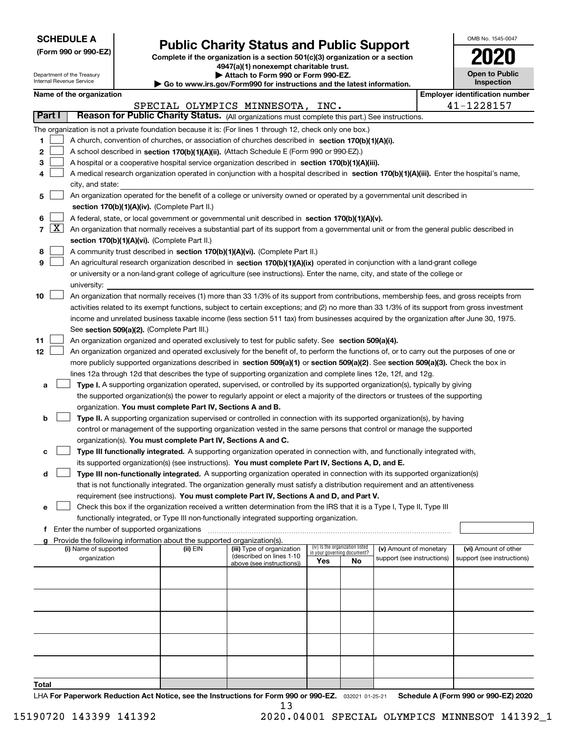**SCHEDULE A**
**(Form 990 or 990-EZ)**

Department of the Treasury
Internal Revenue Service

# Public Charity Status and Public Support

**Complete if the organization is a section 501(c)(3) organization or a section 4947(a)(1) nonexempt charitable trust.**
**▶ Attach to Form 990 or Form 990-EZ.**
**▶ Go to www.irs.gov/Form990 for instructions and the latest information.**

OMB No. 1545-0047

**2020**

**Open to Public Inspection**

**Name of the organization**
SPECIAL OLYMPICS MINNESOTA, INC.

**Employer identification number**
41-1228157

**Part I** **Reason for Public Charity Status.** (All organizations must complete this part.) See instructions.

The organization is not a private foundation because it is: (For lines 1 through 12, check only one box.)

1 ☐ A church, convention of churches, or association of churches described in **section 170(b)(1)(A)(i).**

2 ☐ A school described in **section 170(b)(1)(A)(ii).** (Attach Schedule E (Form 990 or 990-EZ).)

3 ☐ A hospital or a cooperative hospital service organization described in **section 170(b)(1)(A)(iii).**

4 ☐ A medical research organization operated in conjunction with a hospital described in **section 170(b)(1)(A)(iii).** Enter the hospital's name, city, and state:

5 ☐ An organization operated for the benefit of a college or university owned or operated by a governmental unit described in **section 170(b)(1)(A)(iv).** (Complete Part II.)

6 ☐ A federal, state, or local government or governmental unit described in **section 170(b)(1)(A)(v).**

7 ☒ An organization that normally receives a substantial part of its support from a governmental unit or from the general public described in **section 170(b)(1)(A)(vi).** (Complete Part II.)

8 ☐ A community trust described in **section 170(b)(1)(A)(vi).** (Complete Part II.)

9 ☐ An agricultural research organization described in **section 170(b)(1)(A)(ix)** operated in conjunction with a land-grant college or university or a non-land-grant college of agriculture (see instructions). Enter the name, city, and state of the college or university:

10 ☐ An organization that normally receives (1) more than 33 1/3% of its support from contributions, membership fees, and gross receipts from activities related to its exempt functions, subject to certain exceptions; and (2) no more than 33 1/3% of its support from gross investment income and unrelated business taxable income (less section 511 tax) from businesses acquired by the organization after June 30, 1975. See **section 509(a)(2).** (Complete Part III.)

11 ☐ An organization organized and operated exclusively to test for public safety. See **section 509(a)(4).**

12 ☐ An organization organized and operated exclusively for the benefit of, to perform the functions of, or to carry out the purposes of one or more publicly supported organizations described in **section 509(a)(1)** or **section 509(a)(2)**. See **section 509(a)(3).** Check the box in lines 12a through 12d that describes the type of supporting organization and complete lines 12e, 12f, and 12g.

a ☐ **Type I.** A supporting organization operated, supervised, or controlled by its supported organization(s), typically by giving the supported organization(s) the power to regularly appoint or elect a majority of the directors or trustees of the supporting organization. **You must complete Part IV, Sections A and B.**

b ☐ **Type II.** A supporting organization supervised or controlled in connection with its supported organization(s), by having control or management of the supporting organization vested in the same persons that control or manage the supported organization(s). **You must complete Part IV, Sections A and C.**

c ☐ **Type III functionally integrated.** A supporting organization operated in connection with, and functionally integrated with, its supported organization(s) (see instructions). **You must complete Part IV, Sections A, D, and E.**

d ☐ **Type III non-functionally integrated.** A supporting organization operated in connection with its supported organization(s) that is not functionally integrated. The organization generally must satisfy a distribution requirement and an attentiveness requirement (see instructions). **You must complete Part IV, Sections A and D, and Part V.**

e ☐ Check this box if the organization received a written determination from the IRS that it is a Type I, Type II, Type III functionally integrated, or Type III non-functionally integrated supporting organization.

f Enter the number of supported organizations

g Provide the following information about the supported organization(s).

| (i) Name of supported organization | (ii) EIN | (iii) Type of organization (described on lines 1-10 above (see instructions)) | (iv) Is the organization listed in your governing document? Yes | No | (v) Amount of monetary support (see instructions) | (vi) Amount of other support (see instructions) |
|---|---|---|---|---|---|---|
| | | | | | | |
| | | | | | | |
| | | | | | | |
| | | | | | | |
| | | | | | | |
| **Total** | | | | | | |

LHA **For Paperwork Reduction Act Notice, see the Instructions for Form 990 or 990-EZ.** 032021 01-25-21 **Schedule A (Form 990 or 990-EZ) 2020**

15190720 143399 141392 2020.04001 SPECIAL OLYMPICS MINNESOT 141392_1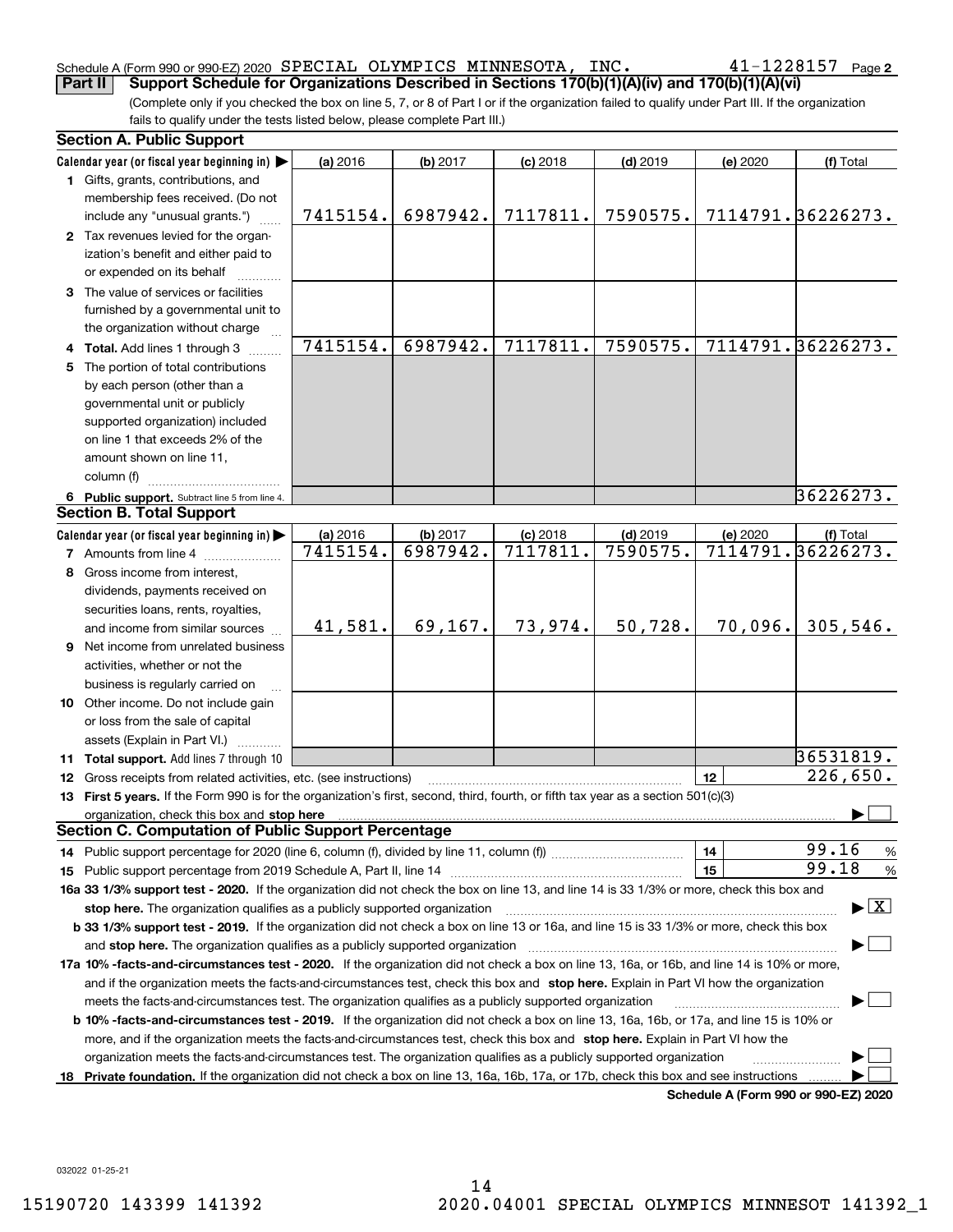Schedule A (Form 990 or 990-EZ) 2020 SPECIAL OLYMPICS MINNESOTA, INC. 41-1228157 Page 2

**Part II Support Schedule for Organizations Described in Sections 170(b)(1)(A)(iv) and 170(b)(1)(A)(vi)**

(Complete only if you checked the box on line 5, 7, or 8 of Part I or if the organization failed to qualify under Part III. If the organization fails to qualify under the tests listed below, please complete Part III.)

## Section A. Public Support

| Calendar year (or fiscal year beginning in) | (a) 2016 | (b) 2017 | (c) 2018 | (d) 2019 | (e) 2020 | (f) Total |
|---|---|---|---|---|---|---|
| 1 Gifts, grants, contributions, and membership fees received. (Do not include any "unusual grants.") | 7415154. | 6987942. | 7117811. | 7590575. | 7114791. | 36226273. |
| 2 Tax revenues levied for the organization's benefit and either paid to or expended on its behalf | | | | | | |
| 3 The value of services or facilities furnished by a governmental unit to the organization without charge | | | | | | |
| 4 **Total.** Add lines 1 through 3 | 7415154. | 6987942. | 7117811. | 7590575. | 7114791. | 36226273. |
| 5 The portion of total contributions by each person (other than a governmental unit or publicly supported organization) included on line 1 that exceeds 2% of the amount shown on line 11, column (f) | | | | | | |
| 6 **Public support.** Subtract line 5 from line 4. | | | | | | 36226273. |

## Section B. Total Support

| Calendar year (or fiscal year beginning in) | (a) 2016 | (b) 2017 | (c) 2018 | (d) 2019 | (e) 2020 | (f) Total |
|---|---|---|---|---|---|---|
| 7 Amounts from line 4 | 7415154. | 6987942. | 7117811. | 7590575. | 7114791. | 36226273. |
| 8 Gross income from interest, dividends, payments received on securities loans, rents, royalties, and income from similar sources | 41,581. | 69,167. | 73,974. | 50,728. | 70,096. | 305,546. |
| 9 Net income from unrelated business activities, whether or not the business is regularly carried on | | | | | | |
| 10 Other income. Do not include gain or loss from the sale of capital assets (Explain in Part VI.) | | | | | | |
| 11 **Total support.** Add lines 7 through 10 | | | | | | 36531819. |

12 Gross receipts from related activities, etc. (see instructions) | 12 | 226,650.

13 **First 5 years.** If the Form 990 is for the organization's first, second, third, fourth, or fifth tax year as a section 501(c)(3) organization, check this box and **stop here** ☐

## Section C. Computation of Public Support Percentage

14 Public support percentage for 2020 (line 6, column (f), divided by line 11, column (f)) | 14 | 99.16 %

15 Public support percentage from 2019 Schedule A, Part II, line 14 | 15 | 99.18 %

**16a 33 1/3% support test - 2020.** If the organization did not check the box on line 13, and line 14 is 33 1/3% or more, check this box and **stop here.** The organization qualifies as a publicly supported organization ☒

**b 33 1/3% support test - 2019.** If the organization did not check a box on line 13 or 16a, and line 15 is 33 1/3% or more, check this box and **stop here.** The organization qualifies as a publicly supported organization ☐

**17a 10% -facts-and-circumstances test - 2020.** If the organization did not check a box on line 13, 16a, or 16b, and line 14 is 10% or more, and if the organization meets the facts-and-circumstances test, check this box and **stop here.** Explain in Part VI how the organization meets the facts-and-circumstances test. The organization qualifies as a publicly supported organization ☐

**b 10% -facts-and-circumstances test - 2019.** If the organization did not check a box on line 13, 16a, 16b, or 17a, and line 15 is 10% or more, and if the organization meets the facts-and-circumstances test, check this box and **stop here.** Explain in Part VI how the organization meets the facts-and-circumstances test. The organization qualifies as a publicly supported organization ☐

**18 Private foundation.** If the organization did not check a box on line 13, 16a, 16b, 17a, or 17b, check this box and see instructions ☐

**Schedule A (Form 990 or 990-EZ) 2020**

032022 01-25-21

15190720 143399 141392 2020.04001 SPECIAL OLYMPICS MINNESOT 141392_1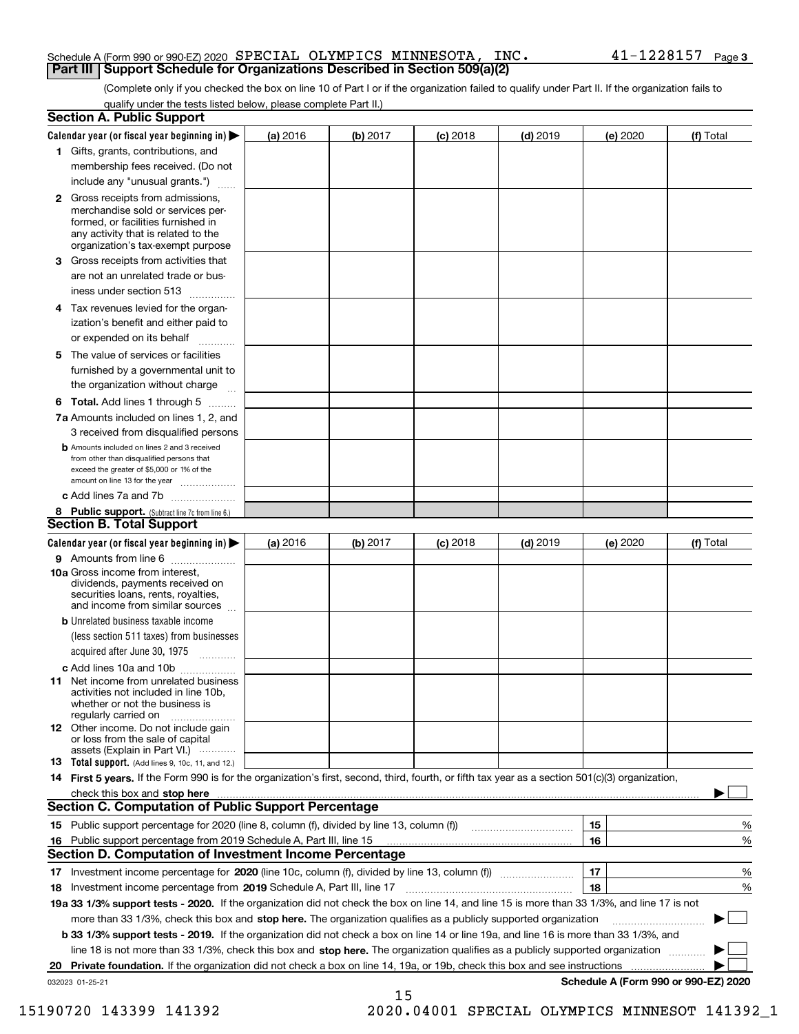Schedule A (Form 990 or 990-EZ) 2020 SPECIAL OLYMPICS MINNESOTA, INC. 41-1228157 Page 3

**Part III | Support Schedule for Organizations Described in Section 509(a)(2)**

(Complete only if you checked the box on line 10 of Part I or if the organization failed to qualify under Part II. If the organization fails to qualify under the tests listed below, please complete Part II.)

## Section A. Public Support

| Calendar year (or fiscal year beginning in) ▶ | (a) 2016 | (b) 2017 | (c) 2018 | (d) 2019 | (e) 2020 | (f) Total |
|---|---|---|---|---|---|---|
| **1** Gifts, grants, contributions, and membership fees received. (Do not include any "unusual grants.") | | | | | | |
| **2** Gross receipts from admissions, merchandise sold or services performed, or facilities furnished in any activity that is related to the organization's tax-exempt purpose | | | | | | |
| **3** Gross receipts from activities that are not an unrelated trade or business under section 513 | | | | | | |
| **4** Tax revenues levied for the organization's benefit and either paid to or expended on its behalf | | | | | | |
| **5** The value of services or facilities furnished by a governmental unit to the organization without charge | | | | | | |
| **6 Total.** Add lines 1 through 5 | | | | | | |
| **7a** Amounts included on lines 1, 2, and 3 received from disqualified persons | | | | | | |
| **b** Amounts included on lines 2 and 3 received from other than disqualified persons that exceed the greater of $5,000 or 1% of the amount on line 13 for the year | | | | | | |
| **c** Add lines 7a and 7b | | | | | | |
| **8 Public support.** (Subtract line 7c from line 6.) | | | | | | |

## Section B. Total Support

| Calendar year (or fiscal year beginning in) ▶ | (a) 2016 | (b) 2017 | (c) 2018 | (d) 2019 | (e) 2020 | (f) Total |
|---|---|---|---|---|---|---|
| **9** Amounts from line 6 | | | | | | |
| **10a** Gross income from interest, dividends, payments received on securities loans, rents, royalties, and income from similar sources | | | | | | |
| **b** Unrelated business taxable income (less section 511 taxes) from businesses acquired after June 30, 1975 | | | | | | |
| **c** Add lines 10a and 10b | | | | | | |
| **11** Net income from unrelated business activities not included in line 10b, whether or not the business is regularly carried on | | | | | | |
| **12** Other income. Do not include gain or loss from the sale of capital assets (Explain in Part VI.) | | | | | | |
| **13 Total support.** (Add lines 9, 10c, 11, and 12.) | | | | | | |

**14 First 5 years.** If the Form 990 is for the organization's first, second, third, fourth, or fifth tax year as a section 501(c)(3) organization, check this box and **stop here** ▶ ☐

## Section C. Computation of Public Support Percentage

| | | | |
|---|---|---|---|
| **15** Public support percentage for 2020 (line 8, column (f), divided by line 13, column (f)) | 15 | | % |
| **16** Public support percentage from 2019 Schedule A, Part III, line 15 | 16 | | % |

## Section D. Computation of Investment Income Percentage

| | | | |
|---|---|---|---|
| **17** Investment income percentage for **2020** (line 10c, column (f), divided by line 13, column (f)) | 17 | | % |
| **18** Investment income percentage from **2019** Schedule A, Part III, line 17 | 18 | | % |

**19a 33 1/3% support tests - 2020.** If the organization did not check the box on line 14, and line 15 is more than 33 1/3%, and line 17 is not more than 33 1/3%, check this box and **stop here.** The organization qualifies as a publicly supported organization ▶ ☐

**b 33 1/3% support tests - 2019.** If the organization did not check a box on line 14 or line 19a, and line 16 is more than 33 1/3%, and line 18 is not more than 33 1/3%, check this box and **stop here.** The organization qualifies as a publicly supported organization ▶ ☐

**20 Private foundation.** If the organization did not check a box on line 14, 19a, or 19b, check this box and see instructions ▶ ☐

032023 01-25-21 **Schedule A (Form 990 or 990-EZ) 2020**

15190720 143399 141392 2020.04001 SPECIAL OLYMPICS MINNESOT 141392_1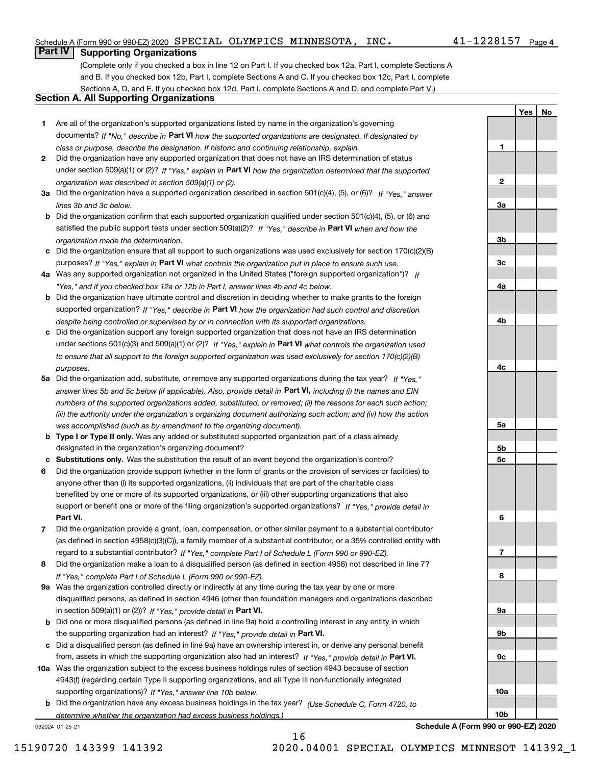Schedule A (Form 990 or 990-EZ) 2020 SPECIAL OLYMPICS MINNESOTA, INC. 41-1228157 Page 4

## Part IV Supporting Organizations

(Complete only if you checked a box in line 12 on Part I. If you checked box 12a, Part I, complete Sections A and B. If you checked box 12b, Part I, complete Sections A and C. If you checked box 12c, Part I, complete Sections A, D, and E. If you checked box 12d, Part I, complete Sections A and D, and complete Part V.)

### Section A. All Supporting Organizations

| | | | Yes | No |
|---|---|---|---|---|
| **1** | Are all of the organization's supported organizations listed by name in the organization's governing documents? *If "No," describe in* **Part VI** *how the supported organizations are designated. If designated by class or purpose, describe the designation. If historic and continuing relationship, explain.* | **1** | | |
| **2** | Did the organization have any supported organization that does not have an IRS determination of status under section 509(a)(1) or (2)? *If "Yes," explain in* **Part VI** *how the organization determined that the supported organization was described in section 509(a)(1) or (2).* | **2** | | |
| **3a** | Did the organization have a supported organization described in section 501(c)(4), (5), or (6)? *If "Yes," answer lines 3b and 3c below.* | **3a** | | |
| **b** | Did the organization confirm that each supported organization qualified under section 501(c)(4), (5), or (6) and satisfied the public support tests under section 509(a)(2)? *If "Yes," describe in* **Part VI** *when and how the organization made the determination.* | **3b** | | |
| **c** | Did the organization ensure that all support to such organizations was used exclusively for section 170(c)(2)(B) purposes? *If "Yes," explain in* **Part VI** *what controls the organization put in place to ensure such use.* | **3c** | | |
| **4a** | Was any supported organization not organized in the United States ("foreign supported organization")? *If "Yes," and if you checked box 12a or 12b in Part I, answer lines 4b and 4c below.* | **4a** | | |
| **b** | Did the organization have ultimate control and discretion in deciding whether to make grants to the foreign supported organization? *If "Yes," describe in* **Part VI** *how the organization had such control and discretion despite being controlled or supervised by or in connection with its supported organizations.* | **4b** | | |
| **c** | Did the organization support any foreign supported organization that does not have an IRS determination under sections 501(c)(3) and 509(a)(1) or (2)? *If "Yes," explain in* **Part VI** *what controls the organization used to ensure that all support to the foreign supported organization was used exclusively for section 170(c)(2)(B) purposes.* | **4c** | | |
| **5a** | Did the organization add, substitute, or remove any supported organizations during the tax year? *If "Yes," answer lines 5b and 5c below (if applicable). Also, provide detail in* **Part VI,** *including (i) the names and EIN numbers of the supported organizations added, substituted, or removed; (ii) the reasons for each such action; (iii) the authority under the organization's organizing document authorizing such action; and (iv) how the action was accomplished (such as by amendment to the organizing document).* | **5a** | | |
| **b** | **Type I or Type II only.** Was any added or substituted supported organization part of a class already designated in the organization's organizing document? | **5b** | | |
| **c** | **Substitutions only.** Was the substitution the result of an event beyond the organization's control? | **5c** | | |
| **6** | Did the organization provide support (whether in the form of grants or the provision of services or facilities) to anyone other than (i) its supported organizations, (ii) individuals that are part of the charitable class benefited by one or more of its supported organizations, or (iii) other supporting organizations that also support or benefit one or more of the filing organization's supported organizations? *If "Yes," provide detail in* **Part VI.** | **6** | | |
| **7** | Did the organization provide a grant, loan, compensation, or other similar payment to a substantial contributor (as defined in section 4958(c)(3)(C)), a family member of a substantial contributor, or a 35% controlled entity with regard to a substantial contributor? *If "Yes," complete Part I of Schedule L (Form 990 or 990-EZ).* | **7** | | |
| **8** | Did the organization make a loan to a disqualified person (as defined in section 4958) not described in line 7? *If "Yes," complete Part I of Schedule L (Form 990 or 990-EZ).* | **8** | | |
| **9a** | Was the organization controlled directly or indirectly at any time during the tax year by one or more disqualified persons, as defined in section 4946 (other than foundation managers and organizations described in section 509(a)(1) or (2))? *If "Yes," provide detail in* **Part VI.** | **9a** | | |
| **b** | Did one or more disqualified persons (as defined in line 9a) hold a controlling interest in any entity in which the supporting organization had an interest? *If "Yes," provide detail in* **Part VI.** | **9b** | | |
| **c** | Did a disqualified person (as defined in line 9a) have an ownership interest in, or derive any personal benefit from, assets in which the supporting organization also had an interest? *If "Yes," provide detail in* **Part VI.** | **9c** | | |
| **10a** | Was the organization subject to the excess business holdings rules of section 4943 because of section 4943(f) (regarding certain Type II supporting organizations, and all Type III non-functionally integrated supporting organizations)? *If "Yes," answer line 10b below.* | **10a** | | |
| **b** | Did the organization have any excess business holdings in the tax year? *(Use Schedule C, Form 4720, to determine whether the organization had excess business holdings.)* | **10b** | | |

032024 01-25-21 **Schedule A (Form 990 or 990-EZ) 2020**

15190720 143399 141392 2020.04001 SPECIAL OLYMPICS MINNESOT 141392_1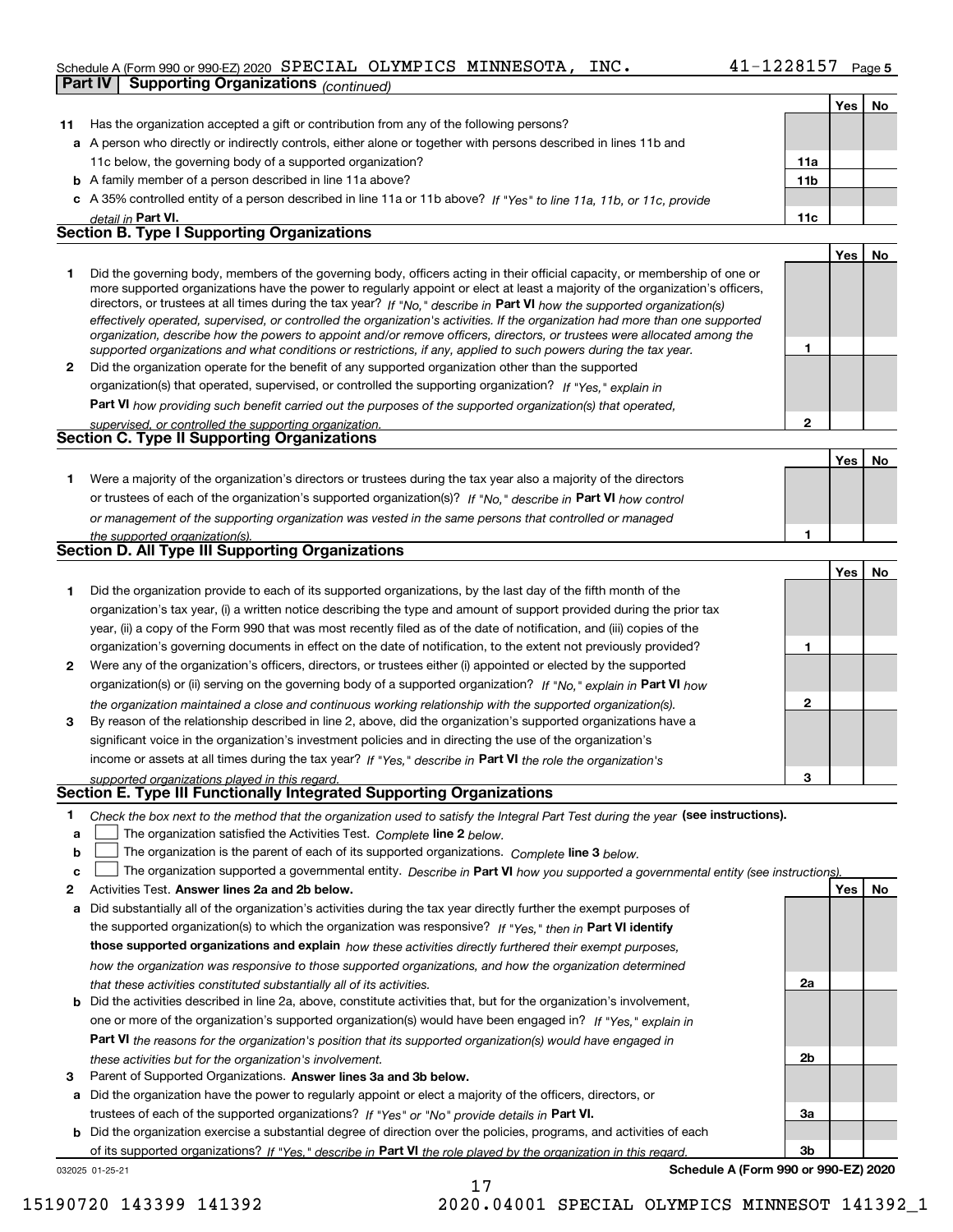Schedule A (Form 990 or 990-EZ) 2020 SPECIAL OLYMPICS MINNESOTA, INC. 41-1228157 Page 5

**Part IV Supporting Organizations** *(continued)*

| | | | Yes | No |
|---|---|---|---|---|
| **11** | Has the organization accepted a gift or contribution from any of the following persons? | | | |
| **a** | A person who directly or indirectly controls, either alone or together with persons described in lines 11b and 11c below, the governing body of a supported organization? | **11a** | | |
| **b** | A family member of a person described in line 11a above? | **11b** | | |
| **c** | A 35% controlled entity of a person described in line 11a or 11b above? *If "Yes" to line 11a, 11b, or 11c, provide detail in* **Part VI.** | **11c** | | |

## Section B. Type I Supporting Organizations

| | | | Yes | No |
|---|---|---|---|---|
| **1** | Did the governing body, members of the governing body, officers acting in their official capacity, or membership of one or more supported organizations have the power to regularly appoint or elect at least a majority of the organization's officers, directors, or trustees at all times during the tax year? *If "No," describe in* **Part VI** *how the supported organization(s) effectively operated, supervised, or controlled the organization's activities. If the organization had more than one supported organization, describe how the powers to appoint and/or remove officers, directors, or trustees were allocated among the supported organizations and what conditions or restrictions, if any, applied to such powers during the tax year.* | **1** | | |
| **2** | Did the organization operate for the benefit of any supported organization other than the supported organization(s) that operated, supervised, or controlled the supporting organization? *If "Yes," explain in* **Part VI** *how providing such benefit carried out the purposes of the supported organization(s) that operated, supervised, or controlled the supporting organization.* | **2** | | |

## Section C. Type II Supporting Organizations

| | | | Yes | No |
|---|---|---|---|---|
| **1** | Were a majority of the organization's directors or trustees during the tax year also a majority of the directors or trustees of each of the organization's supported organization(s)? *If "No," describe in* **Part VI** *how control or management of the supporting organization was vested in the same persons that controlled or managed the supported organization(s).* | **1** | | |

## Section D. All Type III Supporting Organizations

| | | | Yes | No |
|---|---|---|---|---|
| **1** | Did the organization provide to each of its supported organizations, by the last day of the fifth month of the organization's tax year, (i) a written notice describing the type and amount of support provided during the prior tax year, (ii) a copy of the Form 990 that was most recently filed as of the date of notification, and (iii) copies of the organization's governing documents in effect on the date of notification, to the extent not previously provided? | **1** | | |
| **2** | Were any of the organization's officers, directors, or trustees either (i) appointed or elected by the supported organization(s) or (ii) serving on the governing body of a supported organization? *If "No," explain in* **Part VI** *how the organization maintained a close and continuous working relationship with the supported organization(s).* | **2** | | |
| **3** | By reason of the relationship described in line 2, above, did the organization's supported organizations have a significant voice in the organization's investment policies and in directing the use of the organization's income or assets at all times during the tax year? *If "Yes," describe in* **Part VI** *the role the organization's supported organizations played in this regard.* | **3** | | |

## Section E. Type III Functionally Integrated Supporting Organizations

**1** *Check the box next to the method that the organization used to satisfy the Integral Part Test during the year* **(see instructions).**

- **a** ☐ The organization satisfied the Activities Test. *Complete* **line 2** *below.*
- **b** ☐ The organization is the parent of each of its supported organizations. *Complete* **line 3** *below.*
- **c** ☐ The organization supported a governmental entity. *Describe in* **Part VI** *how you supported a governmental entity (see instructions).*

| | | | Yes | No |
|---|---|---|---|---|
| **2** | Activities Test. **Answer lines 2a and 2b below.** | | | |
| **a** | Did substantially all of the organization's activities during the tax year directly further the exempt purposes of the supported organization(s) to which the organization was responsive? *If "Yes," then in* **Part VI identify those supported organizations and explain** *how these activities directly furthered their exempt purposes, how the organization was responsive to those supported organizations, and how the organization determined that these activities constituted substantially all of its activities.* | **2a** | | |
| **b** | Did the activities described in line 2a, above, constitute activities that, but for the organization's involvement, one or more of the organization's supported organization(s) would have been engaged in? *If "Yes," explain in* **Part VI** *the reasons for the organization's position that its supported organization(s) would have engaged in these activities but for the organization's involvement.* | **2b** | | |
| **3** | Parent of Supported Organizations. **Answer lines 3a and 3b below.** | | | |
| **a** | Did the organization have the power to regularly appoint or elect a majority of the officers, directors, or trustees of each of the supported organizations? *If "Yes" or "No" provide details in* **Part VI.** | **3a** | | |
| **b** | Did the organization exercise a substantial degree of direction over the policies, programs, and activities of each of its supported organizations? *If "Yes," describe in* **Part VI** *the role played by the organization in this regard.* | **3b** | | |

032025 01-25-21 **Schedule A (Form 990 or 990-EZ) 2020**

15190720 143399 141392 2020.04001 SPECIAL OLYMPICS MINNESOT 141392_1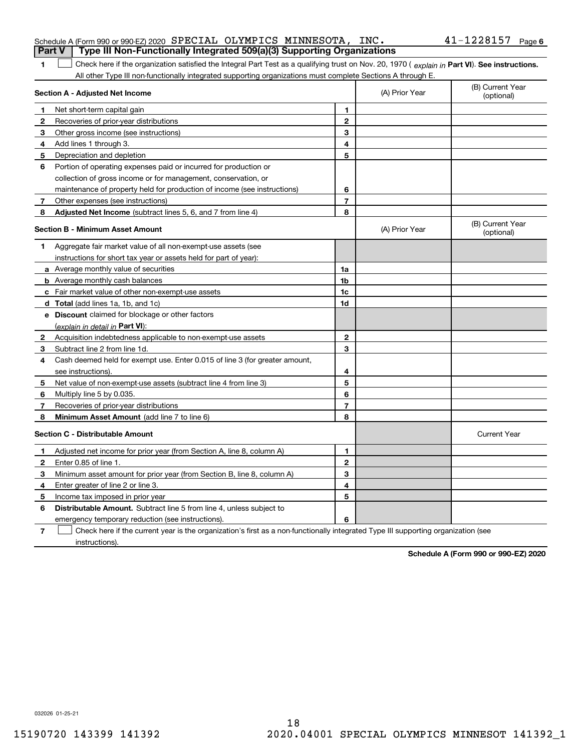Schedule A (Form 990 or 990-EZ) 2020 SPECIAL OLYMPICS MINNESOTA, INC. 41-1228157 Page 6

**Part V | Type III Non-Functionally Integrated 509(a)(3) Supporting Organizations**

**1** ☐ Check here if the organization satisfied the Integral Part Test as a qualifying trust on Nov. 20, 1970 ( *explain in* **Part VI**). **See instructions.** All other Type III non-functionally integrated supporting organizations must complete Sections A through E.

| **Section A - Adjusted Net Income** | | (A) Prior Year | (B) Current Year (optional) |
|---|---|---|---|
| **1** Net short-term capital gain | **1** | | |
| **2** Recoveries of prior-year distributions | **2** | | |
| **3** Other gross income (see instructions) | **3** | | |
| **4** Add lines 1 through 3. | **4** | | |
| **5** Depreciation and depletion | **5** | | |
| **6** Portion of operating expenses paid or incurred for production or collection of gross income or for management, conservation, or maintenance of property held for production of income (see instructions) | **6** | | |
| **7** Other expenses (see instructions) | **7** | | |
| **8** **Adjusted Net Income** (subtract lines 5, 6, and 7 from line 4) | **8** | | |

| **Section B - Minimum Asset Amount** | | (A) Prior Year | (B) Current Year (optional) |
|---|---|---|---|
| **1** Aggregate fair market value of all non-exempt-use assets (see instructions for short tax year or assets held for part of year): | | | |
| **a** Average monthly value of securities | **1a** | | |
| **b** Average monthly cash balances | **1b** | | |
| **c** Fair market value of other non-exempt-use assets | **1c** | | |
| **d** **Total** (add lines 1a, 1b, and 1c) | **1d** | | |
| **e** **Discount** claimed for blockage or other factors (*explain in detail in* **Part VI**): | | | |
| **2** Acquisition indebtedness applicable to non-exempt-use assets | **2** | | |
| **3** Subtract line 2 from line 1d. | **3** | | |
| **4** Cash deemed held for exempt use. Enter 0.015 of line 3 (for greater amount, see instructions). | **4** | | |
| **5** Net value of non-exempt-use assets (subtract line 4 from line 3) | **5** | | |
| **6** Multiply line 5 by 0.035. | **6** | | |
| **7** Recoveries of prior-year distributions | **7** | | |
| **8** **Minimum Asset Amount** (add line 7 to line 6) | **8** | | |

| **Section C - Distributable Amount** | | | Current Year |
|---|---|---|---|
| **1** Adjusted net income for prior year (from Section A, line 8, column A) | **1** | | |
| **2** Enter 0.85 of line 1. | **2** | | |
| **3** Minimum asset amount for prior year (from Section B, line 8, column A) | **3** | | |
| **4** Enter greater of line 2 or line 3. | **4** | | |
| **5** Income tax imposed in prior year | **5** | | |
| **6** **Distributable Amount.** Subtract line 5 from line 4, unless subject to emergency temporary reduction (see instructions). | **6** | | |

**7** ☐ Check here if the current year is the organization's first as a non-functionally integrated Type III supporting organization (see instructions).

**Schedule A (Form 990 or 990-EZ) 2020**

032026 01-25-21

15190720 143399 141392 2020.04001 SPECIAL OLYMPICS MINNESOT 141392_1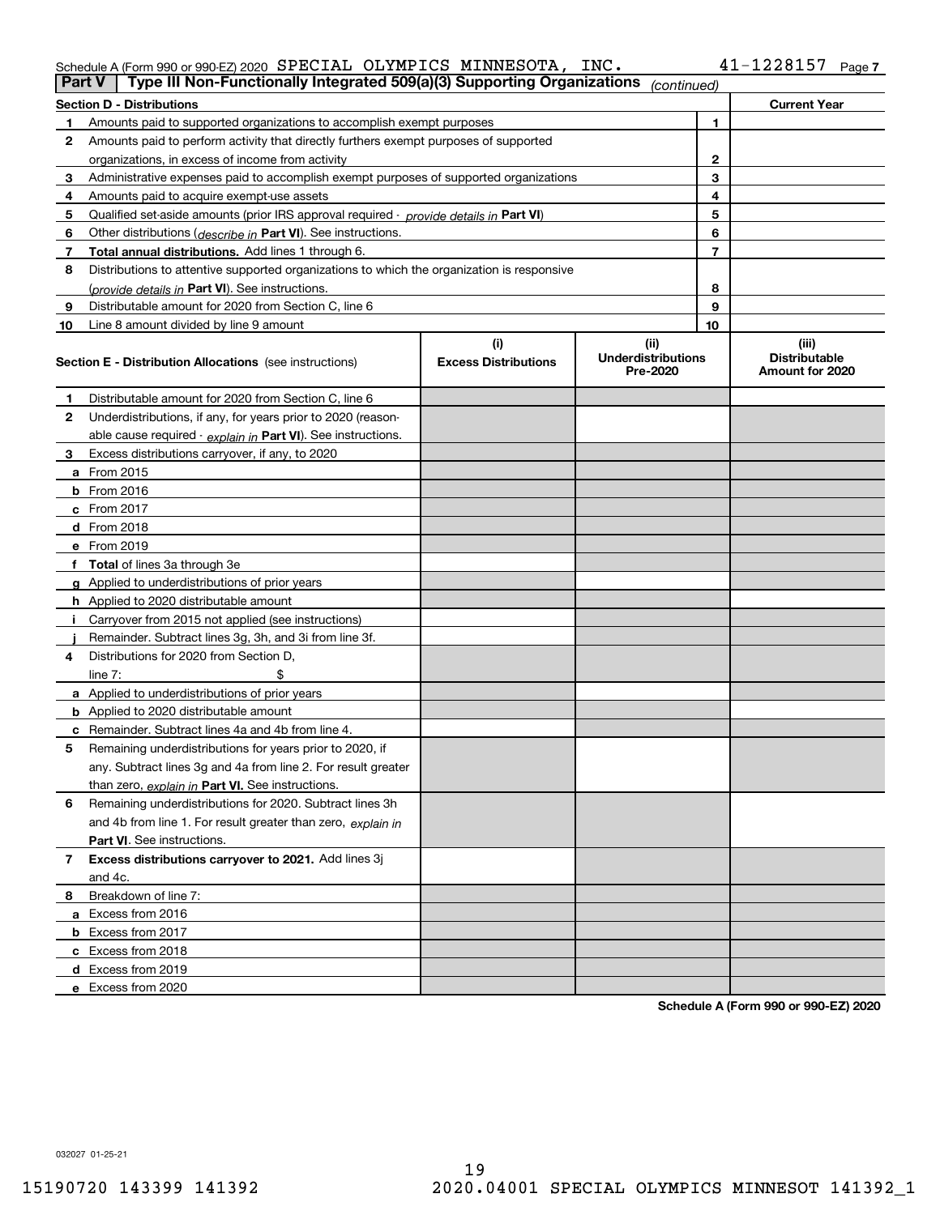Schedule A (Form 990 or 990-EZ) 2020 SPECIAL OLYMPICS MINNESOTA, INC. 41-1228157 Page 7

**Part V** **Type III Non-Functionally Integrated 509(a)(3) Supporting Organizations** *(continued)*

| **Section D - Distributions** | | | **Current Year** |
|---|---|---|---|
| 1 | Amounts paid to supported organizations to accomplish exempt purposes | 1 | |
| 2 | Amounts paid to perform activity that directly furthers exempt purposes of supported organizations, in excess of income from activity | 2 | |
| 3 | Administrative expenses paid to accomplish exempt purposes of supported organizations | 3 | |
| 4 | Amounts paid to acquire exempt-use assets | 4 | |
| 5 | Qualified set-aside amounts (prior IRS approval required - *provide details in* **Part VI**) | 5 | |
| 6 | Other distributions (*describe in* **Part VI**). See instructions. | 6 | |
| 7 | **Total annual distributions.** Add lines 1 through 6. | 7 | |
| 8 | Distributions to attentive supported organizations to which the organization is responsive (*provide details in* **Part VI**). See instructions. | 8 | |
| 9 | Distributable amount for 2020 from Section C, line 6 | 9 | |
| 10 | Line 8 amount divided by line 9 amount | 10 | |

| **Section E - Distribution Allocations** (see instructions) | **(i)** **Excess Distributions** | **(ii)** **Underdistributions Pre-2020** | **(iii)** **Distributable Amount for 2020** |
|---|---|---|---|
| **1** Distributable amount for 2020 from Section C, line 6 | | | |
| **2** Underdistributions, if any, for years prior to 2020 (reasonable cause required - *explain in* **Part VI**). See instructions. | | | |
| **3** Excess distributions carryover, if any, to 2020 | | | |
| **a** From 2015 | | | |
| **b** From 2016 | | | |
| **c** From 2017 | | | |
| **d** From 2018 | | | |
| **e** From 2019 | | | |
| **f** **Total** of lines 3a through 3e | | | |
| **g** Applied to underdistributions of prior years | | | |
| **h** Applied to 2020 distributable amount | | | |
| **i** Carryover from 2015 not applied (see instructions) | | | |
| **j** Remainder. Subtract lines 3g, 3h, and 3i from line 3f. | | | |
| **4** Distributions for 2020 from Section D, line 7: $ | | | |
| **a** Applied to underdistributions of prior years | | | |
| **b** Applied to 2020 distributable amount | | | |
| **c** Remainder. Subtract lines 4a and 4b from line 4. | | | |
| **5** Remaining underdistributions for years prior to 2020, if any. Subtract lines 3g and 4a from line 2. For result greater than zero, *explain in* **Part VI.** See instructions. | | | |
| **6** Remaining underdistributions for 2020. Subtract lines 3h and 4b from line 1. For result greater than zero, *explain in* **Part VI**. See instructions. | | | |
| **7** **Excess distributions carryover to 2021.** Add lines 3j and 4c. | | | |
| **8** Breakdown of line 7: | | | |
| **a** Excess from 2016 | | | |
| **b** Excess from 2017 | | | |
| **c** Excess from 2018 | | | |
| **d** Excess from 2019 | | | |
| **e** Excess from 2020 | | | |

**Schedule A (Form 990 or 990-EZ) 2020**

032027 01-25-21

15190720 143399 141392 2020.04001 SPECIAL OLYMPICS MINNESOT 141392_1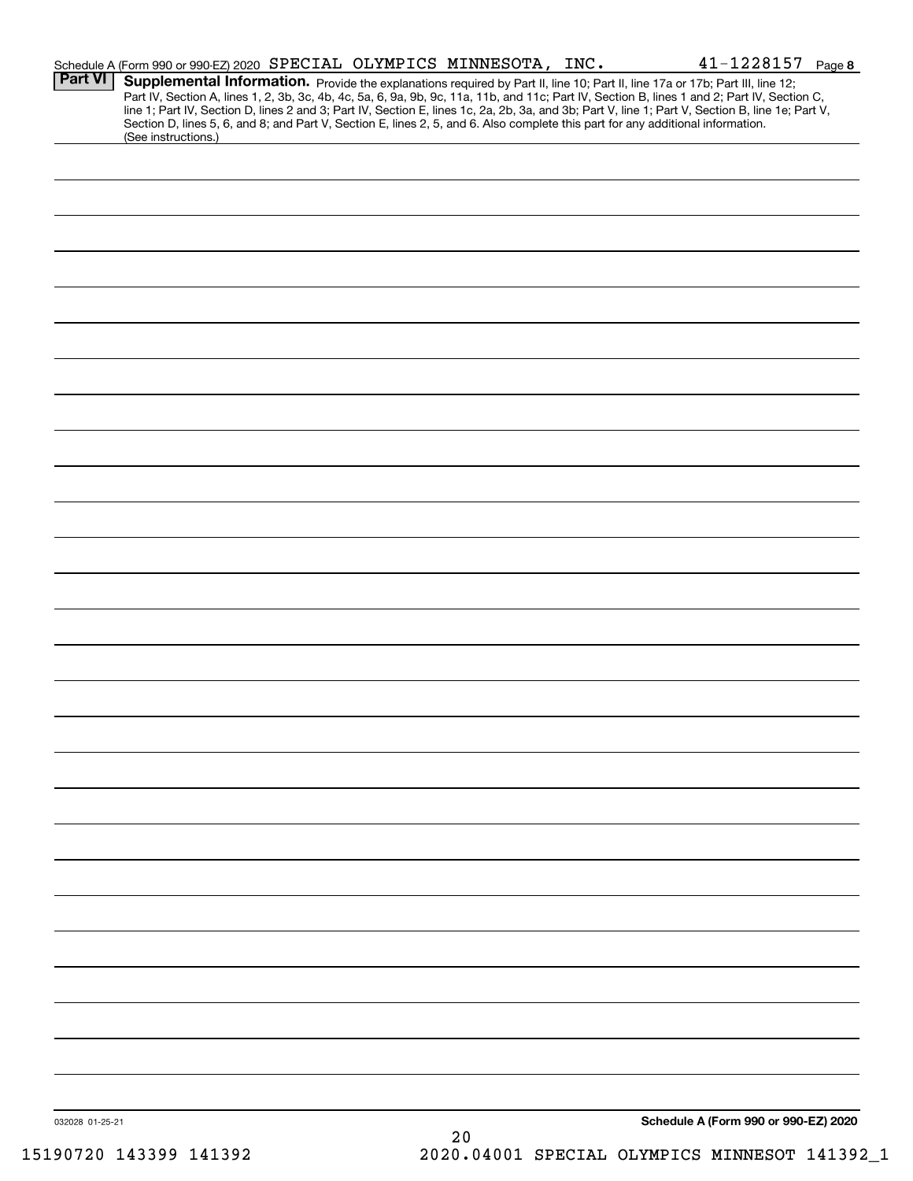Schedule A (Form 990 or 990-EZ) 2020 SPECIAL OLYMPICS MINNESOTA, INC. 41-1228157 Page **8**

**Part VI** **Supplemental Information.** Provide the explanations required by Part II, line 10; Part II, line 17a or 17b; Part III, line 12; Part IV, Section A, lines 1, 2, 3b, 3c, 4b, 4c, 5a, 6, 9a, 9b, 9c, 11a, 11b, and 11c; Part IV, Section B, lines 1 and 2; Part IV, Section C, line 1; Part IV, Section D, lines 2 and 3; Part IV, Section E, lines 1c, 2a, 2b, 3a, and 3b; Part V, line 1; Part V, Section B, line 1e; Part V, Section D, lines 5, 6, and 8; and Part V, Section E, lines 2, 5, and 6. Also complete this part for any additional information. (See instructions.)

032028 01-25-21

**Schedule A (Form 990 or 990-EZ) 2020**

15190720 143399 141392 2020.04001 SPECIAL OLYMPICS MINNESOT 141392_1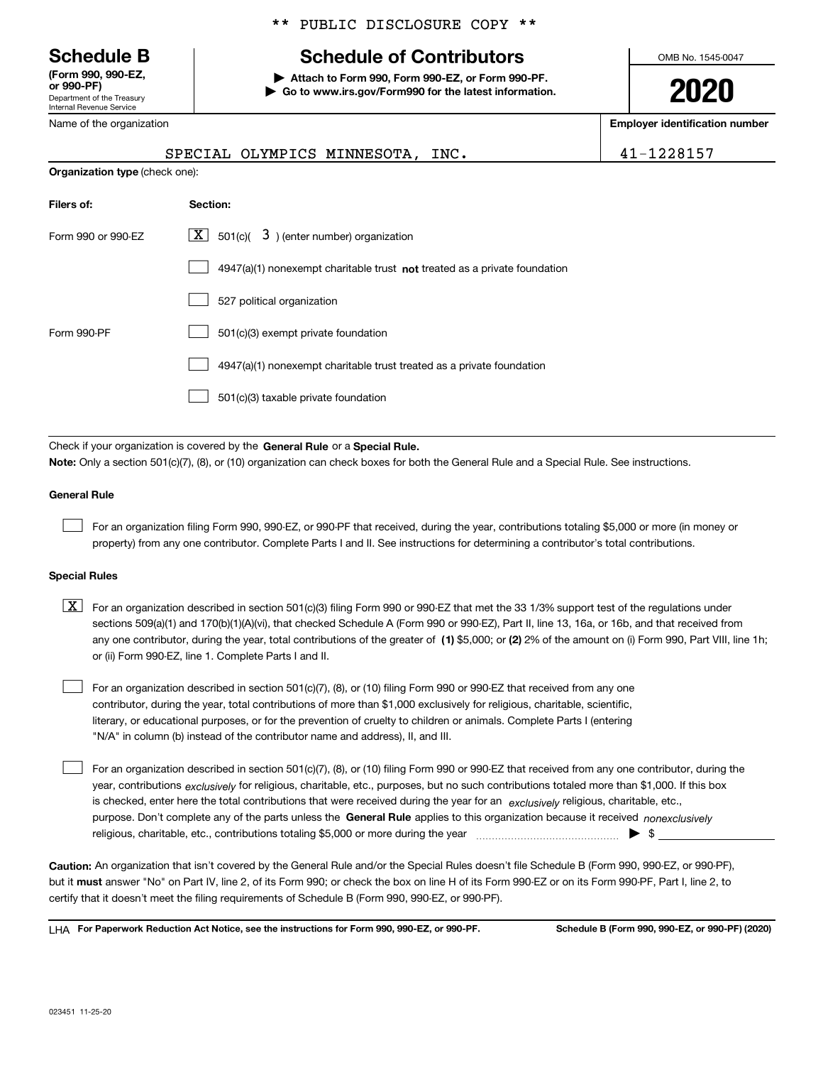** PUBLIC DISCLOSURE COPY **

**Schedule B**
**(Form 990, 990-EZ, or 990-PF)**
Department of the Treasury
Internal Revenue Service

# Schedule of Contributors

▶ **Attach to Form 990, Form 990-EZ, or Form 990-PF.**
▶ **Go to www.irs.gov/Form990 for the latest information.**

OMB No. 1545-0047

**2020**

Name of the organization: SPECIAL OLYMPICS MINNESOTA, INC.

**Employer identification number**: 41-1228157

**Organization type** (check one):

| **Filers of:** | **Section:** |
|---|---|
| Form 990 or 990-EZ | [X] 501(c)( 3 ) (enter number) organization |
| | [ ] 4947(a)(1) nonexempt charitable trust **not** treated as a private foundation |
| | [ ] 527 political organization |
| Form 990-PF | [ ] 501(c)(3) exempt private foundation |
| | [ ] 4947(a)(1) nonexempt charitable trust treated as a private foundation |
| | [ ] 501(c)(3) taxable private foundation |

Check if your organization is covered by the **General Rule** or a **Special Rule.**

**Note:** Only a section 501(c)(7), (8), or (10) organization can check boxes for both the General Rule and a Special Rule. See instructions.

**General Rule**

[ ] For an organization filing Form 990, 990-EZ, or 990-PF that received, during the year, contributions totaling $5,000 or more (in money or property) from any one contributor. Complete Parts I and II. See instructions for determining a contributor's total contributions.

**Special Rules**

[X] For an organization described in section 501(c)(3) filing Form 990 or 990-EZ that met the 33 1/3% support test of the regulations under sections 509(a)(1) and 170(b)(1)(A)(vi), that checked Schedule A (Form 990 or 990-EZ), Part II, line 13, 16a, or 16b, and that received from any one contributor, during the year, total contributions of the greater of **(1)** $5,000; or **(2)** 2% of the amount on (i) Form 990, Part VIII, line 1h; or (ii) Form 990-EZ, line 1. Complete Parts I and II.

[ ] For an organization described in section 501(c)(7), (8), or (10) filing Form 990 or 990-EZ that received from any one contributor, during the year, total contributions of more than $1,000 exclusively for religious, charitable, scientific, literary, or educational purposes, or for the prevention of cruelty to children or animals. Complete Parts I (entering "N/A" in column (b) instead of the contributor name and address), II, and III.

[ ] For an organization described in section 501(c)(7), (8), or (10) filing Form 990 or 990-EZ that received from any one contributor, during the year, contributions *exclusively* for religious, charitable, etc., purposes, but no such contributions totaled more than $1,000. If this box is checked, enter here the total contributions that were received during the year for an *exclusively* religious, charitable, etc., purpose. Don't complete any of the parts unless the **General Rule** applies to this organization because it received *nonexclusively* religious, charitable, etc., contributions totaling $5,000 or more during the year ▶ $

**Caution:** An organization that isn't covered by the General Rule and/or the Special Rules doesn't file Schedule B (Form 990, 990-EZ, or 990-PF), but it **must** answer "No" on Part IV, line 2, of its Form 990; or check the box on line H of its Form 990-EZ or on its Form 990-PF, Part I, line 2, to certify that it doesn't meet the filing requirements of Schedule B (Form 990, 990-EZ, or 990-PF).

LHA **For Paperwork Reduction Act Notice, see the instructions for Form 990, 990-EZ, or 990-PF.** **Schedule B (Form 990, 990-EZ, or 990-PF) (2020)**

023451 11-25-20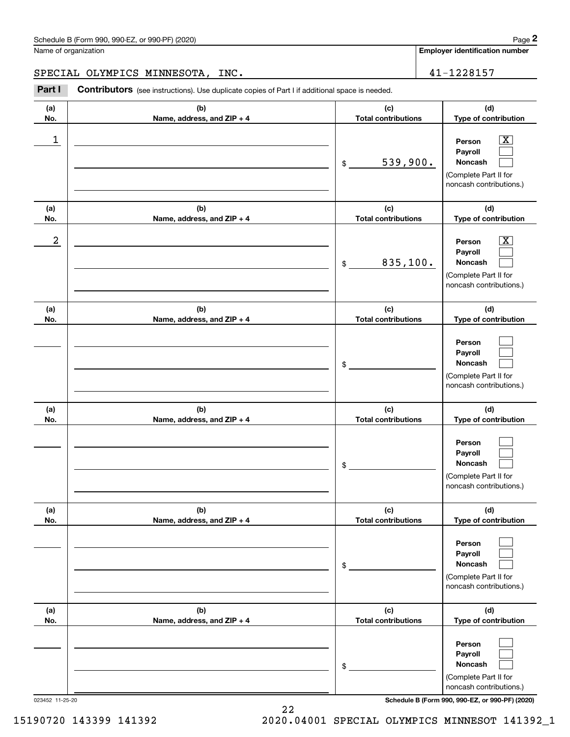Schedule B (Form 990, 990-EZ, or 990-PF) (2020)

Name of organization: SPECIAL OLYMPICS MINNESOTA, INC.

Employer identification number: 41-1228157

**Part I** **Contributors** (see instructions). Use duplicate copies of Part I if additional space is needed.

| (a) No. | (b) Name, address, and ZIP + 4 | (c) Total contributions | (d) Type of contribution |
|---|---|---|---|
| 1 | | $ 539,900. | Person [X] Payroll [ ] Noncash [ ] (Complete Part II for noncash contributions.) |
| 2 | | $ 835,100. | Person [X] Payroll [ ] Noncash [ ] (Complete Part II for noncash contributions.) |
| | | $ | Person [ ] Payroll [ ] Noncash [ ] (Complete Part II for noncash contributions.) |
| | | $ | Person [ ] Payroll [ ] Noncash [ ] (Complete Part II for noncash contributions.) |
| | | $ | Person [ ] Payroll [ ] Noncash [ ] (Complete Part II for noncash contributions.) |
| | | $ | Person [ ] Payroll [ ] Noncash [ ] (Complete Part II for noncash contributions.) |

023452 11-25-20

Schedule B (Form 990, 990-EZ, or 990-PF) (2020)

15190720 143399 141392 2020.04001 SPECIAL OLYMPICS MINNESOT 141392_1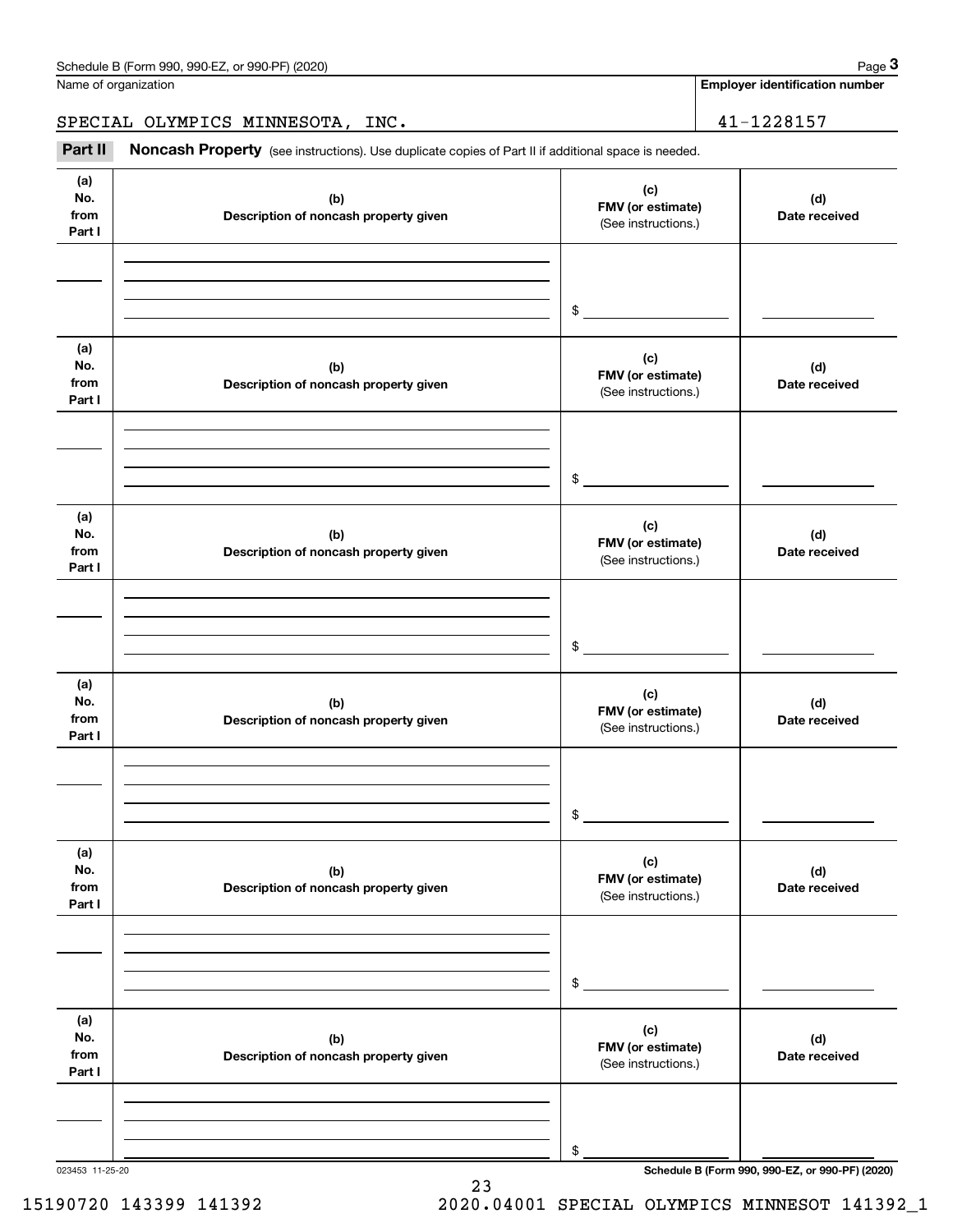Schedule B (Form 990, 990-EZ, or 990-PF) (2020) Page **3**

Name of organization | **Employer identification number**

SPECIAL OLYMPICS MINNESOTA, INC. | 41-1228157

**Part II** **Noncash Property** (see instructions). Use duplicate copies of Part II if additional space is needed.

| (a) No. from Part I | (b) Description of noncash property given | (c) FMV (or estimate) (See instructions.) | (d) Date received |
|---|---|---|---|
| | | $ | |

| (a) No. from Part I | (b) Description of noncash property given | (c) FMV (or estimate) (See instructions.) | (d) Date received |
|---|---|---|---|
| | | $ | |

| (a) No. from Part I | (b) Description of noncash property given | (c) FMV (or estimate) (See instructions.) | (d) Date received |
|---|---|---|---|
| | | $ | |

| (a) No. from Part I | (b) Description of noncash property given | (c) FMV (or estimate) (See instructions.) | (d) Date received |
|---|---|---|---|
| | | $ | |

| (a) No. from Part I | (b) Description of noncash property given | (c) FMV (or estimate) (See instructions.) | (d) Date received |
|---|---|---|---|
| | | $ | |

| (a) No. from Part I | (b) Description of noncash property given | (c) FMV (or estimate) (See instructions.) | (d) Date received |
|---|---|---|---|
| | | $ | |

023453 11-25-20 **Schedule B (Form 990, 990-EZ, or 990-PF) (2020)**

15190720 143399 141392 2020.04001 SPECIAL OLYMPICS MINNESOT 141392_1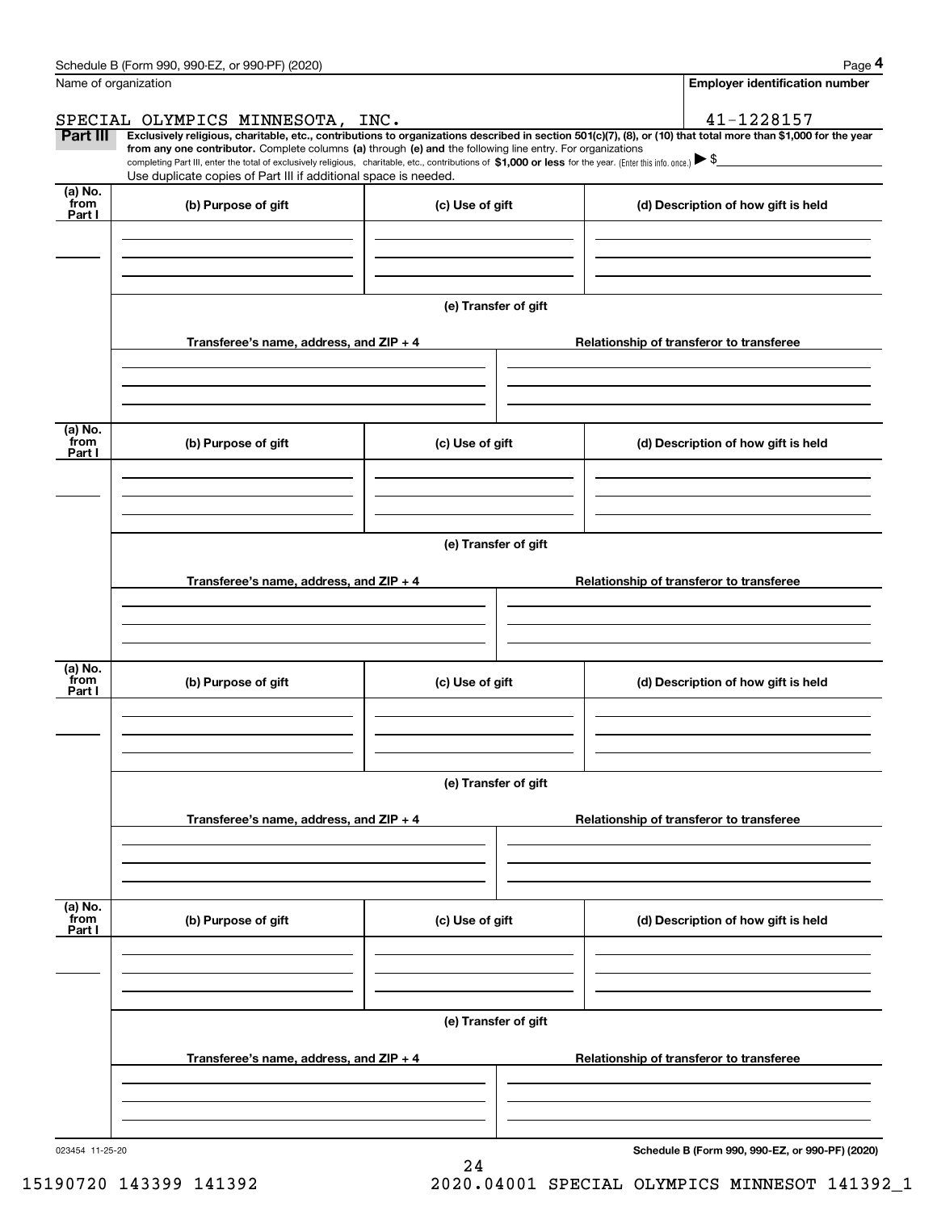Schedule B (Form 990, 990-EZ, or 990-PF) (2020) Page **4**

Name of organization: SPECIAL OLYMPICS MINNESOTA, INC.

**Employer identification number**: 41-1228157

**Part III** **Exclusively religious, charitable, etc., contributions to organizations described in section 501(c)(7), (8), or (10) that total more than $1,000 for the year from any one contributor.** Complete columns **(a)** through **(e) and** the following line entry. For organizations completing Part III, enter the total of exclusively religious, charitable, etc., contributions of **$1,000 or less** for the year. (Enter this info. once.) ▶ $

Use duplicate copies of Part III if additional space is needed.

| (a) No. from Part I | (b) Purpose of gift | (c) Use of gift | (d) Description of how gift is held |
|---|---|---|---|
| | | | |

**(e) Transfer of gift**

| Transferee's name, address, and ZIP + 4 | Relationship of transferor to transferee |
|---|---|
| | |

| (a) No. from Part I | (b) Purpose of gift | (c) Use of gift | (d) Description of how gift is held |
|---|---|---|---|
| | | | |

**(e) Transfer of gift**

| Transferee's name, address, and ZIP + 4 | Relationship of transferor to transferee |
|---|---|
| | |

| (a) No. from Part I | (b) Purpose of gift | (c) Use of gift | (d) Description of how gift is held |
|---|---|---|---|
| | | | |

**(e) Transfer of gift**

| Transferee's name, address, and ZIP + 4 | Relationship of transferor to transferee |
|---|---|
| | |

| (a) No. from Part I | (b) Purpose of gift | (c) Use of gift | (d) Description of how gift is held |
|---|---|---|---|
| | | | |

**(e) Transfer of gift**

| Transferee's name, address, and ZIP + 4 | Relationship of transferor to transferee |
|---|---|
| | |

023454 11-25-20 **Schedule B (Form 990, 990-EZ, or 990-PF) (2020)**

15190720 143399 141392 2020.04001 SPECIAL OLYMPICS MINNESOT 141392_1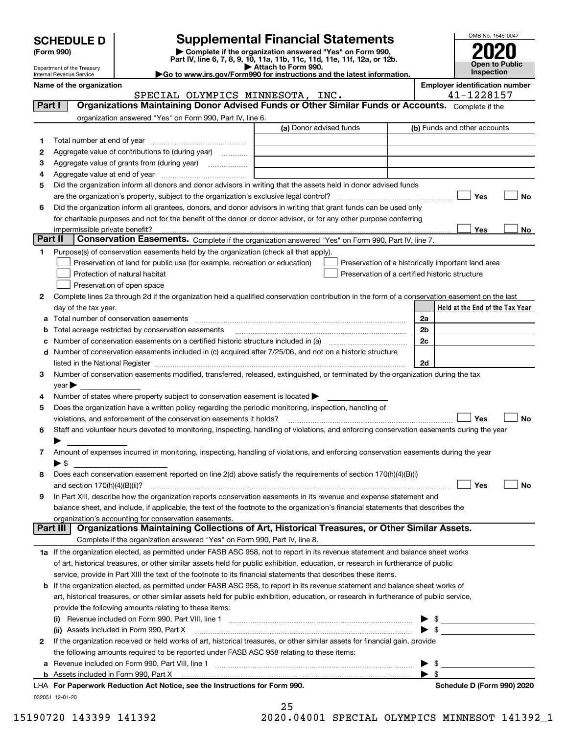# SCHEDULE D (Form 990)

Department of the Treasury
Internal Revenue Service

## Supplemental Financial Statements

▶ Complete if the organization answered "Yes" on Form 990, Part IV, line 6, 7, 8, 9, 10, 11a, 11b, 11c, 11d, 11e, 11f, 12a, or 12b.
▶ Attach to Form 990.
▶Go to www.irs.gov/Form990 for instructions and the latest information.

OMB No. 1545-0047

**2020**

**Open to Public Inspection**

Name of the organization: SPECIAL OLYMPICS MINNESOTA, INC.

Employer identification number: 41-1228157

**Part I — Organizations Maintaining Donor Advised Funds or Other Similar Funds or Accounts.** Complete if the organization answered "Yes" on Form 990, Part IV, line 6.

| | | (a) Donor advised funds | (b) Funds and other accounts |
|---|---|---|---|
| 1 | Total number at end of year | | |
| 2 | Aggregate value of contributions to (during year) | | |
| 3 | Aggregate value of grants from (during year) | | |
| 4 | Aggregate value at end of year | | |

5 Did the organization inform all donors and donor advisors in writing that the assets held in donor advised funds are the organization's property, subject to the organization's exclusive legal control? ☐ Yes ☐ No

6 Did the organization inform all grantees, donors, and donor advisors in writing that grant funds can be used only for charitable purposes and not for the benefit of the donor or donor advisor, or for any other purpose conferring impermissible private benefit? ☐ Yes ☐ No

**Part II — Conservation Easements.** Complete if the organization answered "Yes" on Form 990, Part IV, line 7.

1 Purpose(s) of conservation easements held by the organization (check all that apply).

- ☐ Preservation of land for public use (for example, recreation or education)
- ☐ Protection of natural habitat
- ☐ Preservation of open space
- ☐ Preservation of a historically important land area
- ☐ Preservation of a certified historic structure

2 Complete lines 2a through 2d if the organization held a qualified conservation contribution in the form of a conservation easement on the last day of the tax year.

| | | | Held at the End of the Tax Year |
|---|---|---|---|
| a | Total number of conservation easements | 2a | |
| b | Total acreage restricted by conservation easements | 2b | |
| c | Number of conservation easements on a certified historic structure included in (a) | 2c | |
| d | Number of conservation easements included in (c) acquired after 7/25/06, and not on a historic structure listed in the National Register | 2d | |

3 Number of conservation easements modified, transferred, released, extinguished, or terminated by the organization during the tax year ▶

4 Number of states where property subject to conservation easement is located ▶

5 Does the organization have a written policy regarding the periodic monitoring, inspection, handling of violations, and enforcement of the conservation easements it holds? ☐ Yes ☐ No

6 Staff and volunteer hours devoted to monitoring, inspecting, handling of violations, and enforcing conservation easements during the year ▶

7 Amount of expenses incurred in monitoring, inspecting, handling of violations, and enforcing conservation easements during the year ▶ $

8 Does each conservation easement reported on line 2(d) above satisfy the requirements of section 170(h)(4)(B)(i) and section 170(h)(4)(B)(ii)? ☐ Yes ☐ No

9 In Part XIII, describe how the organization reports conservation easements in its revenue and expense statement and balance sheet, and include, if applicable, the text of the footnote to the organization's financial statements that describes the organization's accounting for conservation easements.

**Part III — Organizations Maintaining Collections of Art, Historical Treasures, or Other Similar Assets.** Complete if the organization answered "Yes" on Form 990, Part IV, line 8.

1a If the organization elected, as permitted under FASB ASC 958, not to report in its revenue statement and balance sheet works of art, historical treasures, or other similar assets held for public exhibition, education, or research in furtherance of public service, provide in Part XIII the text of the footnote to its financial statements that describes these items.

b If the organization elected, as permitted under FASB ASC 958, to report in its revenue statement and balance sheet works of art, historical treasures, or other similar assets held for public exhibition, education, or research in furtherance of public service, provide the following amounts relating to these items:

(i) Revenue included on Form 990, Part VIII, line 1 ▶ $

(ii) Assets included in Form 990, Part X ▶ $

2 If the organization received or held works of art, historical treasures, or other similar assets for financial gain, provide the following amounts required to be reported under FASB ASC 958 relating to these items:

a Revenue included on Form 990, Part VIII, line 1 ▶ $

b Assets included in Form 990, Part X ▶ $

LHA For Paperwork Reduction Act Notice, see the Instructions for Form 990. Schedule D (Form 990) 2020

032051 12-01-20

15190720 143399 141392 2020.04001 SPECIAL OLYMPICS MINNESOT 141392_1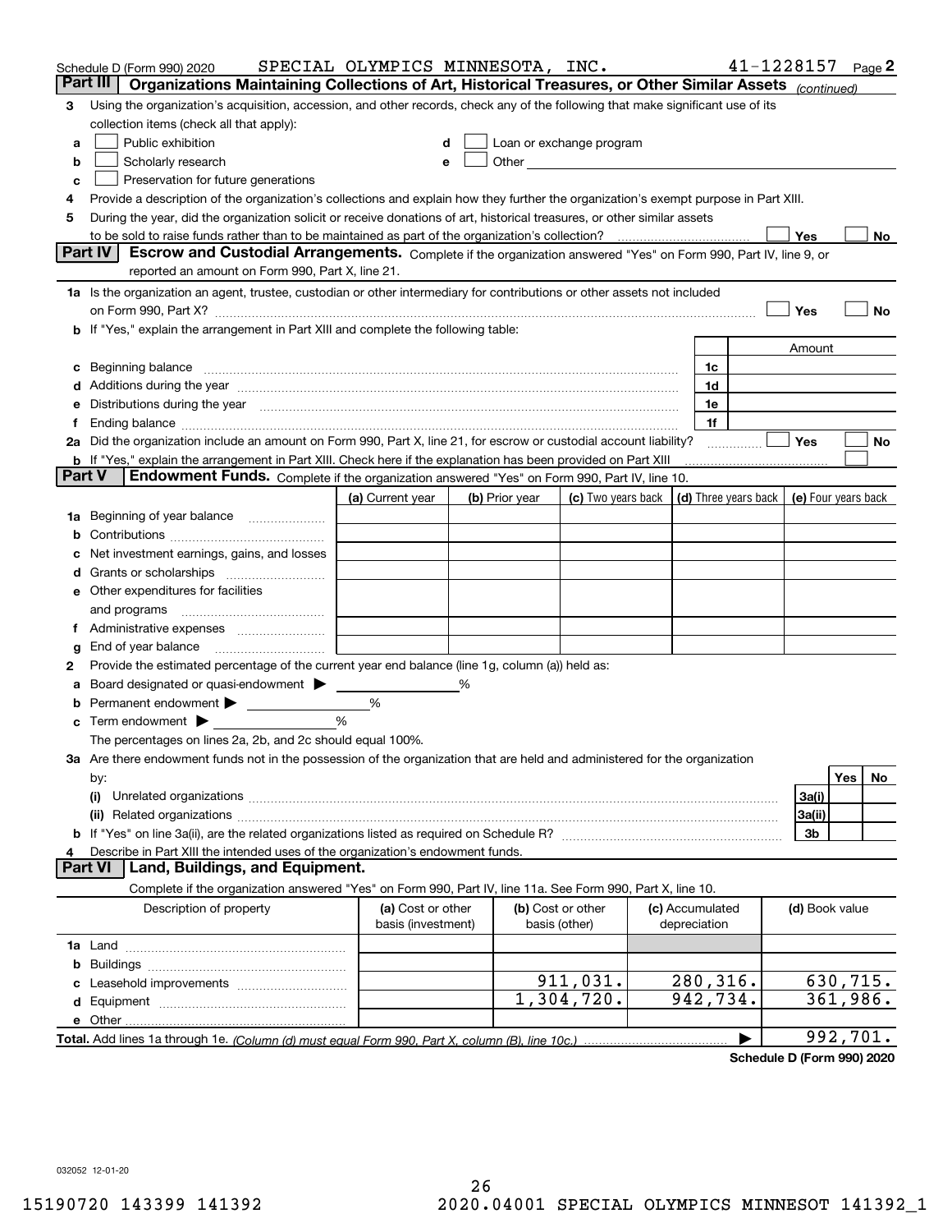Schedule D (Form 990) 2020 SPECIAL OLYMPICS MINNESOTA, INC. 41-1228157 Page 2

**Part III | Organizations Maintaining Collections of Art, Historical Treasures, or Other Similar Assets** *(continued)*

3 Using the organization's acquisition, accession, and other records, check any of the following that make significant use of its collection items (check all that apply):

a ☐ Public exhibition
b ☐ Scholarly research
c ☐ Preservation for future generations
d ☐ Loan or exchange program
e ☐ Other

4 Provide a description of the organization's collections and explain how they further the organization's exempt purpose in Part XIII.

5 During the year, did the organization solicit or receive donations of art, historical treasures, or other similar assets to be sold to raise funds rather than to be maintained as part of the organization's collection? ☐ Yes ☐ No

**Part IV | Escrow and Custodial Arrangements.** Complete if the organization answered "Yes" on Form 990, Part IV, line 9, or reported an amount on Form 990, Part X, line 21.

1a Is the organization an agent, trustee, custodian or other intermediary for contributions or other assets not included on Form 990, Part X? ☐ Yes ☐ No

b If "Yes," explain the arrangement in Part XIII and complete the following table:

| | | Amount |
|---|---|---|
| c Beginning balance | 1c | |
| d Additions during the year | 1d | |
| e Distributions during the year | 1e | |
| f Ending balance | 1f | |

2a Did the organization include an amount on Form 990, Part X, line 21, for escrow or custodial account liability? ☐ Yes ☐ No

b If "Yes," explain the arrangement in Part XIII. Check here if the explanation has been provided on Part XIII ☐

**Part V | Endowment Funds.** Complete if the organization answered "Yes" on Form 990, Part IV, line 10.

| | (a) Current year | (b) Prior year | (c) Two years back | (d) Three years back | (e) Four years back |
|---|---|---|---|---|---|
| 1a Beginning of year balance | | | | | |
| b Contributions | | | | | |
| c Net investment earnings, gains, and losses | | | | | |
| d Grants or scholarships | | | | | |
| e Other expenditures for facilities and programs | | | | | |
| f Administrative expenses | | | | | |
| g End of year balance | | | | | |

2 Provide the estimated percentage of the current year end balance (line 1g, column (a)) held as:

a Board designated or quasi-endowment ▶ %

b Permanent endowment ▶ %

c Term endowment ▶ %

The percentages on lines 2a, 2b, and 2c should equal 100%.

3a Are there endowment funds not in the possession of the organization that are held and administered for the organization by:

| | | Yes | No |
|---|---|---|---|
| (i) Unrelated organizations | 3a(i) | | |
| (ii) Related organizations | 3a(ii) | | |
| b If "Yes" on line 3a(ii), are the related organizations listed as required on Schedule R? | 3b | | |

4 Describe in Part XIII the intended uses of the organization's endowment funds.

**Part VI | Land, Buildings, and Equipment.**

Complete if the organization answered "Yes" on Form 990, Part IV, line 11a. See Form 990, Part X, line 10.

| Description of property | (a) Cost or other basis (investment) | (b) Cost or other basis (other) | (c) Accumulated depreciation | (d) Book value |
|---|---|---|---|---|
| 1a Land | | | | |
| b Buildings | | | | |
| c Leasehold improvements | | 911,031. | 280,316. | 630,715. |
| d Equipment | | 1,304,720. | 942,734. | 361,986. |
| e Other | | | | |

**Total.** Add lines 1a through 1e. *(Column (d) must equal Form 990, Part X, column (B), line 10c.)* ▶ 992,701.

**Schedule D (Form 990) 2020**

032052 12-01-20

15190720 143399 141392 2020.04001 SPECIAL OLYMPICS MINNESOT 141392_1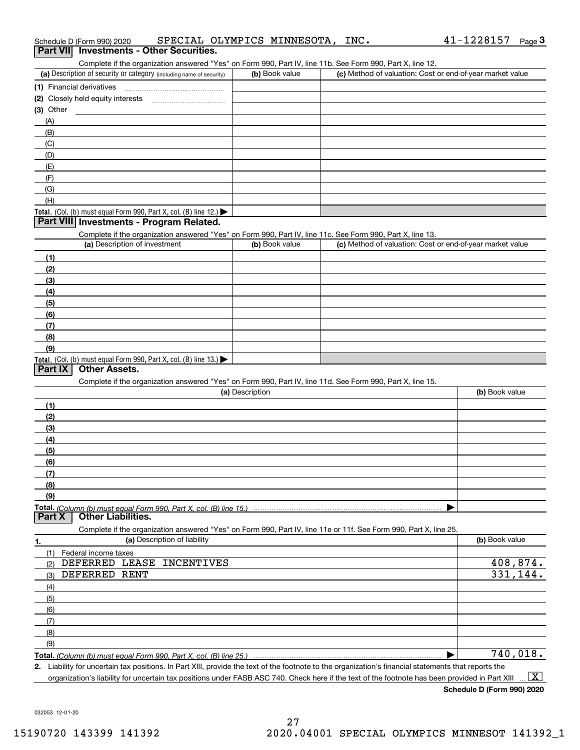Schedule D (Form 990) 2020 SPECIAL OLYMPICS MINNESOTA, INC. 41-1228157 Page 3

## Part VII Investments - Other Securities.

Complete if the organization answered "Yes" on Form 990, Part IV, line 11b. See Form 990, Part X, line 12.

| (a) Description of security or category (including name of security) | (b) Book value | (c) Method of valuation: Cost or end-of-year market value |
|---|---|---|
| (1) Financial derivatives | | |
| (2) Closely held equity interests | | |
| (3) Other | | |
| (A) | | |
| (B) | | |
| (C) | | |
| (D) | | |
| (E) | | |
| (F) | | |
| (G) | | |
| (H) | | |
| **Total.** (Col. (b) must equal Form 990, Part X, col. (B) line 12.) ▶ | | |

## Part VIII Investments - Program Related.

Complete if the organization answered "Yes" on Form 990, Part IV, line 11c. See Form 990, Part X, line 13.

| (a) Description of investment | (b) Book value | (c) Method of valuation: Cost or end-of-year market value |
|---|---|---|
| (1) | | |
| (2) | | |
| (3) | | |
| (4) | | |
| (5) | | |
| (6) | | |
| (7) | | |
| (8) | | |
| (9) | | |
| **Total.** (Col. (b) must equal Form 990, Part X, col. (B) line 13.) ▶ | | |

## Part IX Other Assets.

Complete if the organization answered "Yes" on Form 990, Part IV, line 11d. See Form 990, Part X, line 15.

| (a) Description | (b) Book value |
|---|---|
| (1) | |
| (2) | |
| (3) | |
| (4) | |
| (5) | |
| (6) | |
| (7) | |
| (8) | |
| (9) | |
| **Total.** *(Column (b) must equal Form 990, Part X, col. (B) line 15.)* ▶ | |

## Part X Other Liabilities.

Complete if the organization answered "Yes" on Form 990, Part IV, line 11e or 11f. See Form 990, Part X, line 25.

| 1. (a) Description of liability | (b) Book value |
|---|---|
| (1) Federal income taxes | |
| (2) DEFERRED LEASE INCENTIVES | 408,874. |
| (3) DEFERRED RENT | 331,144. |
| (4) | |
| (5) | |
| (6) | |
| (7) | |
| (8) | |
| (9) | |
| **Total.** *(Column (b) must equal Form 990, Part X, col. (B) line 25.)* ▶ | 740,018. |

**2.** Liability for uncertain tax positions. In Part XIII, provide the text of the footnote to the organization's financial statements that reports the organization's liability for uncertain tax positions under FASB ASC 740. Check here if the text of the footnote has been provided in Part XIII ... [X]

**Schedule D (Form 990) 2020**

032053 12-01-20

15190720 143399 141392 2020.04001 SPECIAL OLYMPICS MINNESOT 141392_1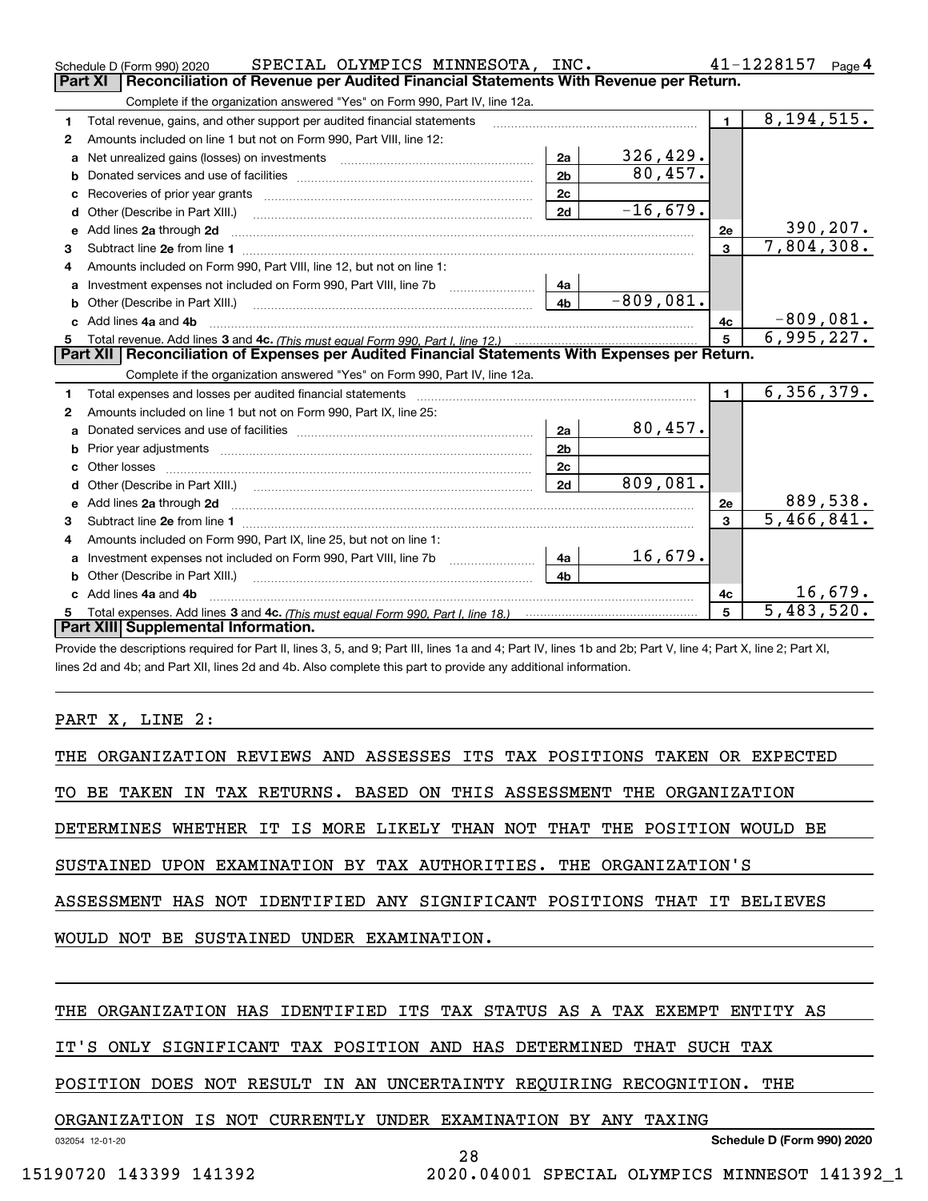Schedule D (Form 990) 2020 SPECIAL OLYMPICS MINNESOTA, INC. 41-1228157 Page 4

**Part XI Reconciliation of Revenue per Audited Financial Statements With Revenue per Return.**

Complete if the organization answered "Yes" on Form 990, Part IV, line 12a.

| | | | | | |
|---|---|---|---|---|---|
| 1 | Total revenue, gains, and other support per audited financial statements | | | 1 | 8,194,515. |
| 2 | Amounts included on line 1 but not on Form 990, Part VIII, line 12: | | | | |
| a | Net unrealized gains (losses) on investments | 2a | 326,429. | | |
| b | Donated services and use of facilities | 2b | 80,457. | | |
| c | Recoveries of prior year grants | 2c | | | |
| d | Other (Describe in Part XIII.) | 2d | -16,679. | | |
| e | Add lines 2a through 2d | | | 2e | 390,207. |
| 3 | Subtract line 2e from line 1 | | | 3 | 7,804,308. |
| 4 | Amounts included on Form 990, Part VIII, line 12, but not on line 1: | | | | |
| a | Investment expenses not included on Form 990, Part VIII, line 7b | 4a | | | |
| b | Other (Describe in Part XIII.) | 4b | -809,081. | | |
| c | Add lines 4a and 4b | | | 4c | -809,081. |
| 5 | Total revenue. Add lines 3 and 4c. *(This must equal Form 990, Part I, line 12.)* | | | 5 | 6,995,227. |

**Part XII Reconciliation of Expenses per Audited Financial Statements With Expenses per Return.**

Complete if the organization answered "Yes" on Form 990, Part IV, line 12a.

| | | | | | |
|---|---|---|---|---|---|
| 1 | Total expenses and losses per audited financial statements | | | 1 | 6,356,379. |
| 2 | Amounts included on line 1 but not on Form 990, Part IX, line 25: | | | | |
| a | Donated services and use of facilities | 2a | 80,457. | | |
| b | Prior year adjustments | 2b | | | |
| c | Other losses | 2c | | | |
| d | Other (Describe in Part XIII.) | 2d | 809,081. | | |
| e | Add lines 2a through 2d | | | 2e | 889,538. |
| 3 | Subtract line 2e from line 1 | | | 3 | 5,466,841. |
| 4 | Amounts included on Form 990, Part IX, line 25, but not on line 1: | | | | |
| a | Investment expenses not included on Form 990, Part VIII, line 7b | 4a | 16,679. | | |
| b | Other (Describe in Part XIII.) | 4b | | | |
| c | Add lines 4a and 4b | | | 4c | 16,679. |
| 5 | Total expenses. Add lines 3 and 4c. *(This must equal Form 990, Part I, line 18.)* | | | 5 | 5,483,520. |

**Part XIII Supplemental Information.**

Provide the descriptions required for Part II, lines 3, 5, and 9; Part III, lines 1a and 4; Part IV, lines 1b and 2b; Part V, line 4; Part X, line 2; Part XI, lines 2d and 4b; and Part XII, lines 2d and 4b. Also complete this part to provide any additional information.

PART X, LINE 2:

THE ORGANIZATION REVIEWS AND ASSESSES ITS TAX POSITIONS TAKEN OR EXPECTED TO BE TAKEN IN TAX RETURNS. BASED ON THIS ASSESSMENT THE ORGANIZATION DETERMINES WHETHER IT IS MORE LIKELY THAN NOT THAT THE POSITION WOULD BE SUSTAINED UPON EXAMINATION BY TAX AUTHORITIES. THE ORGANIZATION'S ASSESSMENT HAS NOT IDENTIFIED ANY SIGNIFICANT POSITIONS THAT IT BELIEVES WOULD NOT BE SUSTAINED UNDER EXAMINATION.

THE ORGANIZATION HAS IDENTIFIED ITS TAX STATUS AS A TAX EXEMPT ENTITY AS IT'S ONLY SIGNIFICANT TAX POSITION AND HAS DETERMINED THAT SUCH TAX POSITION DOES NOT RESULT IN AN UNCERTAINTY REQUIRING RECOGNITION. THE ORGANIZATION IS NOT CURRENTLY UNDER EXAMINATION BY ANY TAXING

032054 12-01-20 **Schedule D (Form 990) 2020**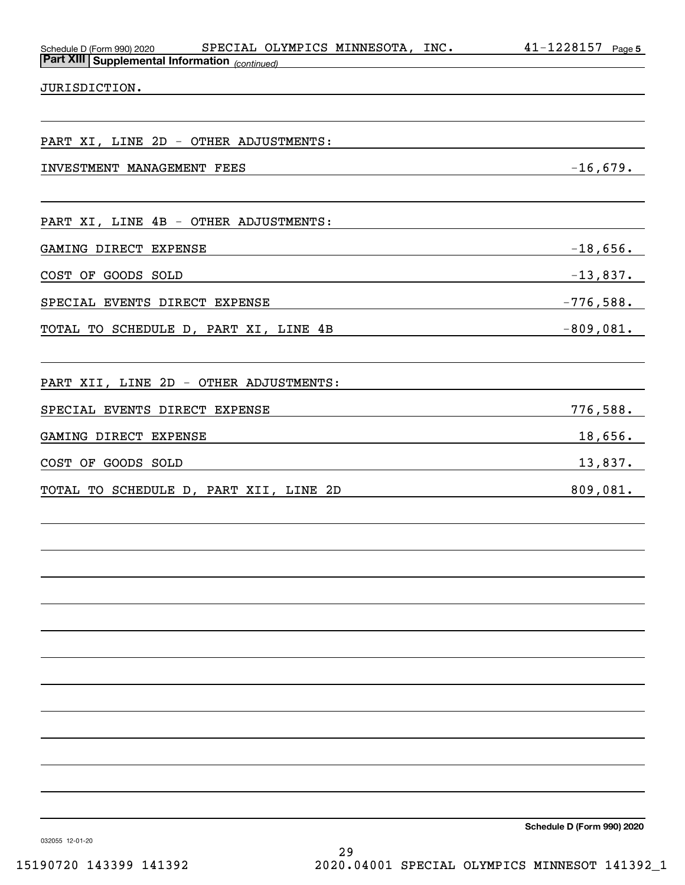Schedule D (Form 990) 2020 SPECIAL OLYMPICS MINNESOTA, INC. 41-1228157 Page 5

**Part XIII Supplemental Information** *(continued)*

JURISDICTION.

PART XI, LINE 2D - OTHER ADJUSTMENTS:

| | |
|---|---|
| INVESTMENT MANAGEMENT FEES | -16,679. |

PART XI, LINE 4B - OTHER ADJUSTMENTS:

| | |
|---|---|
| GAMING DIRECT EXPENSE | -18,656. |
| COST OF GOODS SOLD | -13,837. |
| SPECIAL EVENTS DIRECT EXPENSE | -776,588. |
| TOTAL TO SCHEDULE D, PART XI, LINE 4B | -809,081. |

PART XII, LINE 2D - OTHER ADJUSTMENTS:

| | |
|---|---|
| SPECIAL EVENTS DIRECT EXPENSE | 776,588. |
| GAMING DIRECT EXPENSE | 18,656. |
| COST OF GOODS SOLD | 13,837. |
| TOTAL TO SCHEDULE D, PART XII, LINE 2D | 809,081. |

Schedule D (Form 990) 2020

032055 12-01-20

15190720 143399 141392 2020.04001 SPECIAL OLYMPICS MINNESOT 141392_1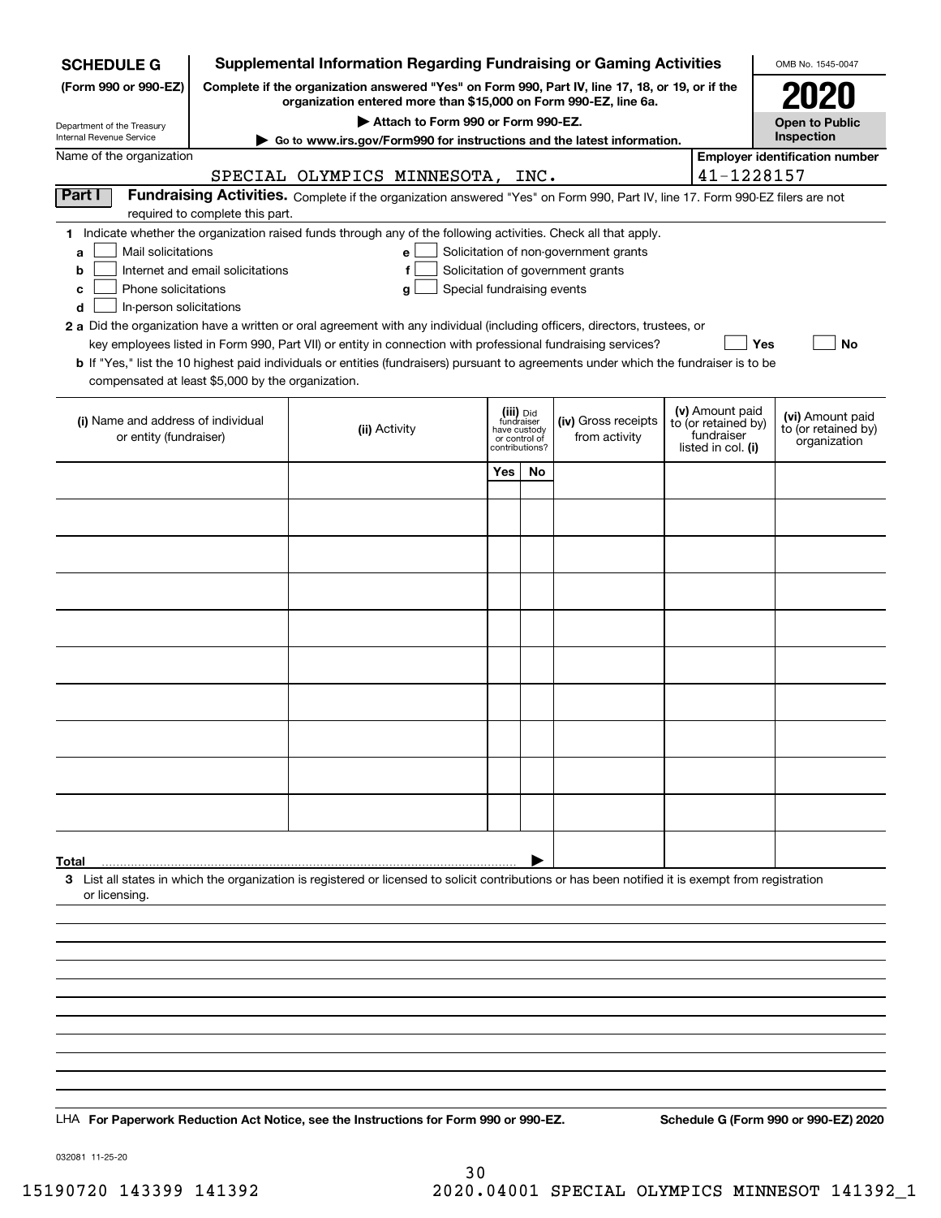**SCHEDULE G** (Form 990 or 990-EZ)

Department of the Treasury
Internal Revenue Service

# Supplemental Information Regarding Fundraising or Gaming Activities

**Complete if the organization answered "Yes" on Form 990, Part IV, line 17, 18, or 19, or if the organization entered more than $15,000 on Form 990-EZ, line 6a.**

**▶ Attach to Form 990 or Form 990-EZ.**

**▶ Go to www.irs.gov/Form990 for instructions and the latest information.**

OMB No. 1545-0047

**2020**

**Open to Public Inspection**

Name of the organization: SPECIAL OLYMPICS MINNESOTA, INC.

**Employer identification number:** 41-1228157

**Part I** **Fundraising Activities.** Complete if the organization answered "Yes" on Form 990, Part IV, line 17. Form 990-EZ filers are not required to complete this part.

**1** Indicate whether the organization raised funds through any of the following activities. Check all that apply.

- **a** ☐ Mail solicitations
- **b** ☐ Internet and email solicitations
- **c** ☐ Phone solicitations
- **d** ☐ In-person solicitations
- **e** ☐ Solicitation of non-government grants
- **f** ☐ Solicitation of government grants
- **g** ☐ Special fundraising events

**2 a** Did the organization have a written or oral agreement with any individual (including officers, directors, trustees, or key employees listed in Form 990, Part VII) or entity in connection with professional fundraising services? ☐ **Yes** ☐ **No**

**b** If "Yes," list the 10 highest paid individuals or entities (fundraisers) pursuant to agreements under which the fundraiser is to be compensated at least $5,000 by the organization.

| **(i)** Name and address of individual or entity (fundraiser) | **(ii)** Activity | **(iii)** Did fundraiser have custody or control of contributions? | | **(iv)** Gross receipts from activity | **(v)** Amount paid to (or retained by) fundraiser listed in col. **(i)** | **(vi)** Amount paid to (or retained by) organization |
|---|---|---|---|---|---|---|
| | | Yes | No | | | |
| | | | | | | |
| | | | | | | |
| | | | | | | |
| | | | | | | |
| | | | | | | |
| | | | | | | |
| | | | | | | |
| | | | | | | |
| | | | | | | |
| | | | | | | |
| **Total** ▶ | | | | | | |

**3** List all states in which the organization is registered or licensed to solicit contributions or has been notified it is exempt from registration or licensing.

LHA **For Paperwork Reduction Act Notice, see the Instructions for Form 990 or 990-EZ.** **Schedule G (Form 990 or 990-EZ) 2020**

032081 11-25-20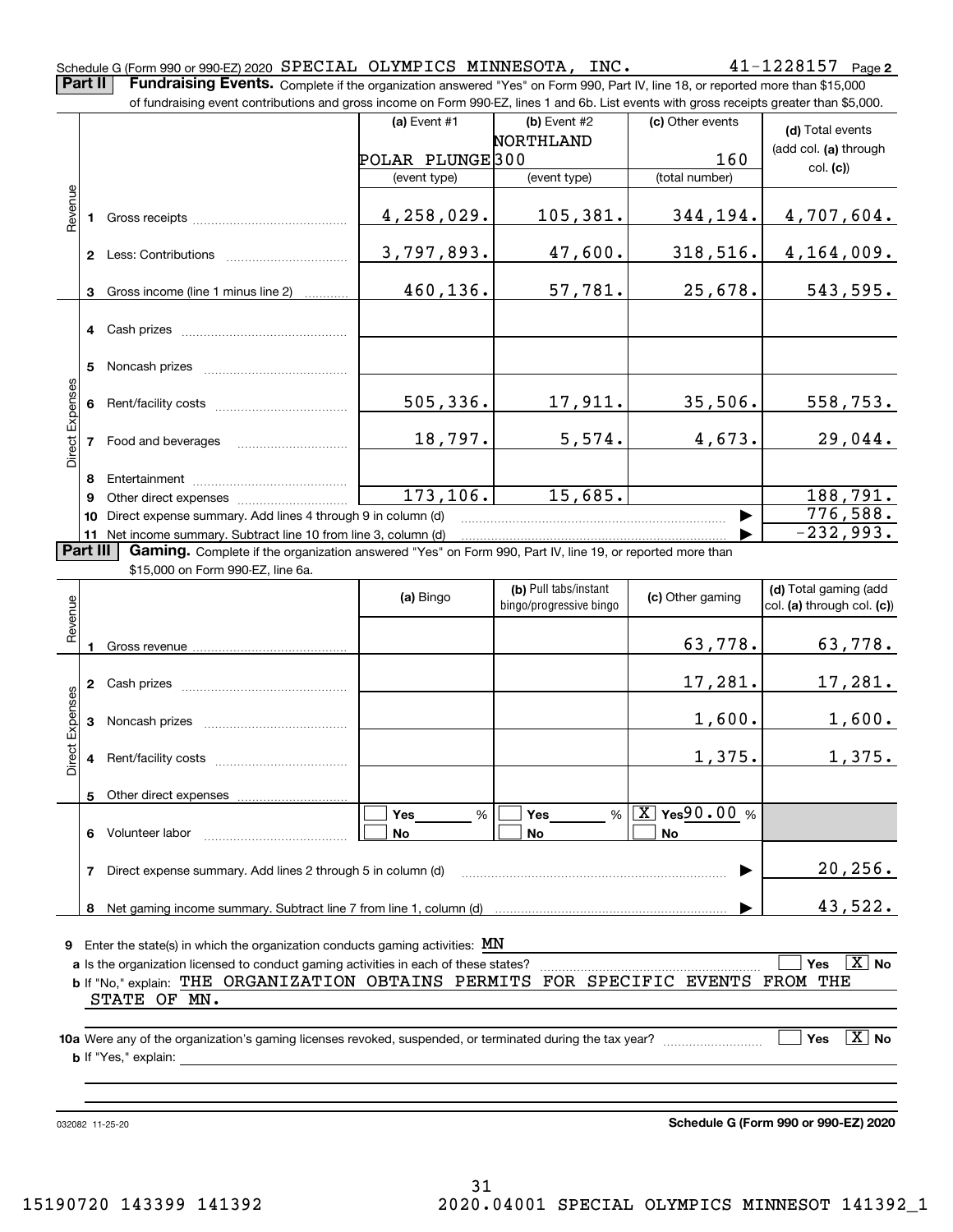Schedule G (Form 990 or 990-EZ) 2020 SPECIAL OLYMPICS MINNESOTA, INC. 41-1228157 Page **2**

**Part II** **Fundraising Events.** Complete if the organization answered "Yes" on Form 990, Part IV, line 18, or reported more than $15,000 of fundraising event contributions and gross income on Form 990-EZ, lines 1 and 6b. List events with gross receipts greater than $5,000.

| | | (a) Event #1 | (b) Event #2 | (c) Other events | (d) Total events (add col. (a) through col. (c)) |
|---|---|---|---|---|---|
| | | POLAR PLUNGE | NORTHLAND 300 | 160 | |
| | | (event type) | (event type) | (total number) | |
| Revenue | 1 Gross receipts | 4,258,029. | 105,381. | 344,194. | 4,707,604. |
| | 2 Less: Contributions | 3,797,893. | 47,600. | 318,516. | 4,164,009. |
| | 3 Gross income (line 1 minus line 2) | 460,136. | 57,781. | 25,678. | 543,595. |
| Direct Expenses | 4 Cash prizes | | | | |
| | 5 Noncash prizes | | | | |
| | 6 Rent/facility costs | 505,336. | 17,911. | 35,506. | 558,753. |
| | 7 Food and beverages | 18,797. | 5,574. | 4,673. | 29,044. |
| | 8 Entertainment | | | | |
| | 9 Other direct expenses | 173,106. | 15,685. | | 188,791. |
| | 10 Direct expense summary. Add lines 4 through 9 in column (d) | | | ▶ | 776,588. |
| | 11 Net income summary. Subtract line 10 from line 3, column (d) | | | ▶ | -232,993. |

**Part III** **Gaming.** Complete if the organization answered "Yes" on Form 990, Part IV, line 19, or reported more than $15,000 on Form 990-EZ, line 6a.

| | | (a) Bingo | (b) Pull tabs/instant bingo/progressive bingo | (c) Other gaming | (d) Total gaming (add col. (a) through col. (c)) |
|---|---|---|---|---|---|
| Revenue | 1 Gross revenue | | | 63,778. | 63,778. |
| Direct Expenses | 2 Cash prizes | | | 17,281. | 17,281. |
| | 3 Noncash prizes | | | 1,600. | 1,600. |
| | 4 Rent/facility costs | | | 1,375. | 1,375. |
| | 5 Other direct expenses | | | | |
| | 6 Volunteer labor | ☐ Yes ____ % ☐ No | ☐ Yes ____ % ☐ No | ☒ Yes 90.00 % ☐ No | |
| | 7 Direct expense summary. Add lines 2 through 5 in column (d) | | | ▶ | 20,256. |
| | 8 Net gaming income summary. Subtract line 7 from line 1, column (d) | | | ▶ | 43,522. |

**9** Enter the state(s) in which the organization conducts gaming activities: MN

**a** Is the organization licensed to conduct gaming activities in each of these states? ☐ Yes ☒ No

**b** If "No," explain: THE ORGANIZATION OBTAINS PERMITS FOR SPECIFIC EVENTS FROM THE STATE OF MN.

**10a** Were any of the organization's gaming licenses revoked, suspended, or terminated during the tax year? ☐ Yes ☒ No

**b** If "Yes," explain:

032082 11-25-20

**Schedule G (Form 990 or 990-EZ) 2020**

15190720 143399 141392 2020.04001 SPECIAL OLYMPICS MINNESOT 141392_1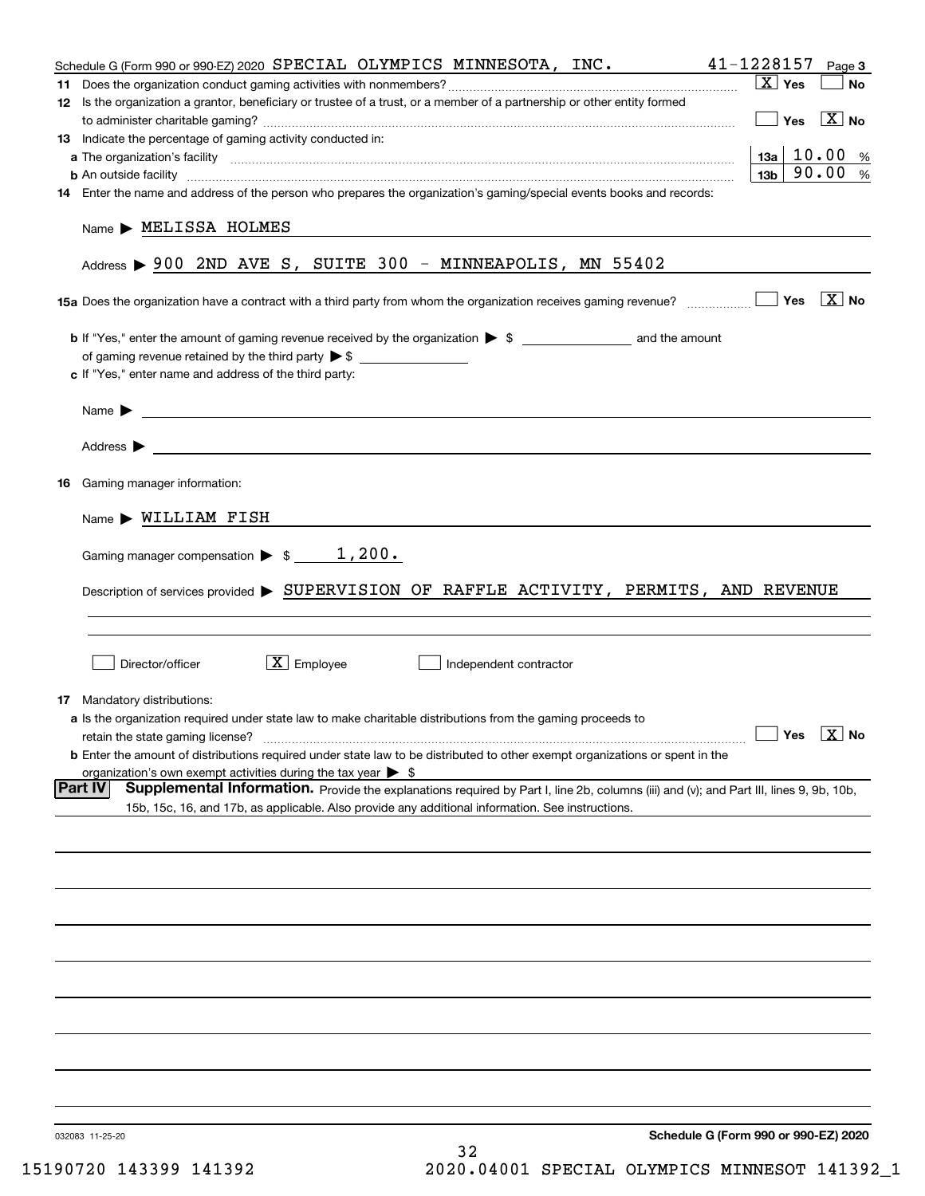Schedule G (Form 990 or 990-EZ) 2020 SPECIAL OLYMPICS MINNESOTA, INC. 41-1228157 Page 3

**11** Does the organization conduct gaming activities with nonmembers? [X] Yes [ ] No

**12** Is the organization a grantor, beneficiary or trustee of a trust, or a member of a partnership or other entity formed to administer charitable gaming? [ ] Yes [X] No

**13** Indicate the percentage of gaming activity conducted in:

**a** The organization's facility — **13a** 10.00 %

**b** An outside facility — **13b** 90.00 %

**14** Enter the name and address of the person who prepares the organization's gaming/special events books and records:

Name ▶ MELISSA HOLMES

Address ▶ 900 2ND AVE S, SUITE 300 - MINNEAPOLIS, MN 55402

**15a** Does the organization have a contract with a third party from whom the organization receives gaming revenue? [ ] Yes [X] No

**b** If "Yes," enter the amount of gaming revenue received by the organization ▶ $ ________ and the amount of gaming revenue retained by the third party ▶ $ ________

**c** If "Yes," enter name and address of the third party:

Name ▶

Address ▶

**16** Gaming manager information:

Name ▶ WILLIAM FISH

Gaming manager compensation ▶ $ 1,200.

Description of services provided ▶ SUPERVISION OF RAFFLE ACTIVITY, PERMITS, AND REVENUE

[ ] Director/officer [X] Employee [ ] Independent contractor

**17** Mandatory distributions:

**a** Is the organization required under state law to make charitable distributions from the gaming proceeds to retain the state gaming license? [ ] Yes [X] No

**b** Enter the amount of distributions required under state law to be distributed to other exempt organizations or spent in the organization's own exempt activities during the tax year ▶ $

**Part IV** **Supplemental Information.** Provide the explanations required by Part I, line 2b, columns (iii) and (v); and Part III, lines 9, 9b, 10b, 15b, 15c, 16, and 17b, as applicable. Also provide any additional information. See instructions.

032083 11-25-20 **Schedule G (Form 990 or 990-EZ) 2020**

15190720 143399 141392 2020.04001 SPECIAL OLYMPICS MINNESOT 141392_1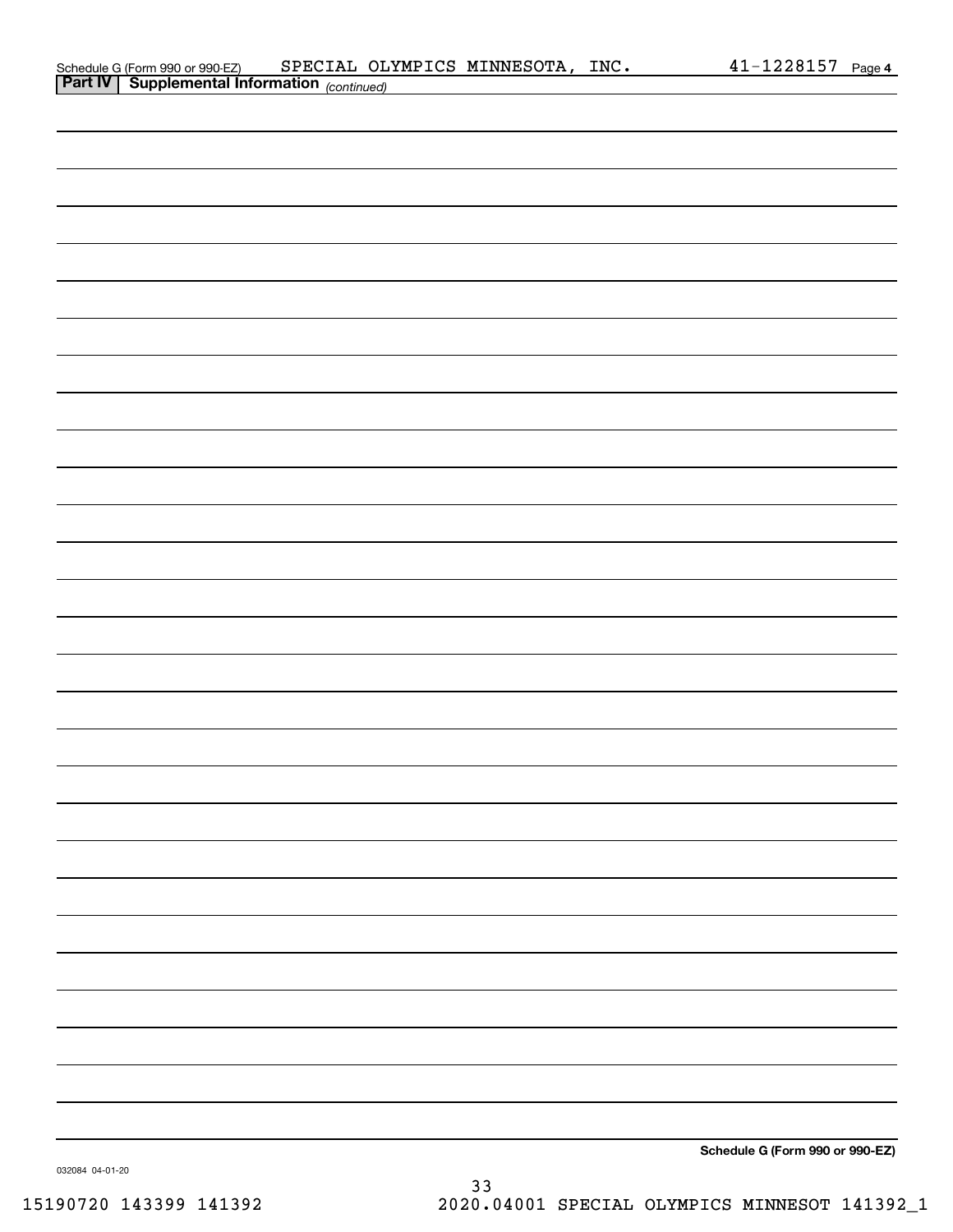Schedule G (Form 990 or 990-EZ) SPECIAL OLYMPICS MINNESOTA, INC. 41-1228157 Page **4**

**Part IV | Supplemental Information** *(continued)*

**Schedule G (Form 990 or 990-EZ)**

032084 04-01-20

15190720 143399 141392 2020.04001 SPECIAL OLYMPICS MINNESOT 141392_1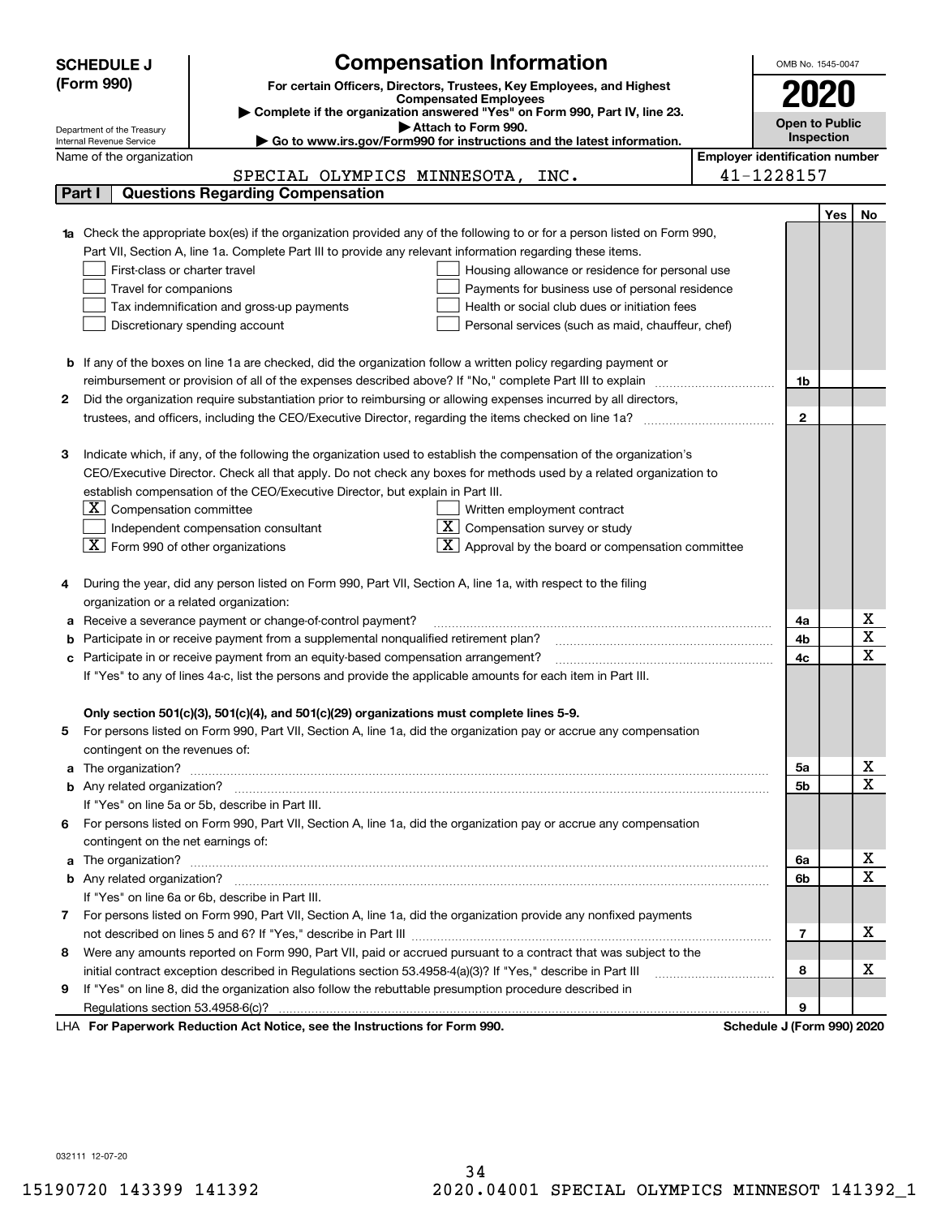**SCHEDULE J (Form 990)**

Department of the Treasury
Internal Revenue Service

# Compensation Information

**For certain Officers, Directors, Trustees, Key Employees, and Highest Compensated Employees**

▶ **Complete if the organization answered "Yes" on Form 990, Part IV, line 23.**

▶ **Attach to Form 990.**

▶ **Go to www.irs.gov/Form990 for instructions and the latest information.**

OMB No. 1545-0047

**2020**

**Open to Public Inspection**

Name of the organization: SPECIAL OLYMPICS MINNESOTA, INC.

**Employer identification number:** 41-1228157

## Part I — Questions Regarding Compensation

| | | | Yes | No |
|---|---|---|---|---|
| **1a** | Check the appropriate box(es) if the organization provided any of the following to or for a person listed on Form 990, Part VII, Section A, line 1a. Complete Part III to provide any relevant information regarding these items.<br>☐ First-class or charter travel ☐ Housing allowance or residence for personal use<br>☐ Travel for companions ☐ Payments for business use of personal residence<br>☐ Tax indemnification and gross-up payments ☐ Health or social club dues or initiation fees<br>☐ Discretionary spending account ☐ Personal services (such as maid, chauffeur, chef) | | | |
| **b** | If any of the boxes on line 1a are checked, did the organization follow a written policy regarding payment or reimbursement or provision of all of the expenses described above? If "No," complete Part III to explain | 1b | | |
| **2** | Did the organization require substantiation prior to reimbursing or allowing expenses incurred by all directors, trustees, and officers, including the CEO/Executive Director, regarding the items checked on line 1a? | 2 | | |
| **3** | Indicate which, if any, of the following the organization used to establish the compensation of the organization's CEO/Executive Director. Check all that apply. Do not check any boxes for methods used by a related organization to establish compensation of the CEO/Executive Director, but explain in Part III.<br>☒ Compensation committee ☐ Written employment contract<br>☐ Independent compensation consultant ☒ Compensation survey or study<br>☒ Form 990 of other organizations ☒ Approval by the board or compensation committee | | | |
| **4** | During the year, did any person listed on Form 990, Part VII, Section A, line 1a, with respect to the filing organization or a related organization: | | | |
| **a** | Receive a severance payment or change-of-control payment? | 4a | | X |
| **b** | Participate in or receive payment from a supplemental nonqualified retirement plan? | 4b | | X |
| **c** | Participate in or receive payment from an equity-based compensation arrangement? | 4c | | X |
| | If "Yes" to any of lines 4a-c, list the persons and provide the applicable amounts for each item in Part III. | | | |
| | **Only section 501(c)(3), 501(c)(4), and 501(c)(29) organizations must complete lines 5-9.** | | | |
| **5** | For persons listed on Form 990, Part VII, Section A, line 1a, did the organization pay or accrue any compensation contingent on the revenues of: | | | |
| **a** | The organization? | 5a | | X |
| **b** | Any related organization? | 5b | | X |
| | If "Yes" on line 5a or 5b, describe in Part III. | | | |
| **6** | For persons listed on Form 990, Part VII, Section A, line 1a, did the organization pay or accrue any compensation contingent on the net earnings of: | | | |
| **a** | The organization? | 6a | | X |
| **b** | Any related organization? | 6b | | X |
| | If "Yes" on line 6a or 6b, describe in Part III. | | | |
| **7** | For persons listed on Form 990, Part VII, Section A, line 1a, did the organization provide any nonfixed payments not described on lines 5 and 6? If "Yes," describe in Part III | 7 | | X |
| **8** | Were any amounts reported on Form 990, Part VII, paid or accrued pursuant to a contract that was subject to the initial contract exception described in Regulations section 53.4958-4(a)(3)? If "Yes," describe in Part III | 8 | | X |
| **9** | If "Yes" on line 8, did the organization also follow the rebuttable presumption procedure described in Regulations section 53.4958-6(c)? | 9 | | |

LHA **For Paperwork Reduction Act Notice, see the Instructions for Form 990.** **Schedule J (Form 990) 2020**

032111 12-07-20

15190720 143399 141392 2020.04001 SPECIAL OLYMPICS MINNESOT 141392_1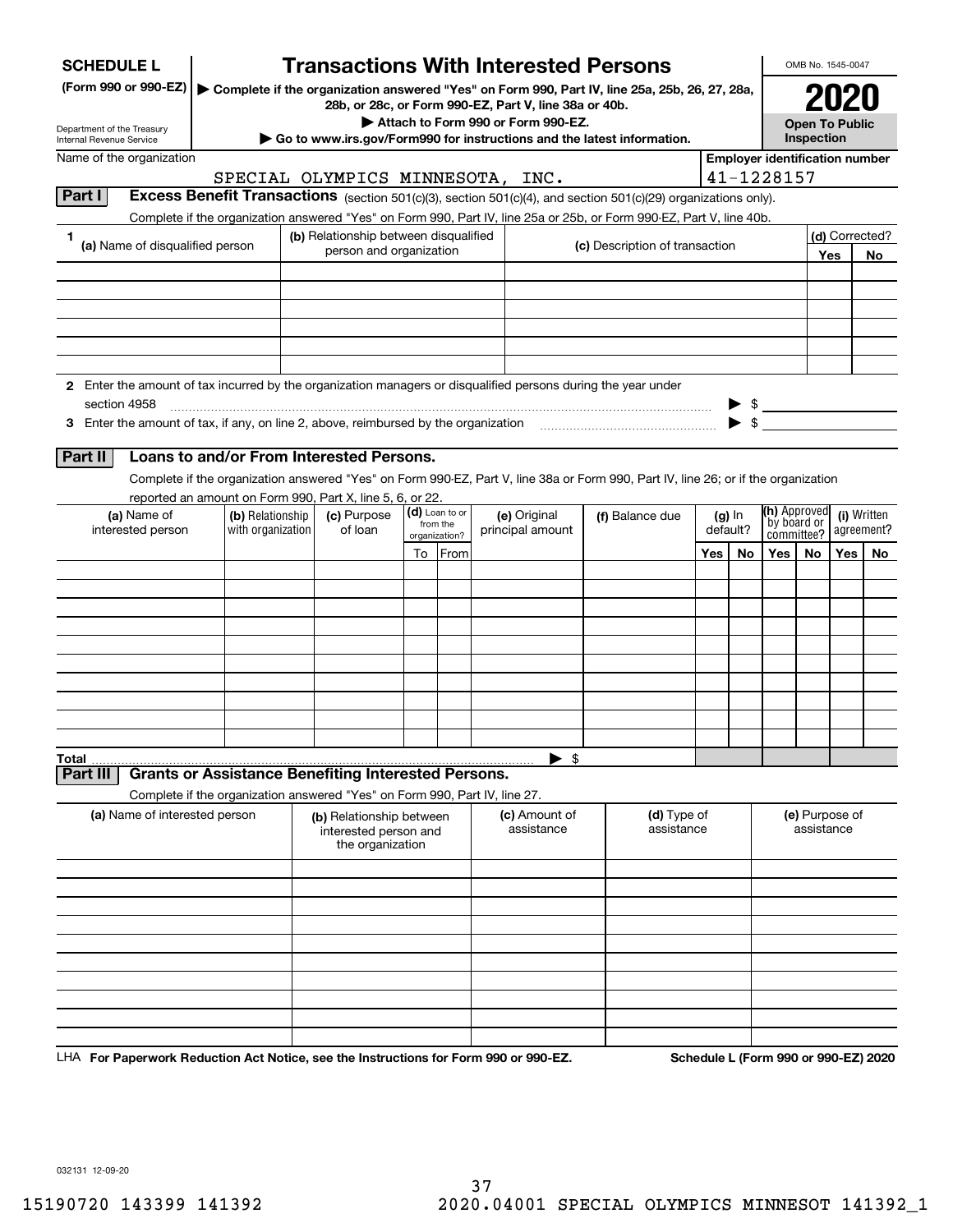**SCHEDULE L**
**(Form 990 or 990-EZ)**

Department of the Treasury
Internal Revenue Service

# Transactions With Interested Persons

▶ **Complete if the organization answered "Yes" on Form 990, Part IV, line 25a, 25b, 26, 27, 28a, 28b, or 28c, or Form 990-EZ, Part V, line 38a or 40b.**
▶ **Attach to Form 990 or Form 990-EZ.**
▶ **Go to www.irs.gov/Form990 for instructions and the latest information.**

OMB No. 1545-0047

**2020**

**Open To Public Inspection**

Name of the organization: SPECIAL OLYMPICS MINNESOTA, INC.

**Employer identification number:** 41-1228157

**Part I** **Excess Benefit Transactions** (section 501(c)(3), section 501(c)(4), and section 501(c)(29) organizations only).

Complete if the organization answered "Yes" on Form 990, Part IV, line 25a or 25b, or Form 990-EZ, Part V, line 40b.

| 1 (a) Name of disqualified person | (b) Relationship between disqualified person and organization | (c) Description of transaction | (d) Corrected? Yes | No |
|---|---|---|---|---|
| | | | | |
| | | | | |
| | | | | |
| | | | | |
| | | | | |
| | | | | |

**2** Enter the amount of tax incurred by the organization managers or disqualified persons during the year under section 4958 ▶ $

**3** Enter the amount of tax, if any, on line 2, above, reimbursed by the organization ▶ $

**Part II** **Loans to and/or From Interested Persons.**

Complete if the organization answered "Yes" on Form 990-EZ, Part V, line 38a or Form 990, Part IV, line 26; or if the organization reported an amount on Form 990, Part X, line 5, 6, or 22.

| (a) Name of interested person | (b) Relationship with organization | (c) Purpose of loan | (d) Loan to or from the organization? To | From | (e) Original principal amount | (f) Balance due | (g) In default? Yes | No | (h) Approved by board or committee? Yes | No | (i) Written agreement? Yes | No |
|---|---|---|---|---|---|---|---|---|---|---|---|---|
| | | | | | | | | | | | | |
| | | | | | | | | | | | | |
| | | | | | | | | | | | | |
| | | | | | | | | | | | | |
| | | | | | | | | | | | | |
| | | | | | | | | | | | | |
| | | | | | | | | | | | | |
| | | | | | | | | | | | | |
| | | | | | | | | | | | | |
| | | | | | | | | | | | | |
| **Total** | | | | | ▶ $ | | | | | | | |

**Part III** **Grants or Assistance Benefiting Interested Persons.**

Complete if the organization answered "Yes" on Form 990, Part IV, line 27.

| (a) Name of interested person | (b) Relationship between interested person and the organization | (c) Amount of assistance | (d) Type of assistance | (e) Purpose of assistance |
|---|---|---|---|---|
| | | | | |
| | | | | |
| | | | | |
| | | | | |
| | | | | |
| | | | | |
| | | | | |
| | | | | |
| | | | | |
| | | | | |

LHA **For Paperwork Reduction Act Notice, see the Instructions for Form 990 or 990-EZ.** **Schedule L (Form 990 or 990-EZ) 2020**

032131 12-09-20

15190720 143399 141392 2020.04001 SPECIAL OLYMPICS MINNESOT 141392_1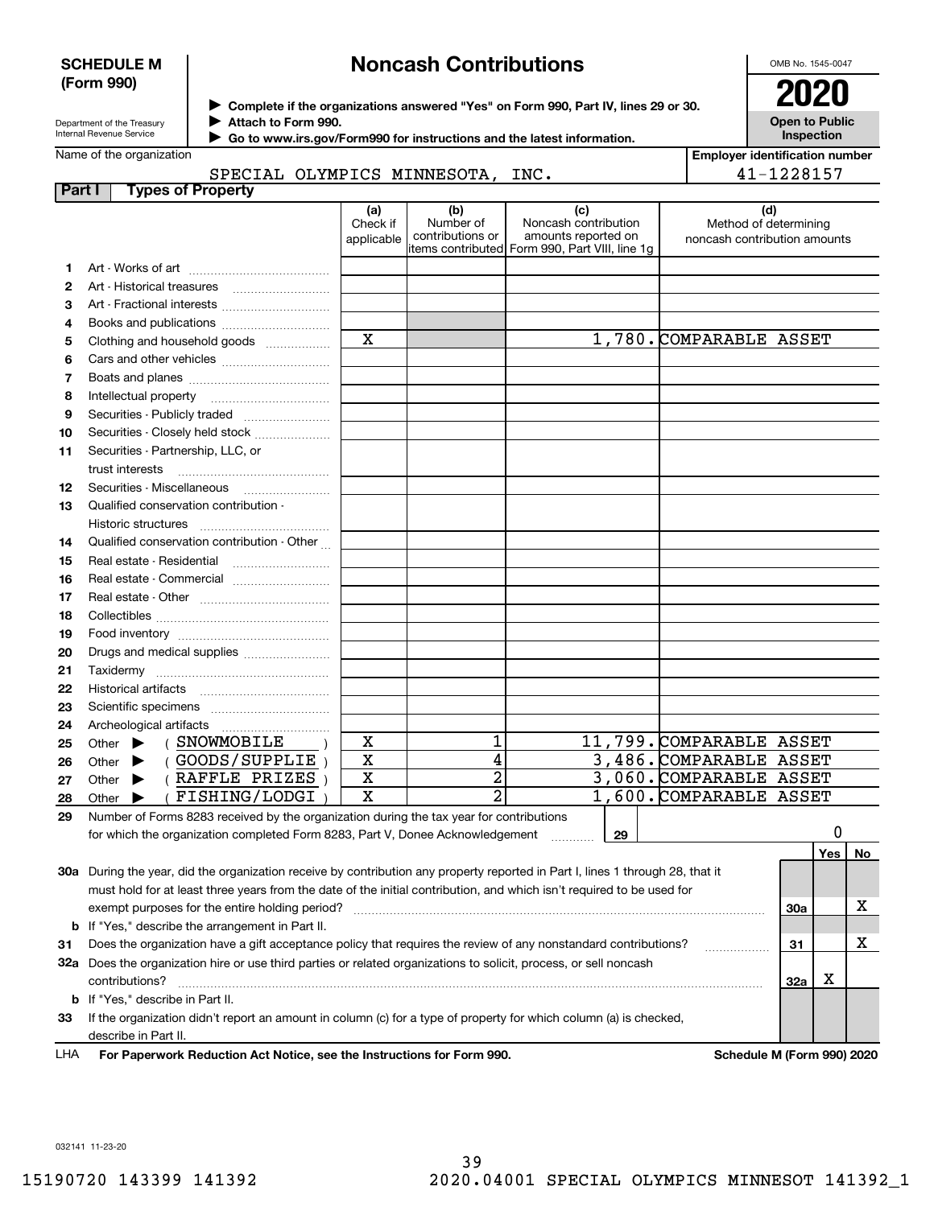**SCHEDULE M (Form 990)**

Department of the Treasury
Internal Revenue Service

# Noncash Contributions

▶ Complete if the organizations answered "Yes" on Form 990, Part IV, lines 29 or 30.
▶ Attach to Form 990.
▶ Go to www.irs.gov/Form990 for instructions and the latest information.

OMB No. 1545-0047

**2020**

**Open to Public Inspection**

Name of the organization: SPECIAL OLYMPICS MINNESOTA, INC.

Employer identification number: 41-1228157

**Part I Types of Property**

| | | (a) Check if applicable | (b) Number of contributions or items contributed | (c) Noncash contribution amounts reported on Form 990, Part VIII, line 1g | (d) Method of determining noncash contribution amounts |
|---|---|---|---|---|---|
| 1 | Art - Works of art | | | | |
| 2 | Art - Historical treasures | | | | |
| 3 | Art - Fractional interests | | | | |
| 4 | Books and publications | | | | |
| 5 | Clothing and household goods | X | | 1,780. | COMPARABLE ASSET |
| 6 | Cars and other vehicles | | | | |
| 7 | Boats and planes | | | | |
| 8 | Intellectual property | | | | |
| 9 | Securities - Publicly traded | | | | |
| 10 | Securities - Closely held stock | | | | |
| 11 | Securities - Partnership, LLC, or trust interests | | | | |
| 12 | Securities - Miscellaneous | | | | |
| 13 | Qualified conservation contribution - Historic structures | | | | |
| 14 | Qualified conservation contribution - Other | | | | |
| 15 | Real estate - Residential | | | | |
| 16 | Real estate - Commercial | | | | |
| 17 | Real estate - Other | | | | |
| 18 | Collectibles | | | | |
| 19 | Food inventory | | | | |
| 20 | Drugs and medical supplies | | | | |
| 21 | Taxidermy | | | | |
| 22 | Historical artifacts | | | | |
| 23 | Scientific specimens | | | | |
| 24 | Archeological artifacts | | | | |
| 25 | Other ▶ ( SNOWMOBILE ) | X | 1 | 11,799. | COMPARABLE ASSET |
| 26 | Other ▶ ( GOODS/SUPPLIE ) | X | 4 | 3,486. | COMPARABLE ASSET |
| 27 | Other ▶ ( RAFFLE PRIZES ) | X | 2 | 3,060. | COMPARABLE ASSET |
| 28 | Other ▶ ( FISHING/LODGI ) | X | 2 | 1,600. | COMPARABLE ASSET |

29 Number of Forms 8283 received by the organization during the tax year for contributions for which the organization completed Form 8283, Part V, Donee Acknowledgement ..... **29** | 0

| | | | Yes | No |
|---|---|---|---|---|
| 30a | During the year, did the organization receive by contribution any property reported in Part I, lines 1 through 28, that it must hold for at least three years from the date of the initial contribution, and which isn't required to be used for exempt purposes for the entire holding period? | 30a | | X |
| b | If "Yes," describe the arrangement in Part II. | | | |
| 31 | Does the organization have a gift acceptance policy that requires the review of any nonstandard contributions? | 31 | | X |
| 32a | Does the organization hire or use third parties or related organizations to solicit, process, or sell noncash contributions? | 32a | X | |
| b | If "Yes," describe in Part II. | | | |
| 33 | If the organization didn't report an amount in column (c) for a type of property for which column (a) is checked, describe in Part II. | | | |

LHA **For Paperwork Reduction Act Notice, see the Instructions for Form 990.** **Schedule M (Form 990) 2020**

032141 11-23-20

15190720 143399 141392 2020.04001 SPECIAL OLYMPICS MINNESOT 141392_1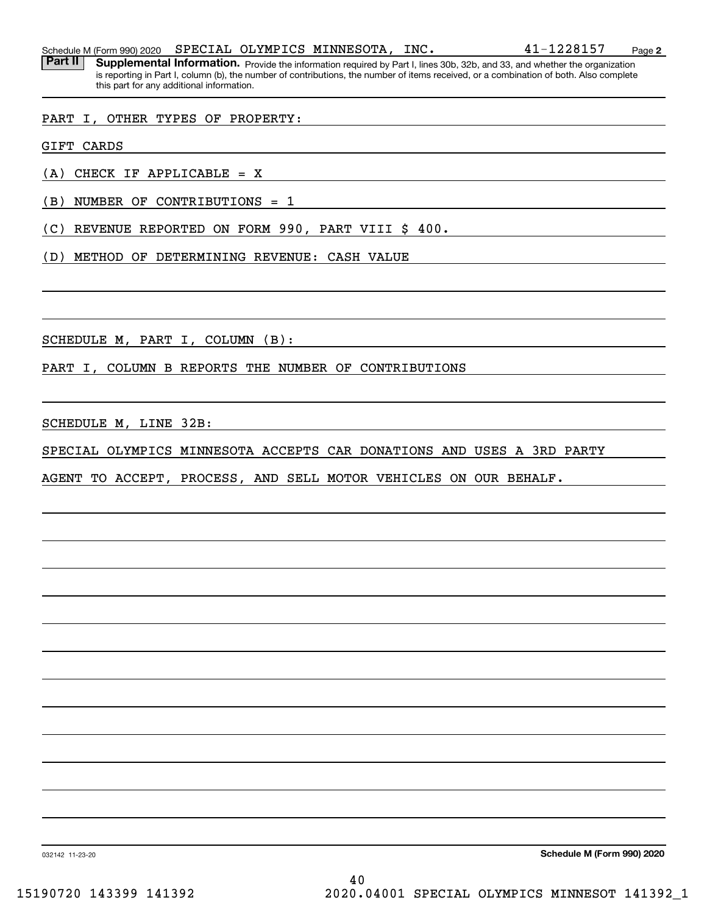Schedule M (Form 990) 2020 SPECIAL OLYMPICS MINNESOTA, INC. 41-1228157 Page 2

**Part II** **Supplemental Information.** Provide the information required by Part I, lines 30b, 32b, and 33, and whether the organization is reporting in Part I, column (b), the number of contributions, the number of items received, or a combination of both. Also complete this part for any additional information.

PART I, OTHER TYPES OF PROPERTY:

GIFT CARDS

(A) CHECK IF APPLICABLE = X

(B) NUMBER OF CONTRIBUTIONS = 1

(C) REVENUE REPORTED ON FORM 990, PART VIII $ 400.

(D) METHOD OF DETERMINING REVENUE: CASH VALUE

SCHEDULE M, PART I, COLUMN (B):

PART I, COLUMN B REPORTS THE NUMBER OF CONTRIBUTIONS

SCHEDULE M, LINE 32B:

SPECIAL OLYMPICS MINNESOTA ACCEPTS CAR DONATIONS AND USES A 3RD PARTY AGENT TO ACCEPT, PROCESS, AND SELL MOTOR VEHICLES ON OUR BEHALF.

032142 11-23-20 **Schedule M (Form 990) 2020**

15190720 143399 141392 2020.04001 SPECIAL OLYMPICS MINNESOT 141392_1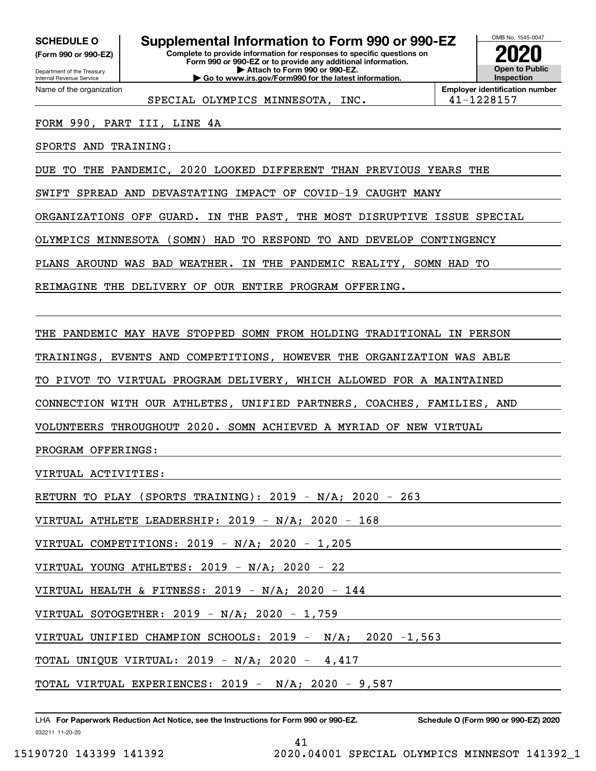**SCHEDULE O**
**(Form 990 or 990-EZ)**

Department of the Treasury
Internal Revenue Service

# Supplemental Information to Form 990 or 990-EZ

**Complete to provide information for responses to specific questions on Form 990 or 990-EZ or to provide any additional information.**
**▶ Attach to Form 990 or 990-EZ.**
**▶ Go to www.irs.gov/Form990 for the latest information.**

OMB No. 1545-0047

**2020**

**Open to Public Inspection**

Name of the organization: SPECIAL OLYMPICS MINNESOTA, INC.

**Employer identification number**: 41-1228157

FORM 990, PART III, LINE 4A

SPORTS AND TRAINING:

DUE TO THE PANDEMIC, 2020 LOOKED DIFFERENT THAN PREVIOUS YEARS THE SWIFT SPREAD AND DEVASTATING IMPACT OF COVID-19 CAUGHT MANY ORGANIZATIONS OFF GUARD. IN THE PAST, THE MOST DISRUPTIVE ISSUE SPECIAL OLYMPICS MINNESOTA (SOMN) HAD TO RESPOND TO AND DEVELOP CONTINGENCY PLANS AROUND WAS BAD WEATHER. IN THE PANDEMIC REALITY, SOMN HAD TO REIMAGINE THE DELIVERY OF OUR ENTIRE PROGRAM OFFERING.

THE PANDEMIC MAY HAVE STOPPED SOMN FROM HOLDING TRADITIONAL IN PERSON TRAININGS, EVENTS AND COMPETITIONS, HOWEVER THE ORGANIZATION WAS ABLE TO PIVOT TO VIRTUAL PROGRAM DELIVERY, WHICH ALLOWED FOR A MAINTAINED CONNECTION WITH OUR ATHLETES, UNIFIED PARTNERS, COACHES, FAMILIES, AND VOLUNTEERS THROUGHOUT 2020. SOMN ACHIEVED A MYRIAD OF NEW VIRTUAL PROGRAM OFFERINGS:

VIRTUAL ACTIVITIES:

RETURN TO PLAY (SPORTS TRAINING): 2019 - N/A; 2020 - 263

VIRTUAL ATHLETE LEADERSHIP: 2019 - N/A; 2020 - 168

VIRTUAL COMPETITIONS: 2019 - N/A; 2020 - 1,205

VIRTUAL YOUNG ATHLETES: 2019 - N/A; 2020 - 22

VIRTUAL HEALTH & FITNESS: 2019 - N/A; 2020 - 144

VIRTUAL SOTOGETHER: 2019 - N/A; 2020 - 1,759

VIRTUAL UNIFIED CHAMPION SCHOOLS: 2019 - N/A; 2020 -1,563

TOTAL UNIQUE VIRTUAL: 2019 - N/A; 2020 - 4,417

TOTAL VIRTUAL EXPERIENCES: 2019 - N/A; 2020 - 9,587

LHA **For Paperwork Reduction Act Notice, see the Instructions for Form 990 or 990-EZ.** **Schedule O (Form 990 or 990-EZ) 2020**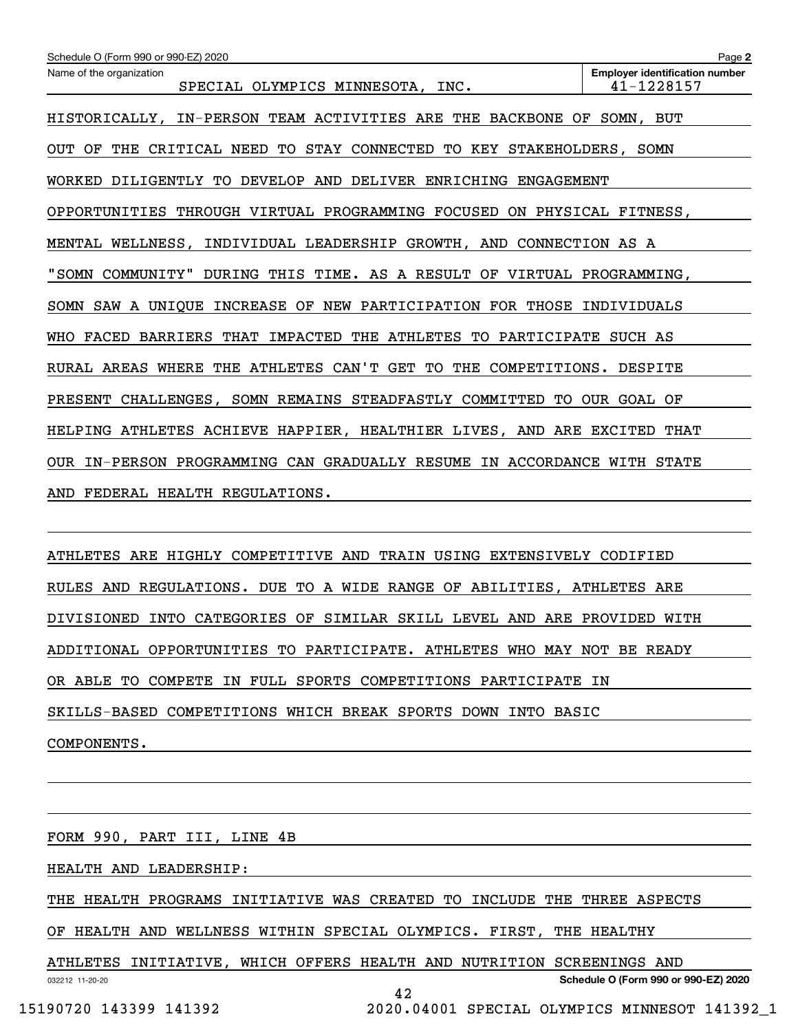Name of the organization: SPECIAL OLYMPICS MINNESOTA, INC.

Employer identification number: 41-1228157

HISTORICALLY, IN-PERSON TEAM ACTIVITIES ARE THE BACKBONE OF SOMN, BUT OUT OF THE CRITICAL NEED TO STAY CONNECTED TO KEY STAKEHOLDERS, SOMN WORKED DILIGENTLY TO DEVELOP AND DELIVER ENRICHING ENGAGEMENT OPPORTUNITIES THROUGH VIRTUAL PROGRAMMING FOCUSED ON PHYSICAL FITNESS, MENTAL WELLNESS, INDIVIDUAL LEADERSHIP GROWTH, AND CONNECTION AS A "SOMN COMMUNITY" DURING THIS TIME. AS A RESULT OF VIRTUAL PROGRAMMING, SOMN SAW A UNIQUE INCREASE OF NEW PARTICIPATION FOR THOSE INDIVIDUALS WHO FACED BARRIERS THAT IMPACTED THE ATHLETES TO PARTICIPATE SUCH AS RURAL AREAS WHERE THE ATHLETES CAN'T GET TO THE COMPETITIONS. DESPITE PRESENT CHALLENGES, SOMN REMAINS STEADFASTLY COMMITTED TO OUR GOAL OF HELPING ATHLETES ACHIEVE HAPPIER, HEALTHIER LIVES, AND ARE EXCITED THAT OUR IN-PERSON PROGRAMMING CAN GRADUALLY RESUME IN ACCORDANCE WITH STATE AND FEDERAL HEALTH REGULATIONS.

ATHLETES ARE HIGHLY COMPETITIVE AND TRAIN USING EXTENSIVELY CODIFIED RULES AND REGULATIONS. DUE TO A WIDE RANGE OF ABILITIES, ATHLETES ARE DIVISIONED INTO CATEGORIES OF SIMILAR SKILL LEVEL AND ARE PROVIDED WITH ADDITIONAL OPPORTUNITIES TO PARTICIPATE. ATHLETES WHO MAY NOT BE READY OR ABLE TO COMPETE IN FULL SPORTS COMPETITIONS PARTICIPATE IN SKILLS-BASED COMPETITIONS WHICH BREAK SPORTS DOWN INTO BASIC COMPONENTS.

FORM 990, PART III, LINE 4B

HEALTH AND LEADERSHIP:

THE HEALTH PROGRAMS INITIATIVE WAS CREATED TO INCLUDE THE THREE ASPECTS OF HEALTH AND WELLNESS WITHIN SPECIAL OLYMPICS. FIRST, THE HEALTHY ATHLETES INITIATIVE, WHICH OFFERS HEALTH AND NUTRITION SCREENINGS AND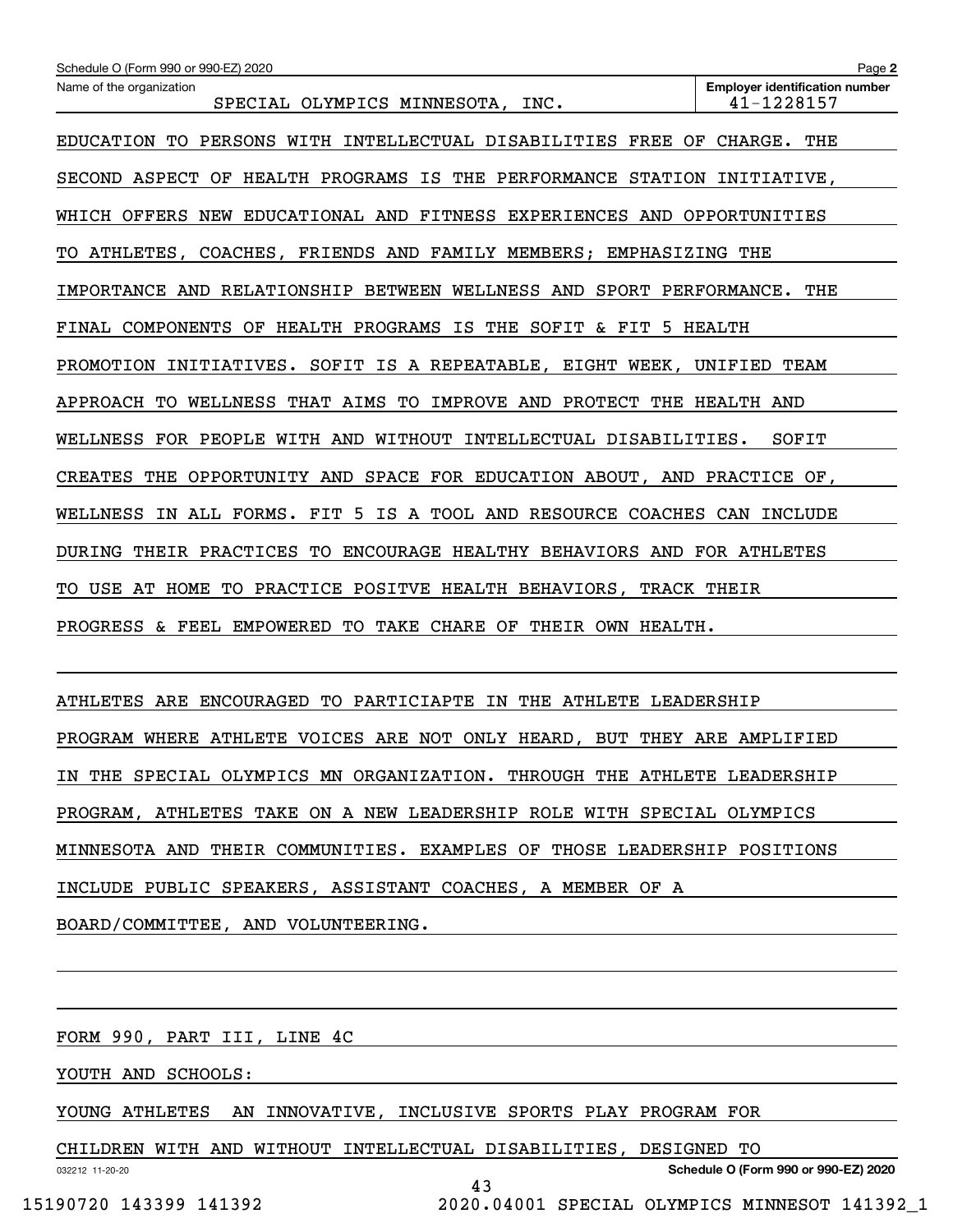Schedule O (Form 990 or 990-EZ) 2020 Page **2**

Name of the organization: SPECIAL OLYMPICS MINNESOTA, INC.

**Employer identification number** 41-1228157

EDUCATION TO PERSONS WITH INTELLECTUAL DISABILITIES FREE OF CHARGE. THE SECOND ASPECT OF HEALTH PROGRAMS IS THE PERFORMANCE STATION INITIATIVE, WHICH OFFERS NEW EDUCATIONAL AND FITNESS EXPERIENCES AND OPPORTUNITIES TO ATHLETES, COACHES, FRIENDS AND FAMILY MEMBERS; EMPHASIZING THE IMPORTANCE AND RELATIONSHIP BETWEEN WELLNESS AND SPORT PERFORMANCE. THE FINAL COMPONENTS OF HEALTH PROGRAMS IS THE SOFIT & FIT 5 HEALTH PROMOTION INITIATIVES. SOFIT IS A REPEATABLE, EIGHT WEEK, UNIFIED TEAM APPROACH TO WELLNESS THAT AIMS TO IMPROVE AND PROTECT THE HEALTH AND WELLNESS FOR PEOPLE WITH AND WITHOUT INTELLECTUAL DISABILITIES. SOFIT CREATES THE OPPORTUNITY AND SPACE FOR EDUCATION ABOUT, AND PRACTICE OF, WELLNESS IN ALL FORMS. FIT 5 IS A TOOL AND RESOURCE COACHES CAN INCLUDE DURING THEIR PRACTICES TO ENCOURAGE HEALTHY BEHAVIORS AND FOR ATHLETES TO USE AT HOME TO PRACTICE POSITVE HEALTH BEHAVIORS, TRACK THEIR PROGRESS & FEEL EMPOWERED TO TAKE CHARE OF THEIR OWN HEALTH.

ATHLETES ARE ENCOURAGED TO PARTICIAPTE IN THE ATHLETE LEADERSHIP PROGRAM WHERE ATHLETE VOICES ARE NOT ONLY HEARD, BUT THEY ARE AMPLIFIED IN THE SPECIAL OLYMPICS MN ORGANIZATION. THROUGH THE ATHLETE LEADERSHIP PROGRAM, ATHLETES TAKE ON A NEW LEADERSHIP ROLE WITH SPECIAL OLYMPICS MINNESOTA AND THEIR COMMUNITIES. EXAMPLES OF THOSE LEADERSHIP POSITIONS INCLUDE PUBLIC SPEAKERS, ASSISTANT COACHES, A MEMBER OF A BOARD/COMMITTEE, AND VOLUNTEERING.

FORM 990, PART III, LINE 4C

YOUTH AND SCHOOLS:

YOUNG ATHLETES AN INNOVATIVE, INCLUSIVE SPORTS PLAY PROGRAM FOR CHILDREN WITH AND WITHOUT INTELLECTUAL DISABILITIES, DESIGNED TO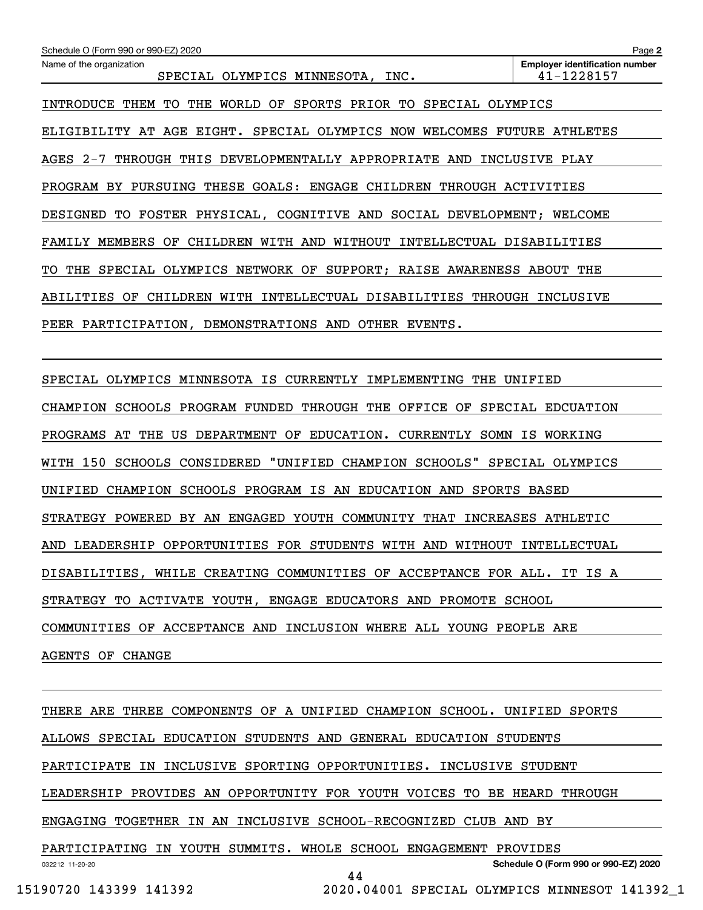Schedule O (Form 990 or 990-EZ) 2020

Name of the organization: SPECIAL OLYMPICS MINNESOTA, INC.

Employer identification number: 41-1228157

INTRODUCE THEM TO THE WORLD OF SPORTS PRIOR TO SPECIAL OLYMPICS ELIGIBILITY AT AGE EIGHT. SPECIAL OLYMPICS NOW WELCOMES FUTURE ATHLETES AGES 2-7 THROUGH THIS DEVELOPMENTALLY APPROPRIATE AND INCLUSIVE PLAY PROGRAM BY PURSUING THESE GOALS: ENGAGE CHILDREN THROUGH ACTIVITIES DESIGNED TO FOSTER PHYSICAL, COGNITIVE AND SOCIAL DEVELOPMENT; WELCOME FAMILY MEMBERS OF CHILDREN WITH AND WITHOUT INTELLECTUAL DISABILITIES TO THE SPECIAL OLYMPICS NETWORK OF SUPPORT; RAISE AWARENESS ABOUT THE ABILITIES OF CHILDREN WITH INTELLECTUAL DISABILITIES THROUGH INCLUSIVE PEER PARTICIPATION, DEMONSTRATIONS AND OTHER EVENTS.

SPECIAL OLYMPICS MINNESOTA IS CURRENTLY IMPLEMENTING THE UNIFIED CHAMPION SCHOOLS PROGRAM FUNDED THROUGH THE OFFICE OF SPECIAL EDCUATION PROGRAMS AT THE US DEPARTMENT OF EDUCATION. CURRENTLY SOMN IS WORKING WITH 150 SCHOOLS CONSIDERED "UNIFIED CHAMPION SCHOOLS" SPECIAL OLYMPICS UNIFIED CHAMPION SCHOOLS PROGRAM IS AN EDUCATION AND SPORTS BASED STRATEGY POWERED BY AN ENGAGED YOUTH COMMUNITY THAT INCREASES ATHLETIC AND LEADERSHIP OPPORTUNITIES FOR STUDENTS WITH AND WITHOUT INTELLECTUAL DISABILITIES, WHILE CREATING COMMUNITIES OF ACCEPTANCE FOR ALL. IT IS A STRATEGY TO ACTIVATE YOUTH, ENGAGE EDUCATORS AND PROMOTE SCHOOL COMMUNITIES OF ACCEPTANCE AND INCLUSION WHERE ALL YOUNG PEOPLE ARE AGENTS OF CHANGE

THERE ARE THREE COMPONENTS OF A UNIFIED CHAMPION SCHOOL. UNIFIED SPORTS ALLOWS SPECIAL EDUCATION STUDENTS AND GENERAL EDUCATION STUDENTS PARTICIPATE IN INCLUSIVE SPORTING OPPORTUNITIES. INCLUSIVE STUDENT LEADERSHIP PROVIDES AN OPPORTUNITY FOR YOUTH VOICES TO BE HEARD THROUGH ENGAGING TOGETHER IN AN INCLUSIVE SCHOOL-RECOGNIZED CLUB AND BY PARTICIPATING IN YOUTH SUMMITS. WHOLE SCHOOL ENGAGEMENT PROVIDES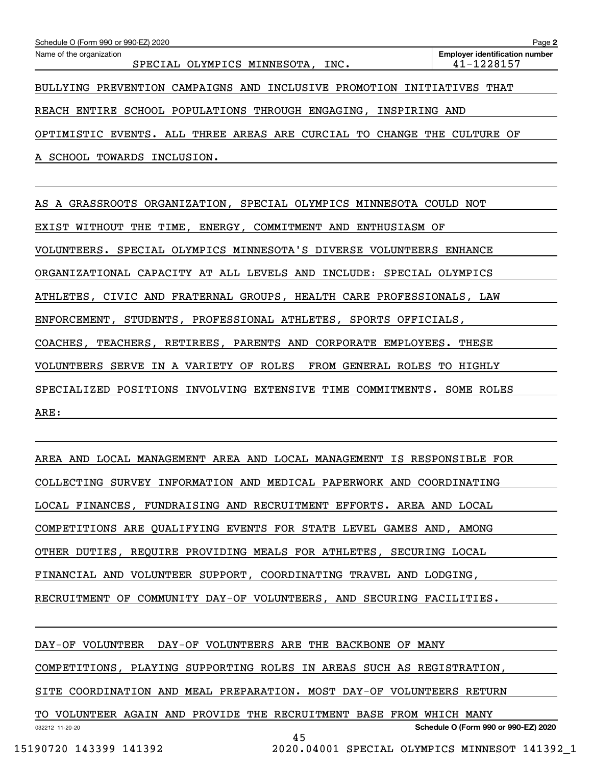BULLYING PREVENTION CAMPAIGNS AND INCLUSIVE PROMOTION INITIATIVES THAT REACH ENTIRE SCHOOL POPULATIONS THROUGH ENGAGING, INSPIRING AND OPTIMISTIC EVENTS. ALL THREE AREAS ARE CURCIAL TO CHANGE THE CULTURE OF A SCHOOL TOWARDS INCLUSION.

AS A GRASSROOTS ORGANIZATION, SPECIAL OLYMPICS MINNESOTA COULD NOT EXIST WITHOUT THE TIME, ENERGY, COMMITMENT AND ENTHUSIASM OF VOLUNTEERS. SPECIAL OLYMPICS MINNESOTA'S DIVERSE VOLUNTEERS ENHANCE ORGANIZATIONAL CAPACITY AT ALL LEVELS AND INCLUDE: SPECIAL OLYMPICS ATHLETES, CIVIC AND FRATERNAL GROUPS, HEALTH CARE PROFESSIONALS, LAW ENFORCEMENT, STUDENTS, PROFESSIONAL ATHLETES, SPORTS OFFICIALS, COACHES, TEACHERS, RETIREES, PARENTS AND CORPORATE EMPLOYEES. THESE VOLUNTEERS SERVE IN A VARIETY OF ROLES FROM GENERAL ROLES TO HIGHLY SPECIALIZED POSITIONS INVOLVING EXTENSIVE TIME COMMITMENTS. SOME ROLES ARE:

AREA AND LOCAL MANAGEMENT AREA AND LOCAL MANAGEMENT IS RESPONSIBLE FOR COLLECTING SURVEY INFORMATION AND MEDICAL PAPERWORK AND COORDINATING LOCAL FINANCES, FUNDRAISING AND RECRUITMENT EFFORTS. AREA AND LOCAL COMPETITIONS ARE QUALIFYING EVENTS FOR STATE LEVEL GAMES AND, AMONG OTHER DUTIES, REQUIRE PROVIDING MEALS FOR ATHLETES, SECURING LOCAL FINANCIAL AND VOLUNTEER SUPPORT, COORDINATING TRAVEL AND LODGING, RECRUITMENT OF COMMUNITY DAY-OF VOLUNTEERS, AND SECURING FACILITIES.

DAY-OF VOLUNTEER DAY-OF VOLUNTEERS ARE THE BACKBONE OF MANY COMPETITIONS, PLAYING SUPPORTING ROLES IN AREAS SUCH AS REGISTRATION, SITE COORDINATION AND MEAL PREPARATION. MOST DAY-OF VOLUNTEERS RETURN TO VOLUNTEER AGAIN AND PROVIDE THE RECRUITMENT BASE FROM WHICH MANY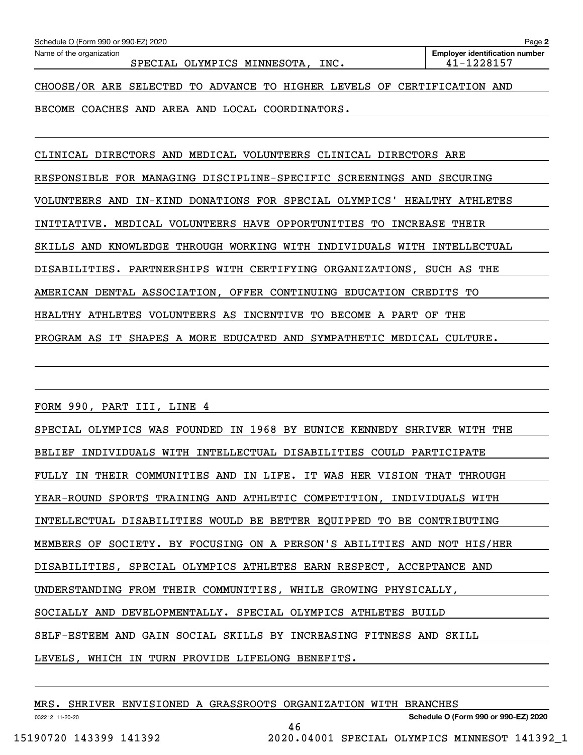Name of the organization: SPECIAL OLYMPICS MINNESOTA, INC.

Employer identification number: 41-1228157

CHOOSE/OR ARE SELECTED TO ADVANCE TO HIGHER LEVELS OF CERTIFICATION AND BECOME COACHES AND AREA AND LOCAL COORDINATORS.

CLINICAL DIRECTORS AND MEDICAL VOLUNTEERS CLINICAL DIRECTORS ARE RESPONSIBLE FOR MANAGING DISCIPLINE-SPECIFIC SCREENINGS AND SECURING VOLUNTEERS AND IN-KIND DONATIONS FOR SPECIAL OLYMPICS' HEALTHY ATHLETES INITIATIVE. MEDICAL VOLUNTEERS HAVE OPPORTUNITIES TO INCREASE THEIR SKILLS AND KNOWLEDGE THROUGH WORKING WITH INDIVIDUALS WITH INTELLECTUAL DISABILITIES. PARTNERSHIPS WITH CERTIFYING ORGANIZATIONS, SUCH AS THE AMERICAN DENTAL ASSOCIATION, OFFER CONTINUING EDUCATION CREDITS TO HEALTHY ATHLETES VOLUNTEERS AS INCENTIVE TO BECOME A PART OF THE PROGRAM AS IT SHAPES A MORE EDUCATED AND SYMPATHETIC MEDICAL CULTURE.

FORM 990, PART III, LINE 4

SPECIAL OLYMPICS WAS FOUNDED IN 1968 BY EUNICE KENNEDY SHRIVER WITH THE BELIEF INDIVIDUALS WITH INTELLECTUAL DISABILITIES COULD PARTICIPATE FULLY IN THEIR COMMUNITIES AND IN LIFE. IT WAS HER VISION THAT THROUGH YEAR-ROUND SPORTS TRAINING AND ATHLETIC COMPETITION, INDIVIDUALS WITH INTELLECTUAL DISABILITIES WOULD BE BETTER EQUIPPED TO BE CONTRIBUTING MEMBERS OF SOCIETY. BY FOCUSING ON A PERSON'S ABILITIES AND NOT HIS/HER DISABILITIES, SPECIAL OLYMPICS ATHLETES EARN RESPECT, ACCEPTANCE AND UNDERSTANDING FROM THEIR COMMUNITIES, WHILE GROWING PHYSICALLY, SOCIALLY AND DEVELOPMENTALLY. SPECIAL OLYMPICS ATHLETES BUILD SELF-ESTEEM AND GAIN SOCIAL SKILLS BY INCREASING FITNESS AND SKILL LEVELS, WHICH IN TURN PROVIDE LIFELONG BENEFITS.

MRS. SHRIVER ENVISIONED A GRASSROOTS ORGANIZATION WITH BRANCHES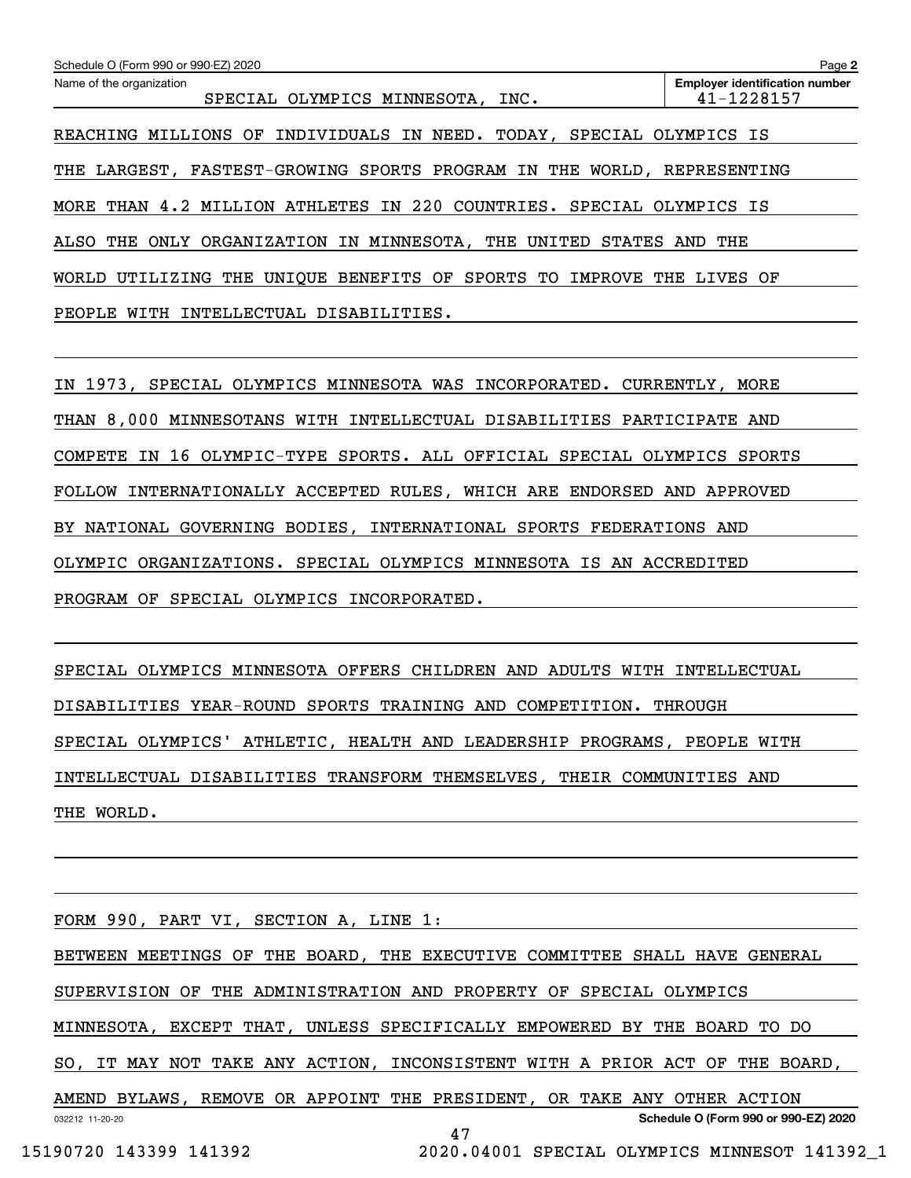Schedule O (Form 990 or 990-EZ) 2020

Name of the organization: SPECIAL OLYMPICS MINNESOTA, INC.

Employer identification number: 41-1228157

REACHING MILLIONS OF INDIVIDUALS IN NEED. TODAY, SPECIAL OLYMPICS IS THE LARGEST, FASTEST-GROWING SPORTS PROGRAM IN THE WORLD, REPRESENTING MORE THAN 4.2 MILLION ATHLETES IN 220 COUNTRIES. SPECIAL OLYMPICS IS ALSO THE ONLY ORGANIZATION IN MINNESOTA, THE UNITED STATES AND THE WORLD UTILIZING THE UNIQUE BENEFITS OF SPORTS TO IMPROVE THE LIVES OF PEOPLE WITH INTELLECTUAL DISABILITIES.

IN 1973, SPECIAL OLYMPICS MINNESOTA WAS INCORPORATED. CURRENTLY, MORE THAN 8,000 MINNESOTANS WITH INTELLECTUAL DISABILITIES PARTICIPATE AND COMPETE IN 16 OLYMPIC-TYPE SPORTS. ALL OFFICIAL SPECIAL OLYMPICS SPORTS FOLLOW INTERNATIONALLY ACCEPTED RULES, WHICH ARE ENDORSED AND APPROVED BY NATIONAL GOVERNING BODIES, INTERNATIONAL SPORTS FEDERATIONS AND OLYMPIC ORGANIZATIONS. SPECIAL OLYMPICS MINNESOTA IS AN ACCREDITED PROGRAM OF SPECIAL OLYMPICS INCORPORATED.

SPECIAL OLYMPICS MINNESOTA OFFERS CHILDREN AND ADULTS WITH INTELLECTUAL DISABILITIES YEAR-ROUND SPORTS TRAINING AND COMPETITION. THROUGH SPECIAL OLYMPICS' ATHLETIC, HEALTH AND LEADERSHIP PROGRAMS, PEOPLE WITH INTELLECTUAL DISABILITIES TRANSFORM THEMSELVES, THEIR COMMUNITIES AND THE WORLD.

FORM 990, PART VI, SECTION A, LINE 1:

BETWEEN MEETINGS OF THE BOARD, THE EXECUTIVE COMMITTEE SHALL HAVE GENERAL SUPERVISION OF THE ADMINISTRATION AND PROPERTY OF SPECIAL OLYMPICS MINNESOTA, EXCEPT THAT, UNLESS SPECIFICALLY EMPOWERED BY THE BOARD TO DO SO, IT MAY NOT TAKE ANY ACTION, INCONSISTENT WITH A PRIOR ACT OF THE BOARD, AMEND BYLAWS, REMOVE OR APPOINT THE PRESIDENT, OR TAKE ANY OTHER ACTION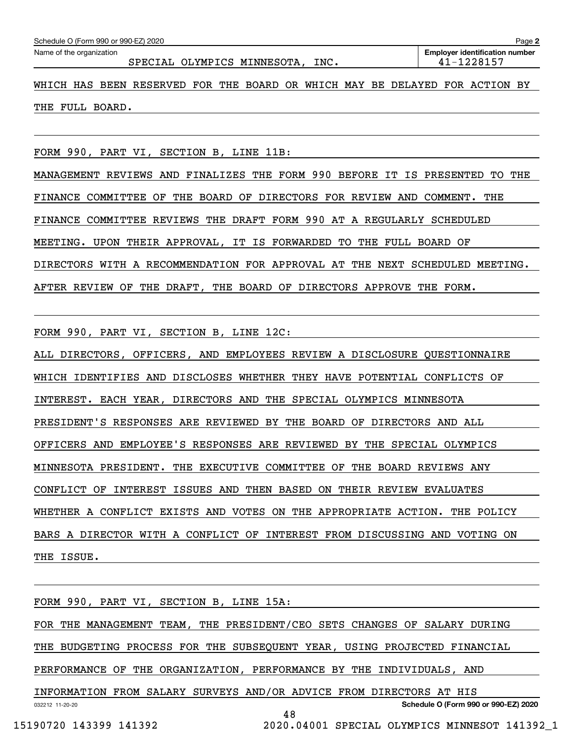Name of the organization: SPECIAL OLYMPICS MINNESOTA, INC.

Employer identification number: 41-1228157

WHICH HAS BEEN RESERVED FOR THE BOARD OR WHICH MAY BE DELAYED FOR ACTION BY THE FULL BOARD.

FORM 990, PART VI, SECTION B, LINE 11B:

MANAGEMENT REVIEWS AND FINALIZES THE FORM 990 BEFORE IT IS PRESENTED TO THE FINANCE COMMITTEE OF THE BOARD OF DIRECTORS FOR REVIEW AND COMMENT. THE FINANCE COMMITTEE REVIEWS THE DRAFT FORM 990 AT A REGULARLY SCHEDULED MEETING. UPON THEIR APPROVAL, IT IS FORWARDED TO THE FULL BOARD OF DIRECTORS WITH A RECOMMENDATION FOR APPROVAL AT THE NEXT SCHEDULED MEETING. AFTER REVIEW OF THE DRAFT, THE BOARD OF DIRECTORS APPROVE THE FORM.

FORM 990, PART VI, SECTION B, LINE 12C:

ALL DIRECTORS, OFFICERS, AND EMPLOYEES REVIEW A DISCLOSURE QUESTIONNAIRE WHICH IDENTIFIES AND DISCLOSES WHETHER THEY HAVE POTENTIAL CONFLICTS OF INTEREST. EACH YEAR, DIRECTORS AND THE SPECIAL OLYMPICS MINNESOTA PRESIDENT'S RESPONSES ARE REVIEWED BY THE BOARD OF DIRECTORS AND ALL OFFICERS AND EMPLOYEE'S RESPONSES ARE REVIEWED BY THE SPECIAL OLYMPICS MINNESOTA PRESIDENT. THE EXECUTIVE COMMITTEE OF THE BOARD REVIEWS ANY CONFLICT OF INTEREST ISSUES AND THEN BASED ON THEIR REVIEW EVALUATES WHETHER A CONFLICT EXISTS AND VOTES ON THE APPROPRIATE ACTION. THE POLICY BARS A DIRECTOR WITH A CONFLICT OF INTEREST FROM DISCUSSING AND VOTING ON THE ISSUE.

FORM 990, PART VI, SECTION B, LINE 15A:

FOR THE MANAGEMENT TEAM, THE PRESIDENT/CEO SETS CHANGES OF SALARY DURING THE BUDGETING PROCESS FOR THE SUBSEQUENT YEAR, USING PROJECTED FINANCIAL PERFORMANCE OF THE ORGANIZATION, PERFORMANCE BY THE INDIVIDUALS, AND INFORMATION FROM SALARY SURVEYS AND/OR ADVICE FROM DIRECTORS AT HIS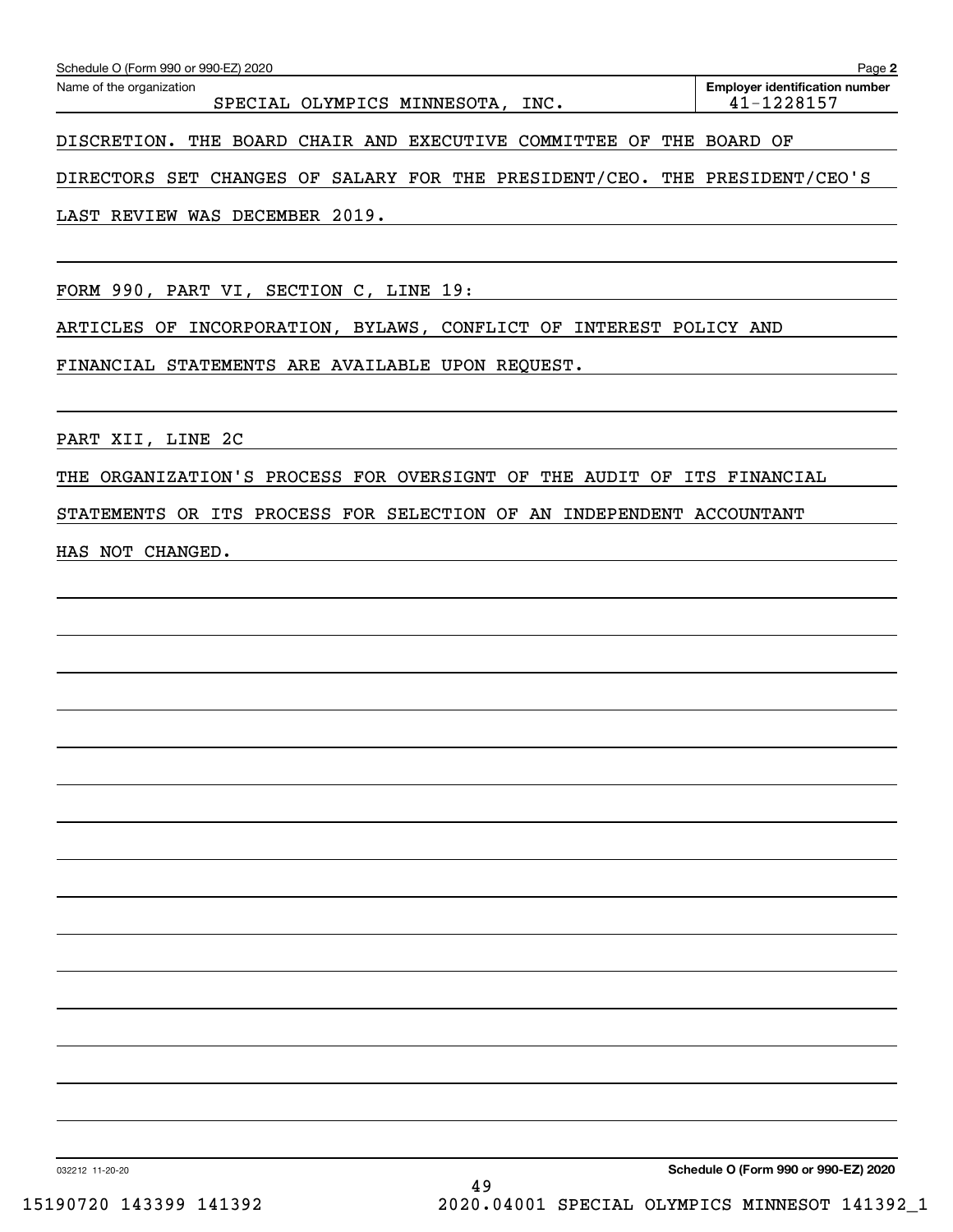Name of the organization: SPECIAL OLYMPICS MINNESOTA, INC.

Employer identification number: 41-1228157

DISCRETION. THE BOARD CHAIR AND EXECUTIVE COMMITTEE OF THE BOARD OF DIRECTORS SET CHANGES OF SALARY FOR THE PRESIDENT/CEO. THE PRESIDENT/CEO'S LAST REVIEW WAS DECEMBER 2019.

FORM 990, PART VI, SECTION C, LINE 19:

ARTICLES OF INCORPORATION, BYLAWS, CONFLICT OF INTEREST POLICY AND FINANCIAL STATEMENTS ARE AVAILABLE UPON REQUEST.

PART XII, LINE 2C

THE ORGANIZATION'S PROCESS FOR OVERSIGNT OF THE AUDIT OF ITS FINANCIAL STATEMENTS OR ITS PROCESS FOR SELECTION OF AN INDEPENDENT ACCOUNTANT HAS NOT CHANGED.